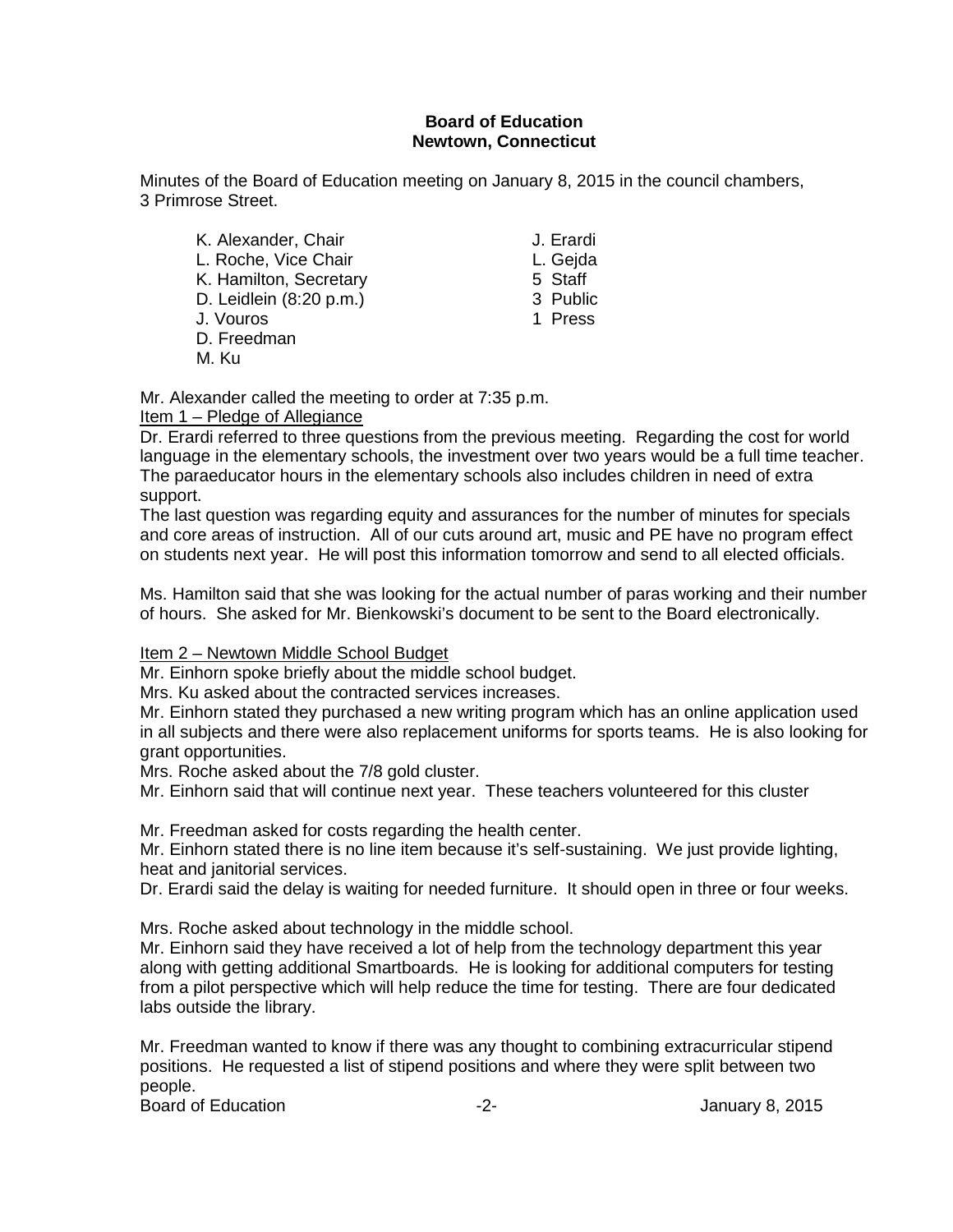**Board of Education**
**Newtown, Connecticut**

Minutes of the Board of Education meeting on January 8, 2015 in the council chambers, 3 Primrose Street.

| | |
|---|---|
| K. Alexander, Chair | J. Erardi |
| L. Roche, Vice Chair | L. Gejda |
| K. Hamilton, Secretary | 5 Staff |
| D. Leidlein (8:20 p.m.) | 3 Public |
| J. Vouros | 1 Press |
| D. Freedman | |
| M. Ku | |

Mr. Alexander called the meeting to order at 7:35 p.m.

Item 1 – Pledge of Allegiance

Dr. Erardi referred to three questions from the previous meeting. Regarding the cost for world language in the elementary schools, the investment over two years would be a full time teacher. The paraeducator hours in the elementary schools also includes children in need of extra support.

The last question was regarding equity and assurances for the number of minutes for specials and core areas of instruction. All of our cuts around art, music and PE have no program effect on students next year. He will post this information tomorrow and send to all elected officials.

Ms. Hamilton said that she was looking for the actual number of paras working and their number of hours. She asked for Mr. Bienkowski's document to be sent to the Board electronically.

Item 2 – Newtown Middle School Budget

Mr. Einhorn spoke briefly about the middle school budget.

Mrs. Ku asked about the contracted services increases.

Mr. Einhorn stated they purchased a new writing program which has an online application used in all subjects and there were also replacement uniforms for sports teams. He is also looking for grant opportunities.

Mrs. Roche asked about the 7/8 gold cluster.

Mr. Einhorn said that will continue next year. These teachers volunteered for this cluster

Mr. Freedman asked for costs regarding the health center.

Mr. Einhorn stated there is no line item because it's self-sustaining. We just provide lighting, heat and janitorial services.

Dr. Erardi said the delay is waiting for needed furniture. It should open in three or four weeks.

Mrs. Roche asked about technology in the middle school.

Mr. Einhorn said they have received a lot of help from the technology department this year along with getting additional Smartboards. He is looking for additional computers for testing from a pilot perspective which will help reduce the time for testing. There are four dedicated labs outside the library.

Mr. Freedman wanted to know if there was any thought to combining extracurricular stipend positions. He requested a list of stipend positions and where they were split between two people.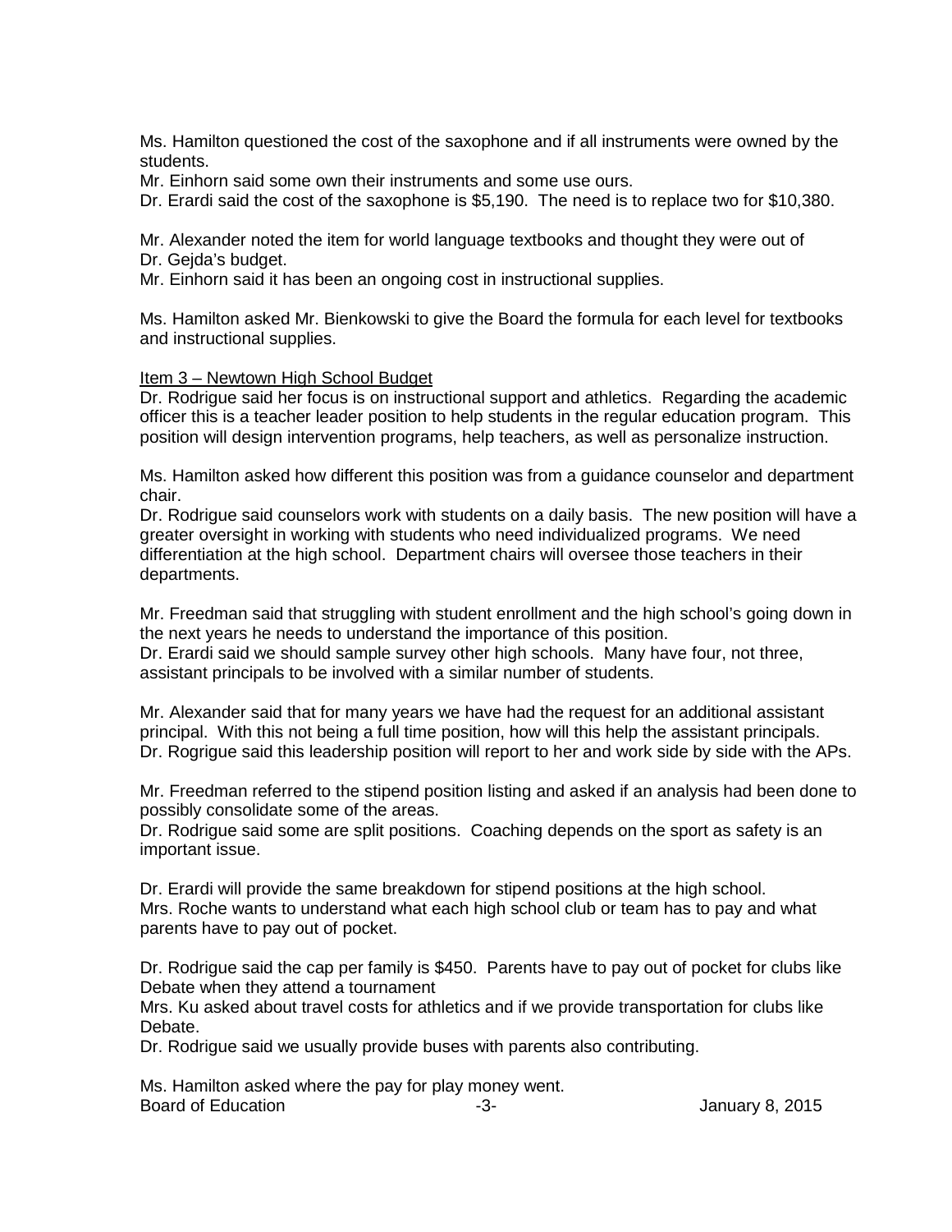Ms. Hamilton questioned the cost of the saxophone and if all instruments were owned by the students.
Mr. Einhorn said some own their instruments and some use ours.
Dr. Erardi said the cost of the saxophone is $5,190. The need is to replace two for $10,380.

Mr. Alexander noted the item for world language textbooks and thought they were out of Dr. Gejda's budget.
Mr. Einhorn said it has been an ongoing cost in instructional supplies.

Ms. Hamilton asked Mr. Bienkowski to give the Board the formula for each level for textbooks and instructional supplies.

Item 3 – Newtown High School Budget
Dr. Rodrigue said her focus is on instructional support and athletics. Regarding the academic officer this is a teacher leader position to help students in the regular education program. This position will design intervention programs, help teachers, as well as personalize instruction.

Ms. Hamilton asked how different this position was from a guidance counselor and department chair.
Dr. Rodrigue said counselors work with students on a daily basis. The new position will have a greater oversight in working with students who need individualized programs. We need differentiation at the high school. Department chairs will oversee those teachers in their departments.

Mr. Freedman said that struggling with student enrollment and the high school's going down in the next years he needs to understand the importance of this position.
Dr. Erardi said we should sample survey other high schools. Many have four, not three, assistant principals to be involved with a similar number of students.

Mr. Alexander said that for many years we have had the request for an additional assistant principal. With this not being a full time position, how will this help the assistant principals.
Dr. Rogrigue said this leadership position will report to her and work side by side with the APs.

Mr. Freedman referred to the stipend position listing and asked if an analysis had been done to possibly consolidate some of the areas.
Dr. Rodrigue said some are split positions. Coaching depends on the sport as safety is an important issue.

Dr. Erardi will provide the same breakdown for stipend positions at the high school.
Mrs. Roche wants to understand what each high school club or team has to pay and what parents have to pay out of pocket.

Dr. Rodrigue said the cap per family is $450. Parents have to pay out of pocket for clubs like Debate when they attend a tournament
Mrs. Ku asked about travel costs for athletics and if we provide transportation for clubs like Debate.
Dr. Rodrigue said we usually provide buses with parents also contributing.

Ms. Hamilton asked where the pay for play money went.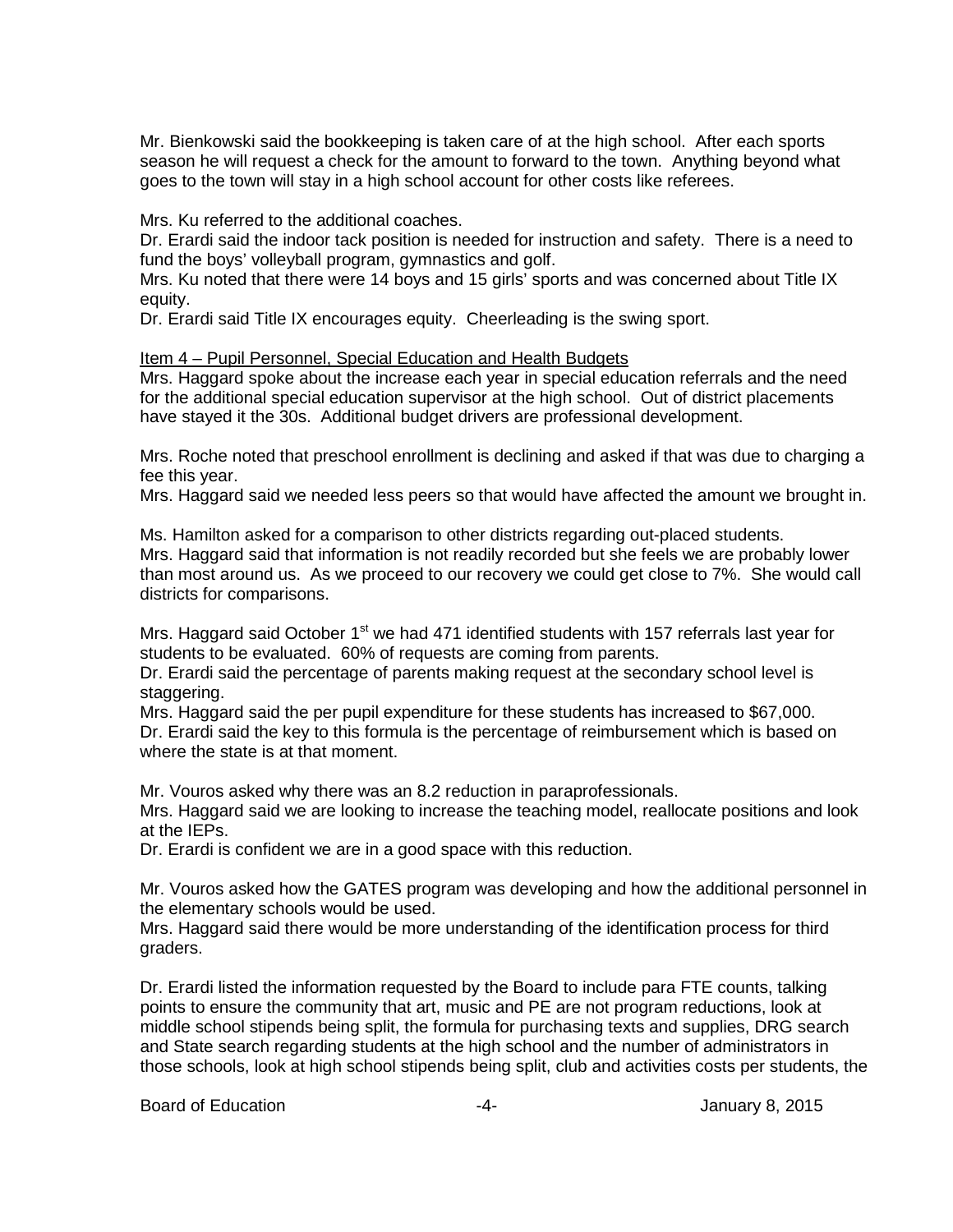Mr. Bienkowski said the bookkeeping is taken care of at the high school. After each sports season he will request a check for the amount to forward to the town. Anything beyond what goes to the town will stay in a high school account for other costs like referees.

Mrs. Ku referred to the additional coaches.

Dr. Erardi said the indoor tack position is needed for instruction and safety. There is a need to fund the boys' volleyball program, gymnastics and golf.

Mrs. Ku noted that there were 14 boys and 15 girls' sports and was concerned about Title IX equity.

Dr. Erardi said Title IX encourages equity. Cheerleading is the swing sport.

Item 4 – Pupil Personnel, Special Education and Health Budgets

Mrs. Haggard spoke about the increase each year in special education referrals and the need for the additional special education supervisor at the high school. Out of district placements have stayed it the 30s. Additional budget drivers are professional development.

Mrs. Roche noted that preschool enrollment is declining and asked if that was due to charging a fee this year.

Mrs. Haggard said we needed less peers so that would have affected the amount we brought in.

Ms. Hamilton asked for a comparison to other districts regarding out-placed students.

Mrs. Haggard said that information is not readily recorded but she feels we are probably lower than most around us. As we proceed to our recovery we could get close to 7%. She would call districts for comparisons.

Mrs. Haggard said October 1st we had 471 identified students with 157 referrals last year for students to be evaluated. 60% of requests are coming from parents.

Dr. Erardi said the percentage of parents making request at the secondary school level is staggering.

Mrs. Haggard said the per pupil expenditure for these students has increased to $67,000.

Dr. Erardi said the key to this formula is the percentage of reimbursement which is based on where the state is at that moment.

Mr. Vouros asked why there was an 8.2 reduction in paraprofessionals.

Mrs. Haggard said we are looking to increase the teaching model, reallocate positions and look at the IEPs.

Dr. Erardi is confident we are in a good space with this reduction.

Mr. Vouros asked how the GATES program was developing and how the additional personnel in the elementary schools would be used.

Mrs. Haggard said there would be more understanding of the identification process for third graders.

Dr. Erardi listed the information requested by the Board to include para FTE counts, talking points to ensure the community that art, music and PE are not program reductions, look at middle school stipends being split, the formula for purchasing texts and supplies, DRG search and State search regarding students at the high school and the number of administrators in those schools, look at high school stipends being split, club and activities costs per students, the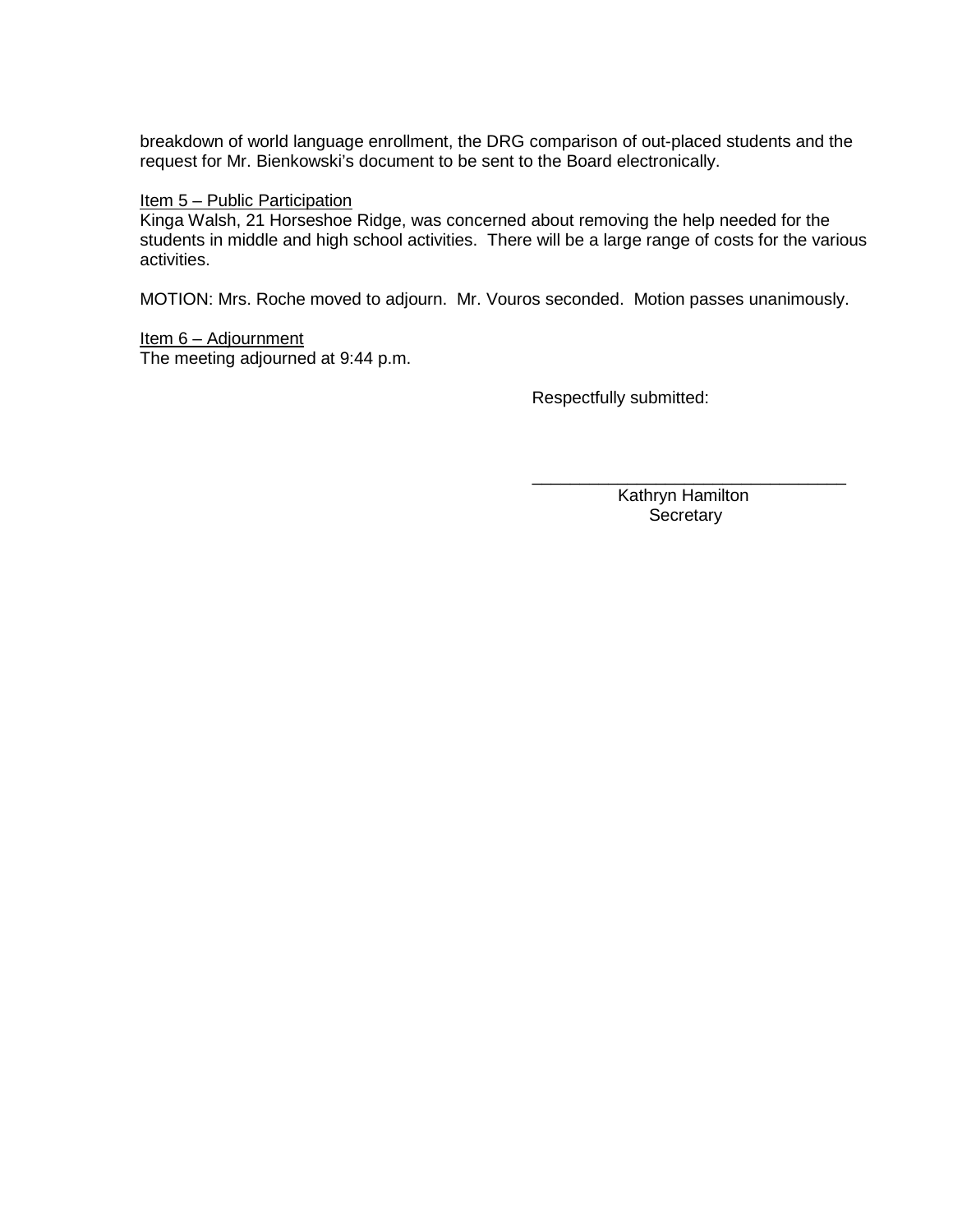breakdown of world language enrollment, the DRG comparison of out-placed students and the request for Mr. Bienkowski's document to be sent to the Board electronically.

<u>Item 5 – Public Participation</u>
Kinga Walsh, 21 Horseshoe Ridge, was concerned about removing the help needed for the students in middle and high school activities. There will be a large range of costs for the various activities.

MOTION: Mrs. Roche moved to adjourn. Mr. Vouros seconded. Motion passes unanimously.

<u>Item 6 – Adjournment</u>
The meeting adjourned at 9:44 p.m.

Respectfully submitted:

\_\_\_\_\_\_\_\_\_\_\_\_\_\_\_\_\_\_\_\_\_\_\_\_\_\_\_\_\_\_\_\_\_\_
Kathryn Hamilton
Secretary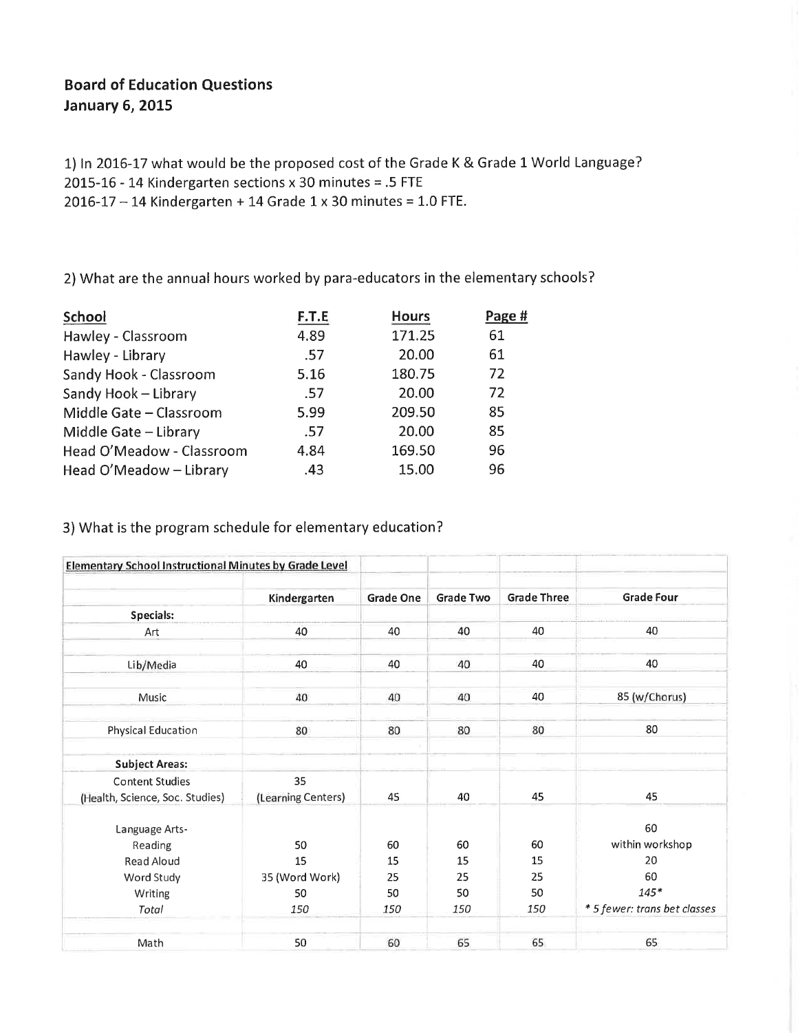**Board of Education Questions**
**January 6, 2015**

1) In 2016-17 what would be the proposed cost of the Grade K & Grade 1 World Language?
2015-16 - 14 Kindergarten sections x 30 minutes = .5 FTE
2016-17 – 14 Kindergarten + 14 Grade 1 x 30 minutes = 1.0 FTE.

2) What are the annual hours worked by para-educators in the elementary schools?

| School | F.T.E | Hours | Page # |
|---|---|---|---|
| Hawley - Classroom | 4.89 | 171.25 | 61 |
| Hawley - Library | .57 | 20.00 | 61 |
| Sandy Hook - Classroom | 5.16 | 180.75 | 72 |
| Sandy Hook – Library | .57 | 20.00 | 72 |
| Middle Gate – Classroom | 5.99 | 209.50 | 85 |
| Middle Gate – Library | .57 | 20.00 | 85 |
| Head O'Meadow - Classroom | 4.84 | 169.50 | 96 |
| Head O'Meadow – Library | .43 | 15.00 | 96 |

3) What is the program schedule for elementary education?

| Elementary School Instructional Minutes by Grade Level | Kindergarten | Grade One | Grade Two | Grade Three | Grade Four |
|---|---|---|---|---|---|
| **Specials:** | | | | | |
| Art | 40 | 40 | 40 | 40 | 40 |
| Lib/Media | 40 | 40 | 40 | 40 | 40 |
| Music | 40 | 40 | 40 | 40 | 85 (w/Chorus) |
| Physical Education | 80 | 80 | 80 | 80 | 80 |
| **Subject Areas:** | | | | | |
| Content Studies (Health, Science, Soc. Studies) | 35 (Learning Centers) | 45 | 40 | 45 | 45 |
| Language Arts- | | | | | |
| Reading | 50 | 60 | 60 | 60 | 60 within workshop |
| Read Aloud | 15 | 15 | 15 | 15 | 20 |
| Word Study | 35 (Word Work) | 25 | 25 | 25 | 60 |
| Writing | 50 | 50 | 50 | 50 | *145** |
| *Total* | *150* | *150* | *150* | *150* | ** 5 fewer: trans bet classes* |
| Math | 50 | 60 | 65 | 65 | 65 |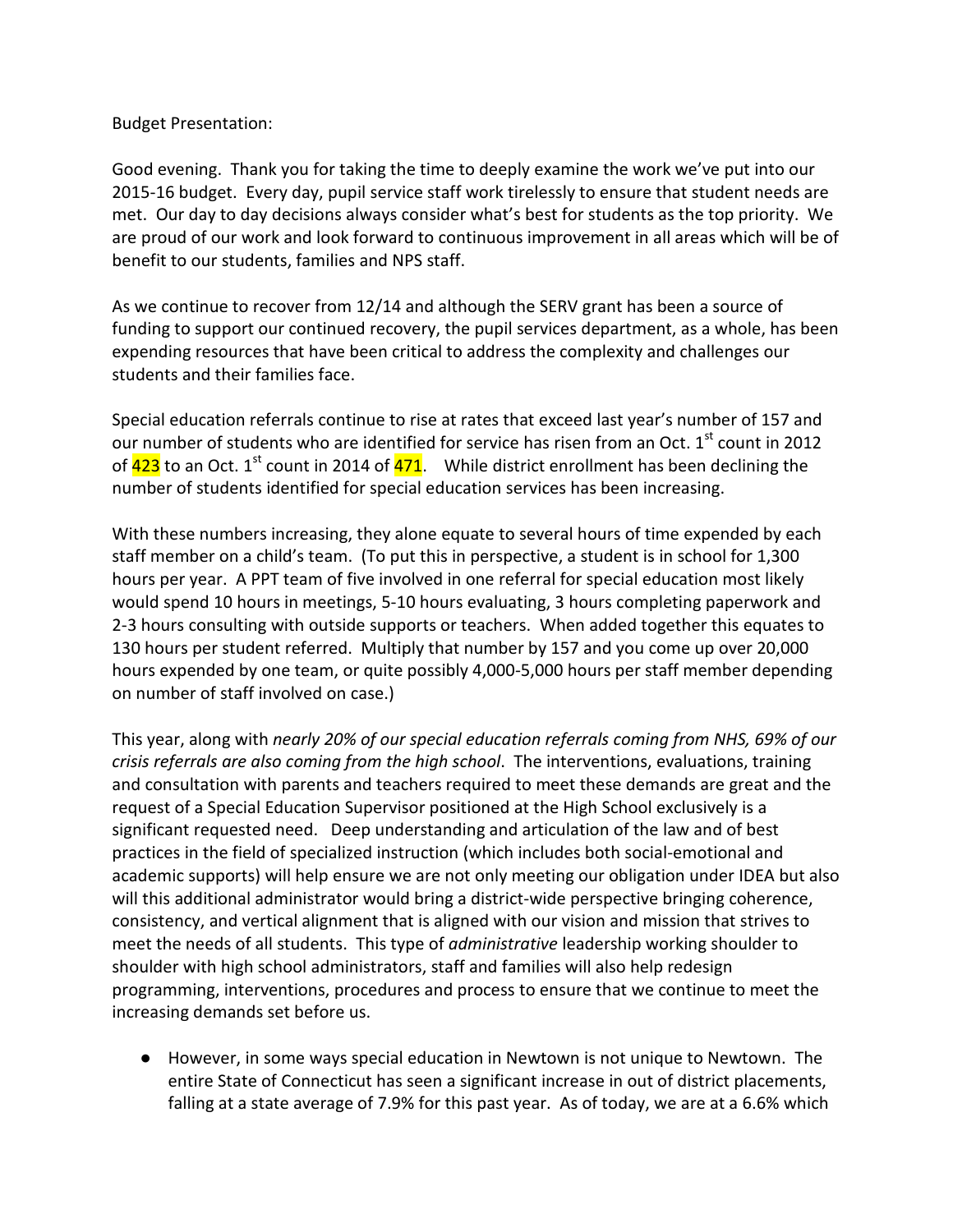Budget Presentation:

Good evening. Thank you for taking the time to deeply examine the work we've put into our 2015-16 budget. Every day, pupil service staff work tirelessly to ensure that student needs are met. Our day to day decisions always consider what's best for students as the top priority. We are proud of our work and look forward to continuous improvement in all areas which will be of benefit to our students, families and NPS staff.

As we continue to recover from 12/14 and although the SERV grant has been a source of funding to support our continued recovery, the pupil services department, as a whole, has been expending resources that have been critical to address the complexity and challenges our students and their families face.

Special education referrals continue to rise at rates that exceed last year's number of 157 and our number of students who are identified for service has risen from an Oct. 1st count in 2012 of 423 to an Oct. 1st count in 2014 of 471. While district enrollment has been declining the number of students identified for special education services has been increasing.

With these numbers increasing, they alone equate to several hours of time expended by each staff member on a child's team. (To put this in perspective, a student is in school for 1,300 hours per year. A PPT team of five involved in one referral for special education most likely would spend 10 hours in meetings, 5-10 hours evaluating, 3 hours completing paperwork and 2-3 hours consulting with outside supports or teachers. When added together this equates to 130 hours per student referred. Multiply that number by 157 and you come up over 20,000 hours expended by one team, or quite possibly 4,000-5,000 hours per staff member depending on number of staff involved on case.)

This year, along with *nearly 20% of our special education referrals coming from NHS, 69% of our crisis referrals are also coming from the high school*. The interventions, evaluations, training and consultation with parents and teachers required to meet these demands are great and the request of a Special Education Supervisor positioned at the High School exclusively is a significant requested need. Deep understanding and articulation of the law and of best practices in the field of specialized instruction (which includes both social-emotional and academic supports) will help ensure we are not only meeting our obligation under IDEA but also will this additional administrator would bring a district-wide perspective bringing coherence, consistency, and vertical alignment that is aligned with our vision and mission that strives to meet the needs of all students. This type of *administrative* leadership working shoulder to shoulder with high school administrators, staff and families will also help redesign programming, interventions, procedures and process to ensure that we continue to meet the increasing demands set before us.

- However, in some ways special education in Newtown is not unique to Newtown. The entire State of Connecticut has seen a significant increase in out of district placements, falling at a state average of 7.9% for this past year. As of today, we are at a 6.6% which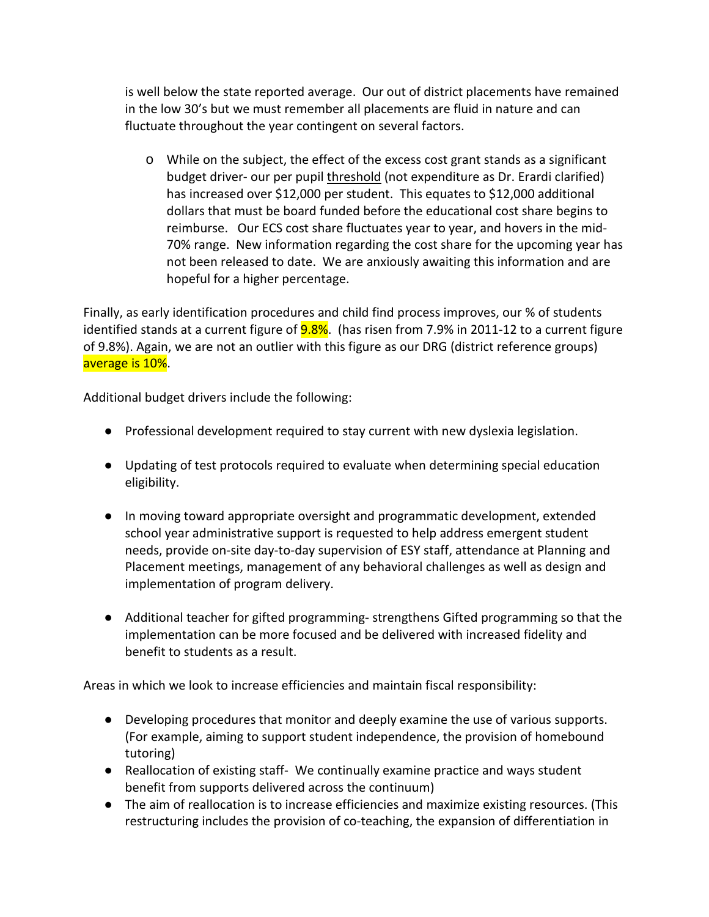is well below the state reported average. Our out of district placements have remained in the low 30's but we must remember all placements are fluid in nature and can fluctuate throughout the year contingent on several factors.

- While on the subject, the effect of the excess cost grant stands as a significant budget driver- our per pupil threshold (not expenditure as Dr. Erardi clarified) has increased over $12,000 per student. This equates to $12,000 additional dollars that must be board funded before the educational cost share begins to reimburse. Our ECS cost share fluctuates year to year, and hovers in the mid-70% range. New information regarding the cost share for the upcoming year has not been released to date. We are anxiously awaiting this information and are hopeful for a higher percentage.

Finally, as early identification procedures and child find process improves, our % of students identified stands at a current figure of 9.8%. (has risen from 7.9% in 2011-12 to a current figure of 9.8%). Again, we are not an outlier with this figure as our DRG (district reference groups) average is 10%.

Additional budget drivers include the following:

- Professional development required to stay current with new dyslexia legislation.
- Updating of test protocols required to evaluate when determining special education eligibility.
- In moving toward appropriate oversight and programmatic development, extended school year administrative support is requested to help address emergent student needs, provide on-site day-to-day supervision of ESY staff, attendance at Planning and Placement meetings, management of any behavioral challenges as well as design and implementation of program delivery.
- Additional teacher for gifted programming- strengthens Gifted programming so that the implementation can be more focused and be delivered with increased fidelity and benefit to students as a result.

Areas in which we look to increase efficiencies and maintain fiscal responsibility:

- Developing procedures that monitor and deeply examine the use of various supports. (For example, aiming to support student independence, the provision of homebound tutoring)
- Reallocation of existing staff- We continually examine practice and ways student benefit from supports delivered across the continuum)
- The aim of reallocation is to increase efficiencies and maximize existing resources. (This restructuring includes the provision of co-teaching, the expansion of differentiation in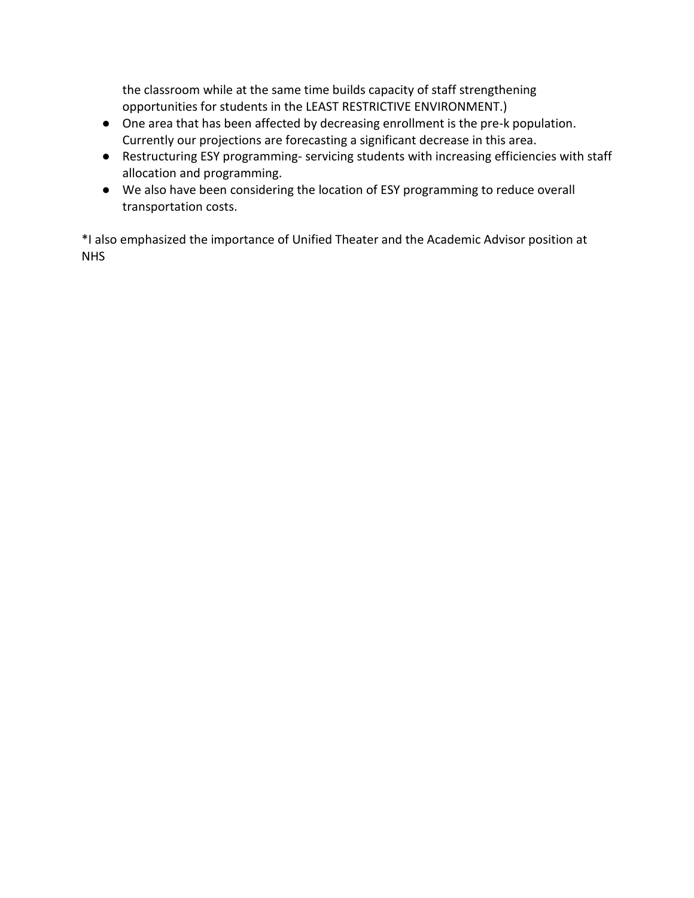the classroom while at the same time builds capacity of staff strengthening opportunities for students in the LEAST RESTRICTIVE ENVIRONMENT.)

- One area that has been affected by decreasing enrollment is the pre-k population. Currently our projections are forecasting a significant decrease in this area.
- Restructuring ESY programming- servicing students with increasing efficiencies with staff allocation and programming.
- We also have been considering the location of ESY programming to reduce overall transportation costs.

*I also emphasized the importance of Unified Theater and the Academic Advisor position at NHS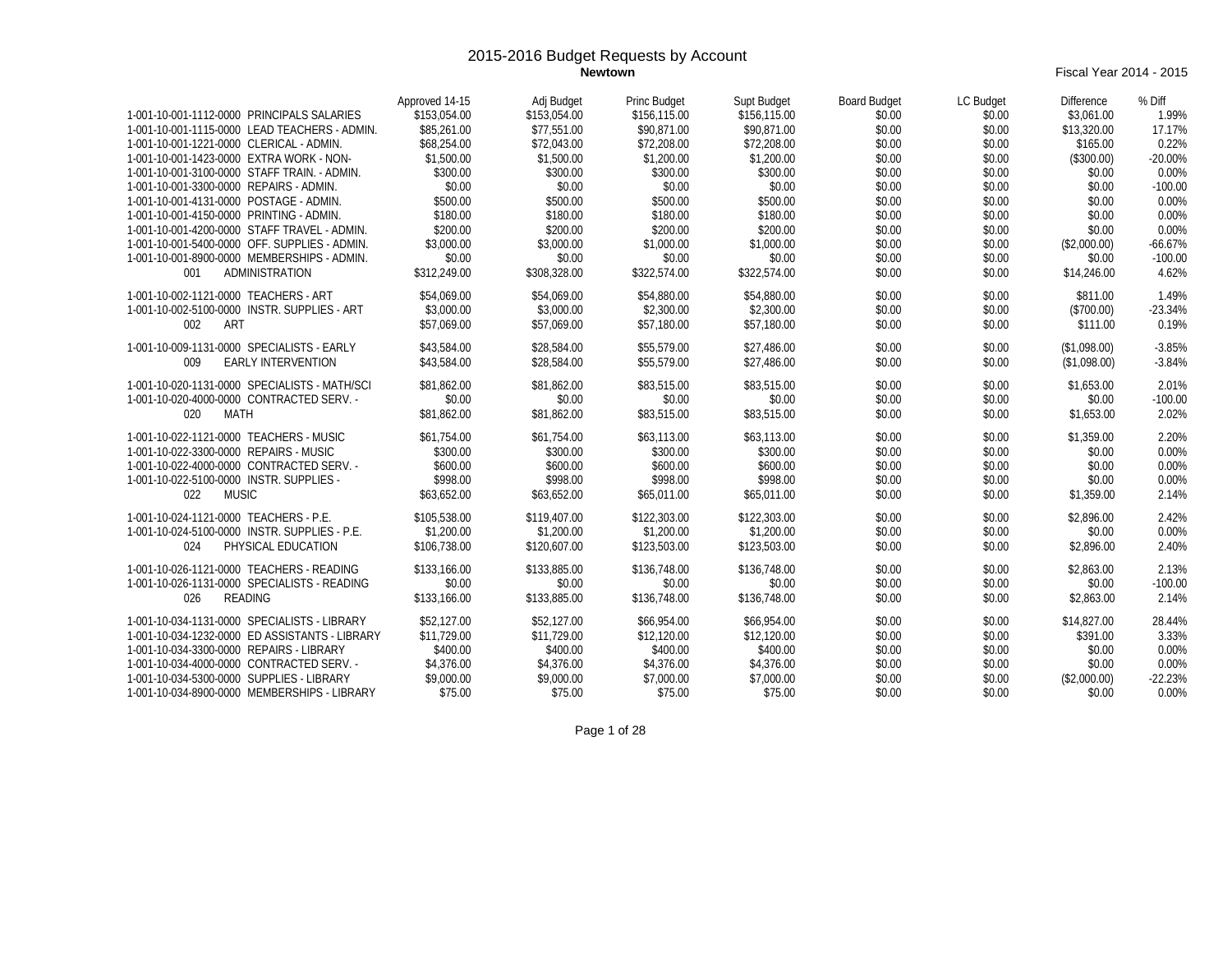# 2015-2016 Budget Requests by Account

**Newtown**

Fiscal Year 2014 - 2015

| Account | Approved 14-15 | Adj Budget | Princ Budget | Supt Budget | Board Budget | LC Budget | Difference | % Diff |
|---|---|---|---|---|---|---|---|---|
| 1-001-10-001-1112-0000 PRINCIPALS SALARIES | $153,054.00 | $153,054.00 | $156,115.00 | $156,115.00 | $0.00 | $0.00 | $3,061.00 | 1.99% |
| 1-001-10-001-1115-0000 LEAD TEACHERS - ADMIN. | $85,261.00 | $77,551.00 | $90,871.00 | $90,871.00 | $0.00 | $0.00 | $13,320.00 | 17.17% |
| 1-001-10-001-1221-0000 CLERICAL - ADMIN. | $68,254.00 | $72,043.00 | $72,208.00 | $72,208.00 | $0.00 | $0.00 | $165.00 | 0.22% |
| 1-001-10-001-1423-0000 EXTRA WORK - NON- | $1,500.00 | $1,500.00 | $1,200.00 | $1,200.00 | $0.00 | $0.00 | ($300.00) | -20.00% |
| 1-001-10-001-3100-0000 STAFF TRAIN. - ADMIN. | $300.00 | $300.00 | $300.00 | $300.00 | $0.00 | $0.00 | $0.00 | 0.00% |
| 1-001-10-001-3300-0000 REPAIRS - ADMIN. | $0.00 | $0.00 | $0.00 | $0.00 | $0.00 | $0.00 | $0.00 | -100.00 |
| 1-001-10-001-4131-0000 POSTAGE - ADMIN. | $500.00 | $500.00 | $500.00 | $500.00 | $0.00 | $0.00 | $0.00 | 0.00% |
| 1-001-10-001-4150-0000 PRINTING - ADMIN. | $180.00 | $180.00 | $180.00 | $180.00 | $0.00 | $0.00 | $0.00 | 0.00% |
| 1-001-10-001-4200-0000 STAFF TRAVEL - ADMIN. | $200.00 | $200.00 | $200.00 | $200.00 | $0.00 | $0.00 | $0.00 | 0.00% |
| 1-001-10-001-5400-0000 OFF. SUPPLIES - ADMIN. | $3,000.00 | $3,000.00 | $1,000.00 | $1,000.00 | $0.00 | $0.00 | ($2,000.00) | -66.67% |
| 1-001-10-001-8900-0000 MEMBERSHIPS - ADMIN. | $0.00 | $0.00 | $0.00 | $0.00 | $0.00 | $0.00 | $0.00 | -100.00 |
| 001 ADMINISTRATION | $312,249.00 | $308,328.00 | $322,574.00 | $322,574.00 | $0.00 | $0.00 | $14,246.00 | 4.62% |
| 1-001-10-002-1121-0000 TEACHERS - ART | $54,069.00 | $54,069.00 | $54,880.00 | $54,880.00 | $0.00 | $0.00 | $811.00 | 1.49% |
| 1-001-10-002-5100-0000 INSTR. SUPPLIES - ART | $3,000.00 | $3,000.00 | $2,300.00 | $2,300.00 | $0.00 | $0.00 | ($700.00) | -23.34% |
| 002 ART | $57,069.00 | $57,069.00 | $57,180.00 | $57,180.00 | $0.00 | $0.00 | $111.00 | 0.19% |
| 1-001-10-009-1131-0000 SPECIALISTS - EARLY | $43,584.00 | $28,584.00 | $55,579.00 | $27,486.00 | $0.00 | $0.00 | ($1,098.00) | -3.85% |
| 009 EARLY INTERVENTION | $43,584.00 | $28,584.00 | $55,579.00 | $27,486.00 | $0.00 | $0.00 | ($1,098.00) | -3.84% |
| 1-001-10-020-1131-0000 SPECIALISTS - MATH/SCI | $81,862.00 | $81,862.00 | $83,515.00 | $83,515.00 | $0.00 | $0.00 | $1,653.00 | 2.01% |
| 1-001-10-020-4000-0000 CONTRACTED SERV. - | $0.00 | $0.00 | $0.00 | $0.00 | $0.00 | $0.00 | $0.00 | -100.00 |
| 020 MATH | $81,862.00 | $81,862.00 | $83,515.00 | $83,515.00 | $0.00 | $0.00 | $1,653.00 | 2.02% |
| 1-001-10-022-1121-0000 TEACHERS - MUSIC | $61,754.00 | $61,754.00 | $63,113.00 | $63,113.00 | $0.00 | $0.00 | $1,359.00 | 2.20% |
| 1-001-10-022-3300-0000 REPAIRS - MUSIC | $300.00 | $300.00 | $300.00 | $300.00 | $0.00 | $0.00 | $0.00 | 0.00% |
| 1-001-10-022-4000-0000 CONTRACTED SERV. - | $600.00 | $600.00 | $600.00 | $600.00 | $0.00 | $0.00 | $0.00 | 0.00% |
| 1-001-10-022-5100-0000 INSTR. SUPPLIES - | $998.00 | $998.00 | $998.00 | $998.00 | $0.00 | $0.00 | $0.00 | 0.00% |
| 022 MUSIC | $63,652.00 | $63,652.00 | $65,011.00 | $65,011.00 | $0.00 | $0.00 | $1,359.00 | 2.14% |
| 1-001-10-024-1121-0000 TEACHERS - P.E. | $105,538.00 | $119,407.00 | $122,303.00 | $122,303.00 | $0.00 | $0.00 | $2,896.00 | 2.42% |
| 1-001-10-024-5100-0000 INSTR. SUPPLIES - P.E. | $1,200.00 | $1,200.00 | $1,200.00 | $1,200.00 | $0.00 | $0.00 | $0.00 | 0.00% |
| 024 PHYSICAL EDUCATION | $106,738.00 | $120,607.00 | $123,503.00 | $123,503.00 | $0.00 | $0.00 | $2,896.00 | 2.40% |
| 1-001-10-026-1121-0000 TEACHERS - READING | $133,166.00 | $133,885.00 | $136,748.00 | $136,748.00 | $0.00 | $0.00 | $2,863.00 | 2.13% |
| 1-001-10-026-1131-0000 SPECIALISTS - READING | $0.00 | $0.00 | $0.00 | $0.00 | $0.00 | $0.00 | $0.00 | -100.00 |
| 026 READING | $133,166.00 | $133,885.00 | $136,748.00 | $136,748.00 | $0.00 | $0.00 | $2,863.00 | 2.14% |
| 1-001-10-034-1131-0000 SPECIALISTS - LIBRARY | $52,127.00 | $52,127.00 | $66,954.00 | $66,954.00 | $0.00 | $0.00 | $14,827.00 | 28.44% |
| 1-001-10-034-1232-0000 ED ASSISTANTS - LIBRARY | $11,729.00 | $11,729.00 | $12,120.00 | $12,120.00 | $0.00 | $0.00 | $391.00 | 3.33% |
| 1-001-10-034-3300-0000 REPAIRS - LIBRARY | $400.00 | $400.00 | $400.00 | $400.00 | $0.00 | $0.00 | $0.00 | 0.00% |
| 1-001-10-034-4000-0000 CONTRACTED SERV. - | $4,376.00 | $4,376.00 | $4,376.00 | $4,376.00 | $0.00 | $0.00 | $0.00 | 0.00% |
| 1-001-10-034-5300-0000 SUPPLIES - LIBRARY | $9,000.00 | $9,000.00 | $7,000.00 | $7,000.00 | $0.00 | $0.00 | ($2,000.00) | -22.23% |
| 1-001-10-034-8900-0000 MEMBERSHIPS - LIBRARY | $75.00 | $75.00 | $75.00 | $75.00 | $0.00 | $0.00 | $0.00 | 0.00% |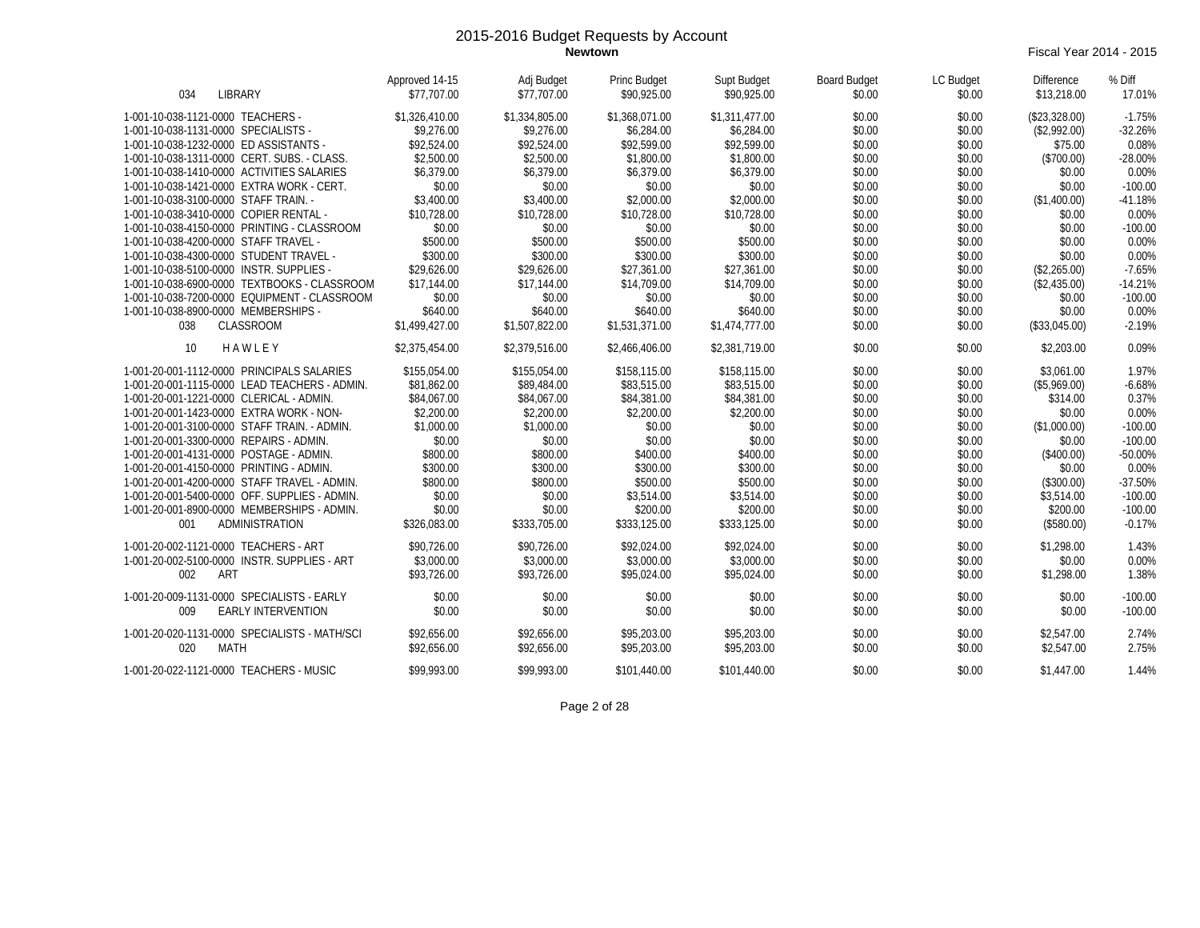# 2015-2016 Budget Requests by Account

**Newtown**

Fiscal Year 2014 - 2015

| | Approved 14-15 | Adj Budget | Princ Budget | Supt Budget | Board Budget | LC Budget | Difference | % Diff |
|---|---|---|---|---|---|---|---|---|
| 034 LIBRARY | $77,707.00 | $77,707.00 | $90,925.00 | $90,925.00 | $0.00 | $0.00 | $13,218.00 | 17.01% |
| 1-001-10-038-1121-0000 TEACHERS - | $1,326,410.00 | $1,334,805.00 | $1,368,071.00 | $1,311,477.00 | $0.00 | $0.00 | ($23,328.00) | -1.75% |
| 1-001-10-038-1131-0000 SPECIALISTS - | $9,276.00 | $9,276.00 | $6,284.00 | $6,284.00 | $0.00 | $0.00 | ($2,992.00) | -32.26% |
| 1-001-10-038-1232-0000 ED ASSISTANTS - | $92,524.00 | $92,524.00 | $92,599.00 | $92,599.00 | $0.00 | $0.00 | $75.00 | 0.08% |
| 1-001-10-038-1311-0000 CERT. SUBS. - CLASS. | $2,500.00 | $2,500.00 | $1,800.00 | $1,800.00 | $0.00 | $0.00 | ($700.00) | -28.00% |
| 1-001-10-038-1410-0000 ACTIVITIES SALARIES | $6,379.00 | $6,379.00 | $6,379.00 | $6,379.00 | $0.00 | $0.00 | $0.00 | 0.00% |
| 1-001-10-038-1421-0000 EXTRA WORK - CERT. | $0.00 | $0.00 | $0.00 | $0.00 | $0.00 | $0.00 | $0.00 | -100.00 |
| 1-001-10-038-3100-0000 STAFF TRAIN. - | $3,400.00 | $3,400.00 | $2,000.00 | $2,000.00 | $0.00 | $0.00 | ($1,400.00) | -41.18% |
| 1-001-10-038-3410-0000 COPIER RENTAL - | $10,728.00 | $10,728.00 | $10,728.00 | $10,728.00 | $0.00 | $0.00 | $0.00 | 0.00% |
| 1-001-10-038-4150-0000 PRINTING - CLASSROOM | $0.00 | $0.00 | $0.00 | $0.00 | $0.00 | $0.00 | $0.00 | -100.00 |
| 1-001-10-038-4200-0000 STAFF TRAVEL - | $500.00 | $500.00 | $500.00 | $500.00 | $0.00 | $0.00 | $0.00 | 0.00% |
| 1-001-10-038-4300-0000 STUDENT TRAVEL - | $300.00 | $300.00 | $300.00 | $300.00 | $0.00 | $0.00 | $0.00 | 0.00% |
| 1-001-10-038-5100-0000 INSTR. SUPPLIES - | $29,626.00 | $29,626.00 | $27,361.00 | $27,361.00 | $0.00 | $0.00 | ($2,265.00) | -7.65% |
| 1-001-10-038-6900-0000 TEXTBOOKS - CLASSROOM | $17,144.00 | $17,144.00 | $14,709.00 | $14,709.00 | $0.00 | $0.00 | ($2,435.00) | -14.21% |
| 1-001-10-038-7200-0000 EQUIPMENT - CLASSROOM | $0.00 | $0.00 | $0.00 | $0.00 | $0.00 | $0.00 | $0.00 | -100.00 |
| 1-001-10-038-8900-0000 MEMBERSHIPS - | $640.00 | $640.00 | $640.00 | $640.00 | $0.00 | $0.00 | $0.00 | 0.00% |
| 038 CLASSROOM | $1,499,427.00 | $1,507,822.00 | $1,531,371.00 | $1,474,777.00 | $0.00 | $0.00 | ($33,045.00) | -2.19% |
| 10 H A W L E Y | $2,375,454.00 | $2,379,516.00 | $2,466,406.00 | $2,381,719.00 | $0.00 | $0.00 | $2,203.00 | 0.09% |
| 1-001-20-001-1112-0000 PRINCIPALS SALARIES | $155,054.00 | $155,054.00 | $158,115.00 | $158,115.00 | $0.00 | $0.00 | $3,061.00 | 1.97% |
| 1-001-20-001-1115-0000 LEAD TEACHERS - ADMIN. | $81,862.00 | $89,484.00 | $83,515.00 | $83,515.00 | $0.00 | $0.00 | ($5,969.00) | -6.68% |
| 1-001-20-001-1221-0000 CLERICAL - ADMIN. | $84,067.00 | $84,067.00 | $84,381.00 | $84,381.00 | $0.00 | $0.00 | $314.00 | 0.37% |
| 1-001-20-001-1423-0000 EXTRA WORK - NON- | $2,200.00 | $2,200.00 | $2,200.00 | $2,200.00 | $0.00 | $0.00 | $0.00 | 0.00% |
| 1-001-20-001-3100-0000 STAFF TRAIN. - ADMIN. | $1,000.00 | $1,000.00 | $0.00 | $0.00 | $0.00 | $0.00 | ($1,000.00) | -100.00 |
| 1-001-20-001-3300-0000 REPAIRS - ADMIN. | $0.00 | $0.00 | $0.00 | $0.00 | $0.00 | $0.00 | $0.00 | -100.00 |
| 1-001-20-001-4131-0000 POSTAGE - ADMIN. | $800.00 | $800.00 | $400.00 | $400.00 | $0.00 | $0.00 | ($400.00) | -50.00% |
| 1-001-20-001-4150-0000 PRINTING - ADMIN. | $300.00 | $300.00 | $300.00 | $300.00 | $0.00 | $0.00 | $0.00 | 0.00% |
| 1-001-20-001-4200-0000 STAFF TRAVEL - ADMIN. | $800.00 | $800.00 | $500.00 | $500.00 | $0.00 | $0.00 | ($300.00) | -37.50% |
| 1-001-20-001-5400-0000 OFF. SUPPLIES - ADMIN. | $0.00 | $0.00 | $3,514.00 | $3,514.00 | $0.00 | $0.00 | $3,514.00 | -100.00 |
| 1-001-20-001-8900-0000 MEMBERSHIPS - ADMIN. | $0.00 | $0.00 | $200.00 | $200.00 | $0.00 | $0.00 | $200.00 | -100.00 |
| 001 ADMINISTRATION | $326,083.00 | $333,705.00 | $333,125.00 | $333,125.00 | $0.00 | $0.00 | ($580.00) | -0.17% |
| 1-001-20-002-1121-0000 TEACHERS - ART | $90,726.00 | $90,726.00 | $92,024.00 | $92,024.00 | $0.00 | $0.00 | $1,298.00 | 1.43% |
| 1-001-20-002-5100-0000 INSTR. SUPPLIES - ART | $3,000.00 | $3,000.00 | $3,000.00 | $3,000.00 | $0.00 | $0.00 | $0.00 | 0.00% |
| 002 ART | $93,726.00 | $93,726.00 | $95,024.00 | $95,024.00 | $0.00 | $0.00 | $1,298.00 | 1.38% |
| 1-001-20-009-1131-0000 SPECIALISTS - EARLY | $0.00 | $0.00 | $0.00 | $0.00 | $0.00 | $0.00 | $0.00 | -100.00 |
| 009 EARLY INTERVENTION | $0.00 | $0.00 | $0.00 | $0.00 | $0.00 | $0.00 | $0.00 | -100.00 |
| 1-001-20-020-1131-0000 SPECIALISTS - MATH/SCI | $92,656.00 | $92,656.00 | $95,203.00 | $95,203.00 | $0.00 | $0.00 | $2,547.00 | 2.74% |
| 020 MATH | $92,656.00 | $92,656.00 | $95,203.00 | $95,203.00 | $0.00 | $0.00 | $2,547.00 | 2.75% |
| 1-001-20-022-1121-0000 TEACHERS - MUSIC | $99,993.00 | $99,993.00 | $101,440.00 | $101,440.00 | $0.00 | $0.00 | $1,447.00 | 1.44% |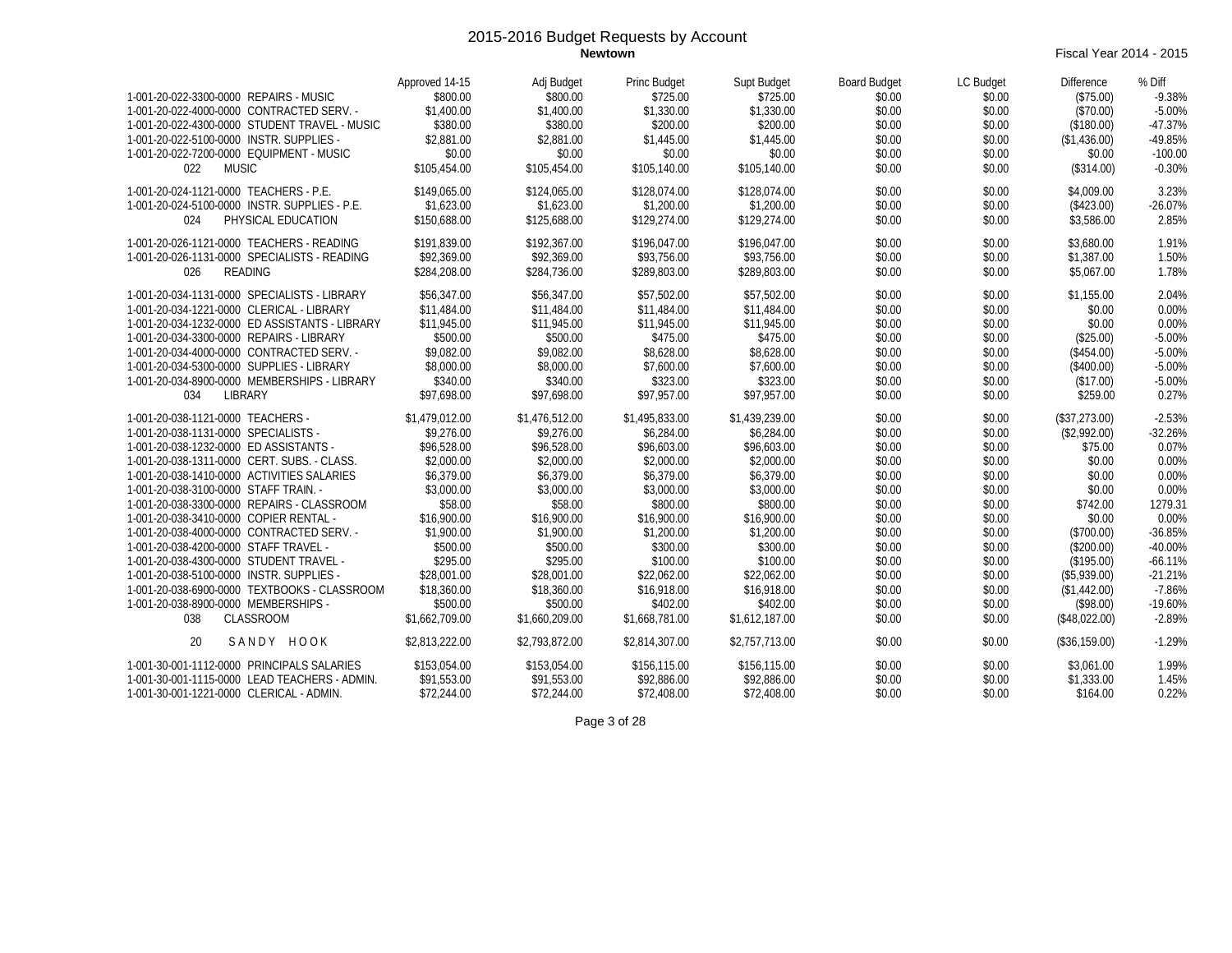# 2015-2016 Budget Requests by Account

**Newtown**

Fiscal Year 2014 - 2015

| | Approved 14-15 | Adj Budget | Princ Budget | Supt Budget | Board Budget | LC Budget | Difference | % Diff |
|---|---|---|---|---|---|---|---|---|
| 1-001-20-022-3300-0000 REPAIRS - MUSIC | $800.00 | $800.00 | $725.00 | $725.00 | $0.00 | $0.00 | ($75.00) | -9.38% |
| 1-001-20-022-4000-0000 CONTRACTED SERV. - | $1,400.00 | $1,400.00 | $1,330.00 | $1,330.00 | $0.00 | $0.00 | ($70.00) | -5.00% |
| 1-001-20-022-4300-0000 STUDENT TRAVEL - MUSIC | $380.00 | $380.00 | $200.00 | $200.00 | $0.00 | $0.00 | ($180.00) | -47.37% |
| 1-001-20-022-5100-0000 INSTR. SUPPLIES - | $2,881.00 | $2,881.00 | $1,445.00 | $1,445.00 | $0.00 | $0.00 | ($1,436.00) | -49.85% |
| 1-001-20-022-7200-0000 EQUIPMENT - MUSIC | $0.00 | $0.00 | $0.00 | $0.00 | $0.00 | $0.00 | $0.00 | -100.00 |
| 022 MUSIC | $105,454.00 | $105,454.00 | $105,140.00 | $105,140.00 | $0.00 | $0.00 | ($314.00) | -0.30% |
| 1-001-20-024-1121-0000 TEACHERS - P.E. | $149,065.00 | $124,065.00 | $128,074.00 | $128,074.00 | $0.00 | $0.00 | $4,009.00 | 3.23% |
| 1-001-20-024-5100-0000 INSTR. SUPPLIES - P.E. | $1,623.00 | $1,623.00 | $1,200.00 | $1,200.00 | $0.00 | $0.00 | ($423.00) | -26.07% |
| 024 PHYSICAL EDUCATION | $150,688.00 | $125,688.00 | $129,274.00 | $129,274.00 | $0.00 | $0.00 | $3,586.00 | 2.85% |
| 1-001-20-026-1121-0000 TEACHERS - READING | $191,839.00 | $192,367.00 | $196,047.00 | $196,047.00 | $0.00 | $0.00 | $3,680.00 | 1.91% |
| 1-001-20-026-1131-0000 SPECIALISTS - READING | $92,369.00 | $92,369.00 | $93,756.00 | $93,756.00 | $0.00 | $0.00 | $1,387.00 | 1.50% |
| 026 READING | $284,208.00 | $284,736.00 | $289,803.00 | $289,803.00 | $0.00 | $0.00 | $5,067.00 | 1.78% |
| 1-001-20-034-1131-0000 SPECIALISTS - LIBRARY | $56,347.00 | $56,347.00 | $57,502.00 | $57,502.00 | $0.00 | $0.00 | $1,155.00 | 2.04% |
| 1-001-20-034-1221-0000 CLERICAL - LIBRARY | $11,484.00 | $11,484.00 | $11,484.00 | $11,484.00 | $0.00 | $0.00 | $0.00 | 0.00% |
| 1-001-20-034-1232-0000 ED ASSISTANTS - LIBRARY | $11,945.00 | $11,945.00 | $11,945.00 | $11,945.00 | $0.00 | $0.00 | $0.00 | 0.00% |
| 1-001-20-034-3300-0000 REPAIRS - LIBRARY | $500.00 | $500.00 | $475.00 | $475.00 | $0.00 | $0.00 | ($25.00) | -5.00% |
| 1-001-20-034-4000-0000 CONTRACTED SERV. - | $9,082.00 | $9,082.00 | $8,628.00 | $8,628.00 | $0.00 | $0.00 | ($454.00) | -5.00% |
| 1-001-20-034-5300-0000 SUPPLIES - LIBRARY | $8,000.00 | $8,000.00 | $7,600.00 | $7,600.00 | $0.00 | $0.00 | ($400.00) | -5.00% |
| 1-001-20-034-8900-0000 MEMBERSHIPS - LIBRARY | $340.00 | $340.00 | $323.00 | $323.00 | $0.00 | $0.00 | ($17.00) | -5.00% |
| 034 LIBRARY | $97,698.00 | $97,698.00 | $97,957.00 | $97,957.00 | $0.00 | $0.00 | $259.00 | 0.27% |
| 1-001-20-038-1121-0000 TEACHERS - | $1,479,012.00 | $1,476,512.00 | $1,495,833.00 | $1,439,239.00 | $0.00 | $0.00 | ($37,273.00) | -2.53% |
| 1-001-20-038-1131-0000 SPECIALISTS - | $9,276.00 | $9,276.00 | $6,284.00 | $6,284.00 | $0.00 | $0.00 | ($2,992.00) | -32.26% |
| 1-001-20-038-1232-0000 ED ASSISTANTS - | $96,528.00 | $96,528.00 | $96,603.00 | $96,603.00 | $0.00 | $0.00 | $75.00 | 0.07% |
| 1-001-20-038-1311-0000 CERT. SUBS. - CLASS. | $2,000.00 | $2,000.00 | $2,000.00 | $2,000.00 | $0.00 | $0.00 | $0.00 | 0.00% |
| 1-001-20-038-1410-0000 ACTIVITIES SALARIES | $6,379.00 | $6,379.00 | $6,379.00 | $6,379.00 | $0.00 | $0.00 | $0.00 | 0.00% |
| 1-001-20-038-3100-0000 STAFF TRAIN. - | $3,000.00 | $3,000.00 | $3,000.00 | $3,000.00 | $0.00 | $0.00 | $0.00 | 0.00% |
| 1-001-20-038-3300-0000 REPAIRS - CLASSROOM | $58.00 | $58.00 | $800.00 | $800.00 | $0.00 | $0.00 | $742.00 | 1279.31 |
| 1-001-20-038-3410-0000 COPIER RENTAL - | $16,900.00 | $16,900.00 | $16,900.00 | $16,900.00 | $0.00 | $0.00 | $0.00 | 0.00% |
| 1-001-20-038-4000-0000 CONTRACTED SERV. - | $1,900.00 | $1,900.00 | $1,200.00 | $1,200.00 | $0.00 | $0.00 | ($700.00) | -36.85% |
| 1-001-20-038-4200-0000 STAFF TRAVEL - | $500.00 | $500.00 | $300.00 | $300.00 | $0.00 | $0.00 | ($200.00) | -40.00% |
| 1-001-20-038-4300-0000 STUDENT TRAVEL - | $295.00 | $295.00 | $100.00 | $100.00 | $0.00 | $0.00 | ($195.00) | -66.11% |
| 1-001-20-038-5100-0000 INSTR. SUPPLIES - | $28,001.00 | $28,001.00 | $22,062.00 | $22,062.00 | $0.00 | $0.00 | ($5,939.00) | -21.21% |
| 1-001-20-038-6900-0000 TEXTBOOKS - CLASSROOM | $18,360.00 | $18,360.00 | $16,918.00 | $16,918.00 | $0.00 | $0.00 | ($1,442.00) | -7.86% |
| 1-001-20-038-8900-0000 MEMBERSHIPS - | $500.00 | $500.00 | $402.00 | $402.00 | $0.00 | $0.00 | ($98.00) | -19.60% |
| 038 CLASSROOM | $1,662,709.00 | $1,660,209.00 | $1,668,781.00 | $1,612,187.00 | $0.00 | $0.00 | ($48,022.00) | -2.89% |
| 20 SANDY HOOK | $2,813,222.00 | $2,793,872.00 | $2,814,307.00 | $2,757,713.00 | $0.00 | $0.00 | ($36,159.00) | -1.29% |
| 1-001-30-001-1112-0000 PRINCIPALS SALARIES | $153,054.00 | $153,054.00 | $156,115.00 | $156,115.00 | $0.00 | $0.00 | $3,061.00 | 1.99% |
| 1-001-30-001-1115-0000 LEAD TEACHERS - ADMIN. | $91,553.00 | $91,553.00 | $92,886.00 | $92,886.00 | $0.00 | $0.00 | $1,333.00 | 1.45% |
| 1-001-30-001-1221-0000 CLERICAL - ADMIN. | $72,244.00 | $72,244.00 | $72,408.00 | $72,408.00 | $0.00 | $0.00 | $164.00 | 0.22% |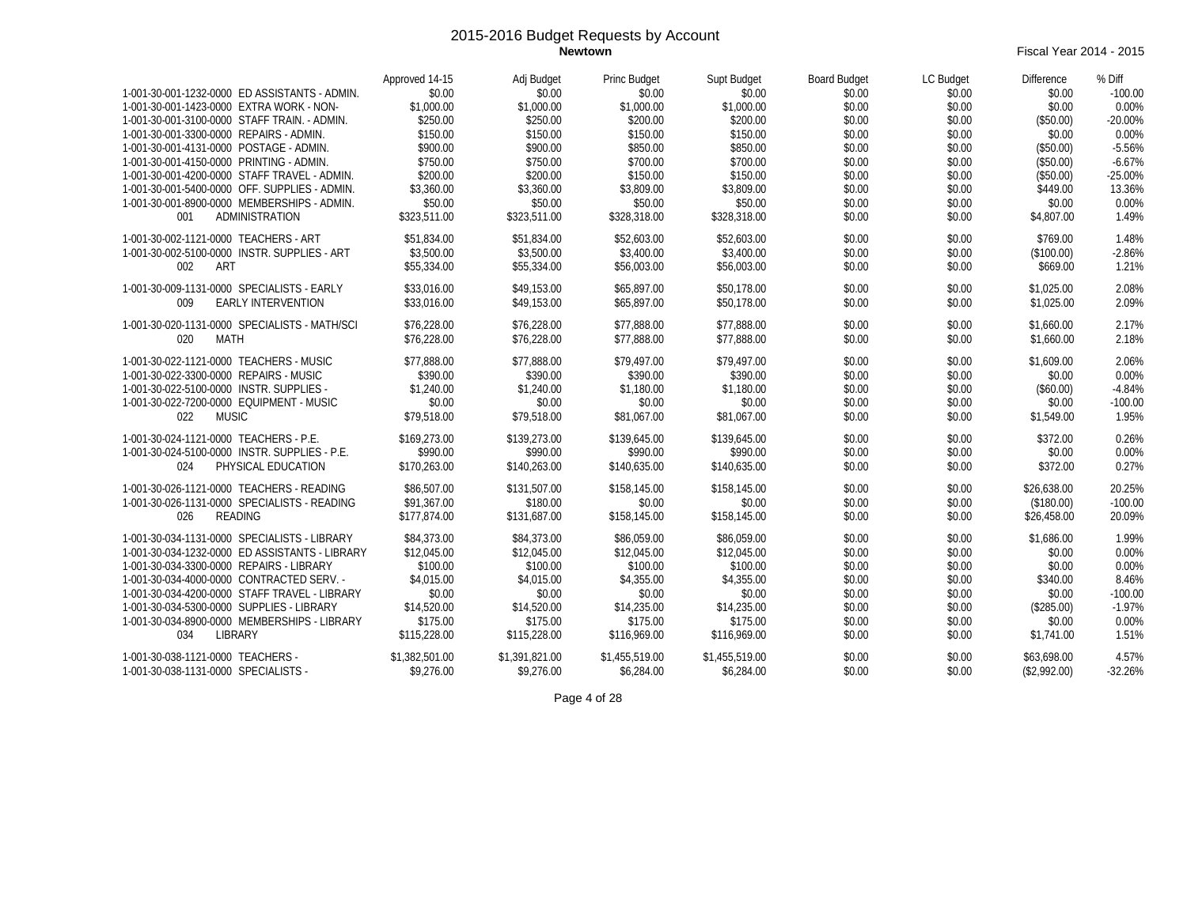# 2015-2016 Budget Requests by Account

**Newtown**

Fiscal Year 2014 - 2015

| Account | Approved 14-15 | Adj Budget | Princ Budget | Supt Budget | Board Budget | LC Budget | Difference | % Diff |
|---|---|---|---|---|---|---|---|---|
| 1-001-30-001-1232-0000 ED ASSISTANTS - ADMIN. | $0.00 | $0.00 | $0.00 | $0.00 | $0.00 | $0.00 | $0.00 | -100.00 |
| 1-001-30-001-1423-0000 EXTRA WORK - NON- | $1,000.00 | $1,000.00 | $1,000.00 | $1,000.00 | $0.00 | $0.00 | $0.00 | 0.00% |
| 1-001-30-001-3100-0000 STAFF TRAIN. - ADMIN. | $250.00 | $250.00 | $200.00 | $200.00 | $0.00 | $0.00 | ($50.00) | -20.00% |
| 1-001-30-001-3300-0000 REPAIRS - ADMIN. | $150.00 | $150.00 | $150.00 | $150.00 | $0.00 | $0.00 | $0.00 | 0.00% |
| 1-001-30-001-4131-0000 POSTAGE - ADMIN. | $900.00 | $900.00 | $850.00 | $850.00 | $0.00 | $0.00 | ($50.00) | -5.56% |
| 1-001-30-001-4150-0000 PRINTING - ADMIN. | $750.00 | $750.00 | $700.00 | $700.00 | $0.00 | $0.00 | ($50.00) | -6.67% |
| 1-001-30-001-4200-0000 STAFF TRAVEL - ADMIN. | $200.00 | $200.00 | $150.00 | $150.00 | $0.00 | $0.00 | ($50.00) | -25.00% |
| 1-001-30-001-5400-0000 OFF. SUPPLIES - ADMIN. | $3,360.00 | $3,360.00 | $3,809.00 | $3,809.00 | $0.00 | $0.00 | $449.00 | 13.36% |
| 1-001-30-001-8900-0000 MEMBERSHIPS - ADMIN. | $50.00 | $50.00 | $50.00 | $50.00 | $0.00 | $0.00 | $0.00 | 0.00% |
| 001 ADMINISTRATION | $323,511.00 | $323,511.00 | $328,318.00 | $328,318.00 | $0.00 | $0.00 | $4,807.00 | 1.49% |
| 1-001-30-002-1121-0000 TEACHERS - ART | $51,834.00 | $51,834.00 | $52,603.00 | $52,603.00 | $0.00 | $0.00 | $769.00 | 1.48% |
| 1-001-30-002-5100-0000 INSTR. SUPPLIES - ART | $3,500.00 | $3,500.00 | $3,400.00 | $3,400.00 | $0.00 | $0.00 | ($100.00) | -2.86% |
| 002 ART | $55,334.00 | $55,334.00 | $56,003.00 | $56,003.00 | $0.00 | $0.00 | $669.00 | 1.21% |
| 1-001-30-009-1131-0000 SPECIALISTS - EARLY | $33,016.00 | $49,153.00 | $65,897.00 | $50,178.00 | $0.00 | $0.00 | $1,025.00 | 2.08% |
| 009 EARLY INTERVENTION | $33,016.00 | $49,153.00 | $65,897.00 | $50,178.00 | $0.00 | $0.00 | $1,025.00 | 2.09% |
| 1-001-30-020-1131-0000 SPECIALISTS - MATH/SCI | $76,228.00 | $76,228.00 | $77,888.00 | $77,888.00 | $0.00 | $0.00 | $1,660.00 | 2.17% |
| 020 MATH | $76,228.00 | $76,228.00 | $77,888.00 | $77,888.00 | $0.00 | $0.00 | $1,660.00 | 2.18% |
| 1-001-30-022-1121-0000 TEACHERS - MUSIC | $77,888.00 | $77,888.00 | $79,497.00 | $79,497.00 | $0.00 | $0.00 | $1,609.00 | 2.06% |
| 1-001-30-022-3300-0000 REPAIRS - MUSIC | $390.00 | $390.00 | $390.00 | $390.00 | $0.00 | $0.00 | $0.00 | 0.00% |
| 1-001-30-022-5100-0000 INSTR. SUPPLIES - | $1,240.00 | $1,240.00 | $1,180.00 | $1,180.00 | $0.00 | $0.00 | ($60.00) | -4.84% |
| 1-001-30-022-7200-0000 EQUIPMENT - MUSIC | $0.00 | $0.00 | $0.00 | $0.00 | $0.00 | $0.00 | $0.00 | -100.00 |
| 022 MUSIC | $79,518.00 | $79,518.00 | $81,067.00 | $81,067.00 | $0.00 | $0.00 | $1,549.00 | 1.95% |
| 1-001-30-024-1121-0000 TEACHERS - P.E. | $169,273.00 | $139,273.00 | $139,645.00 | $139,645.00 | $0.00 | $0.00 | $372.00 | 0.26% |
| 1-001-30-024-5100-0000 INSTR. SUPPLIES - P.E. | $990.00 | $990.00 | $990.00 | $990.00 | $0.00 | $0.00 | $0.00 | 0.00% |
| 024 PHYSICAL EDUCATION | $170,263.00 | $140,263.00 | $140,635.00 | $140,635.00 | $0.00 | $0.00 | $372.00 | 0.27% |
| 1-001-30-026-1121-0000 TEACHERS - READING | $86,507.00 | $131,507.00 | $158,145.00 | $158,145.00 | $0.00 | $0.00 | $26,638.00 | 20.25% |
| 1-001-30-026-1131-0000 SPECIALISTS - READING | $91,367.00 | $180.00 | $0.00 | $0.00 | $0.00 | $0.00 | ($180.00) | -100.00 |
| 026 READING | $177,874.00 | $131,687.00 | $158,145.00 | $158,145.00 | $0.00 | $0.00 | $26,458.00 | 20.09% |
| 1-001-30-034-1131-0000 SPECIALISTS - LIBRARY | $84,373.00 | $84,373.00 | $86,059.00 | $86,059.00 | $0.00 | $0.00 | $1,686.00 | 1.99% |
| 1-001-30-034-1232-0000 ED ASSISTANTS - LIBRARY | $12,045.00 | $12,045.00 | $12,045.00 | $12,045.00 | $0.00 | $0.00 | $0.00 | 0.00% |
| 1-001-30-034-3300-0000 REPAIRS - LIBRARY | $100.00 | $100.00 | $100.00 | $100.00 | $0.00 | $0.00 | $0.00 | 0.00% |
| 1-001-30-034-4000-0000 CONTRACTED SERV. - | $4,015.00 | $4,015.00 | $4,355.00 | $4,355.00 | $0.00 | $0.00 | $340.00 | 8.46% |
| 1-001-30-034-4200-0000 STAFF TRAVEL - LIBRARY | $0.00 | $0.00 | $0.00 | $0.00 | $0.00 | $0.00 | $0.00 | -100.00 |
| 1-001-30-034-5300-0000 SUPPLIES - LIBRARY | $14,520.00 | $14,520.00 | $14,235.00 | $14,235.00 | $0.00 | $0.00 | ($285.00) | -1.97% |
| 1-001-30-034-8900-0000 MEMBERSHIPS - LIBRARY | $175.00 | $175.00 | $175.00 | $175.00 | $0.00 | $0.00 | $0.00 | 0.00% |
| 034 LIBRARY | $115,228.00 | $115,228.00 | $116,969.00 | $116,969.00 | $0.00 | $0.00 | $1,741.00 | 1.51% |
| 1-001-30-038-1121-0000 TEACHERS - | $1,382,501.00 | $1,391,821.00 | $1,455,519.00 | $1,455,519.00 | $0.00 | $0.00 | $63,698.00 | 4.57% |
| 1-001-30-038-1131-0000 SPECIALISTS - | $9,276.00 | $9,276.00 | $6,284.00 | $6,284.00 | $0.00 | $0.00 | ($2,992.00) | -32.26% |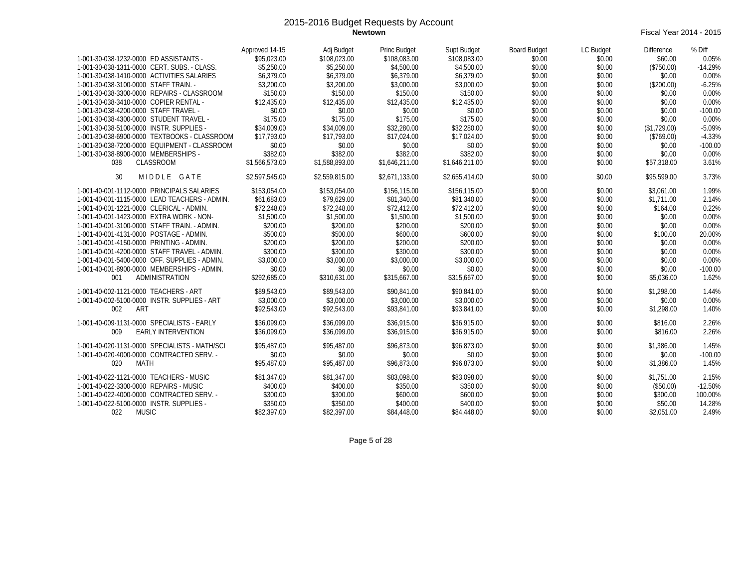# 2015-2016 Budget Requests by Account

**Newtown**

Fiscal Year 2014 - 2015

| | Approved 14-15 | Adj Budget | Princ Budget | Supt Budget | Board Budget | LC Budget | Difference | % Diff |
|---|---|---|---|---|---|---|---|---|
| 1-001-30-038-1232-0000 ED ASSISTANTS - | $95,023.00 | $108,023.00 | $108,083.00 | $108,083.00 | $0.00 | $0.00 | $60.00 | 0.05% |
| 1-001-30-038-1311-0000 CERT. SUBS. - CLASS. | $5,250.00 | $5,250.00 | $4,500.00 | $4,500.00 | $0.00 | $0.00 | ($750.00) | -14.29% |
| 1-001-30-038-1410-0000 ACTIVITIES SALARIES | $6,379.00 | $6,379.00 | $6,379.00 | $6,379.00 | $0.00 | $0.00 | $0.00 | 0.00% |
| 1-001-30-038-3100-0000 STAFF TRAIN. - | $3,200.00 | $3,200.00 | $3,000.00 | $3,000.00 | $0.00 | $0.00 | ($200.00) | -6.25% |
| 1-001-30-038-3300-0000 REPAIRS - CLASSROOM | $150.00 | $150.00 | $150.00 | $150.00 | $0.00 | $0.00 | $0.00 | 0.00% |
| 1-001-30-038-3410-0000 COPIER RENTAL - | $12,435.00 | $12,435.00 | $12,435.00 | $12,435.00 | $0.00 | $0.00 | $0.00 | 0.00% |
| 1-001-30-038-4200-0000 STAFF TRAVEL - | $0.00 | $0.00 | $0.00 | $0.00 | $0.00 | $0.00 | $0.00 | -100.00 |
| 1-001-30-038-4300-0000 STUDENT TRAVEL - | $175.00 | $175.00 | $175.00 | $175.00 | $0.00 | $0.00 | $0.00 | 0.00% |
| 1-001-30-038-5100-0000 INSTR. SUPPLIES - | $34,009.00 | $34,009.00 | $32,280.00 | $32,280.00 | $0.00 | $0.00 | ($1,729.00) | -5.09% |
| 1-001-30-038-6900-0000 TEXTBOOKS - CLASSROOM | $17,793.00 | $17,793.00 | $17,024.00 | $17,024.00 | $0.00 | $0.00 | ($769.00) | -4.33% |
| 1-001-30-038-7200-0000 EQUIPMENT - CLASSROOM | $0.00 | $0.00 | $0.00 | $0.00 | $0.00 | $0.00 | $0.00 | -100.00 |
| 1-001-30-038-8900-0000 MEMBERSHIPS - | $382.00 | $382.00 | $382.00 | $382.00 | $0.00 | $0.00 | $0.00 | 0.00% |
| 038 CLASSROOM | $1,566,573.00 | $1,588,893.00 | $1,646,211.00 | $1,646,211.00 | $0.00 | $0.00 | $57,318.00 | 3.61% |
| 30 MIDDLE GATE | $2,597,545.00 | $2,559,815.00 | $2,671,133.00 | $2,655,414.00 | $0.00 | $0.00 | $95,599.00 | 3.73% |
| 1-001-40-001-1112-0000 PRINCIPALS SALARIES | $153,054.00 | $153,054.00 | $156,115.00 | $156,115.00 | $0.00 | $0.00 | $3,061.00 | 1.99% |
| 1-001-40-001-1115-0000 LEAD TEACHERS - ADMIN. | $61,683.00 | $79,629.00 | $81,340.00 | $81,340.00 | $0.00 | $0.00 | $1,711.00 | 2.14% |
| 1-001-40-001-1221-0000 CLERICAL - ADMIN. | $72,248.00 | $72,248.00 | $72,412.00 | $72,412.00 | $0.00 | $0.00 | $164.00 | 0.22% |
| 1-001-40-001-1423-0000 EXTRA WORK - NON- | $1,500.00 | $1,500.00 | $1,500.00 | $1,500.00 | $0.00 | $0.00 | $0.00 | 0.00% |
| 1-001-40-001-3100-0000 STAFF TRAIN. - ADMIN. | $200.00 | $200.00 | $200.00 | $200.00 | $0.00 | $0.00 | $0.00 | 0.00% |
| 1-001-40-001-4131-0000 POSTAGE - ADMIN. | $500.00 | $500.00 | $600.00 | $600.00 | $0.00 | $0.00 | $100.00 | 20.00% |
| 1-001-40-001-4150-0000 PRINTING - ADMIN. | $200.00 | $200.00 | $200.00 | $200.00 | $0.00 | $0.00 | $0.00 | 0.00% |
| 1-001-40-001-4200-0000 STAFF TRAVEL - ADMIN. | $300.00 | $300.00 | $300.00 | $300.00 | $0.00 | $0.00 | $0.00 | 0.00% |
| 1-001-40-001-5400-0000 OFF. SUPPLIES - ADMIN. | $3,000.00 | $3,000.00 | $3,000.00 | $3,000.00 | $0.00 | $0.00 | $0.00 | 0.00% |
| 1-001-40-001-8900-0000 MEMBERSHIPS - ADMIN. | $0.00 | $0.00 | $0.00 | $0.00 | $0.00 | $0.00 | $0.00 | -100.00 |
| 001 ADMINISTRATION | $292,685.00 | $310,631.00 | $315,667.00 | $315,667.00 | $0.00 | $0.00 | $5,036.00 | 1.62% |
| 1-001-40-002-1121-0000 TEACHERS - ART | $89,543.00 | $89,543.00 | $90,841.00 | $90,841.00 | $0.00 | $0.00 | $1,298.00 | 1.44% |
| 1-001-40-002-5100-0000 INSTR. SUPPLIES - ART | $3,000.00 | $3,000.00 | $3,000.00 | $3,000.00 | $0.00 | $0.00 | $0.00 | 0.00% |
| 002 ART | $92,543.00 | $92,543.00 | $93,841.00 | $93,841.00 | $0.00 | $0.00 | $1,298.00 | 1.40% |
| 1-001-40-009-1131-0000 SPECIALISTS - EARLY | $36,099.00 | $36,099.00 | $36,915.00 | $36,915.00 | $0.00 | $0.00 | $816.00 | 2.26% |
| 009 EARLY INTERVENTION | $36,099.00 | $36,099.00 | $36,915.00 | $36,915.00 | $0.00 | $0.00 | $816.00 | 2.26% |
| 1-001-40-020-1131-0000 SPECIALISTS - MATH/SCI | $95,487.00 | $95,487.00 | $96,873.00 | $96,873.00 | $0.00 | $0.00 | $1,386.00 | 1.45% |
| 1-001-40-020-4000-0000 CONTRACTED SERV. - | $0.00 | $0.00 | $0.00 | $0.00 | $0.00 | $0.00 | $0.00 | -100.00 |
| 020 MATH | $95,487.00 | $95,487.00 | $96,873.00 | $96,873.00 | $0.00 | $0.00 | $1,386.00 | 1.45% |
| 1-001-40-022-1121-0000 TEACHERS - MUSIC | $81,347.00 | $81,347.00 | $83,098.00 | $83,098.00 | $0.00 | $0.00 | $1,751.00 | 2.15% |
| 1-001-40-022-3300-0000 REPAIRS - MUSIC | $400.00 | $400.00 | $350.00 | $350.00 | $0.00 | $0.00 | ($50.00) | -12.50% |
| 1-001-40-022-4000-0000 CONTRACTED SERV. - | $300.00 | $300.00 | $600.00 | $600.00 | $0.00 | $0.00 | $300.00 | 100.00% |
| 1-001-40-022-5100-0000 INSTR. SUPPLIES - | $350.00 | $350.00 | $400.00 | $400.00 | $0.00 | $0.00 | $50.00 | 14.28% |
| 022 MUSIC | $82,397.00 | $82,397.00 | $84,448.00 | $84,448.00 | $0.00 | $0.00 | $2,051.00 | 2.49% |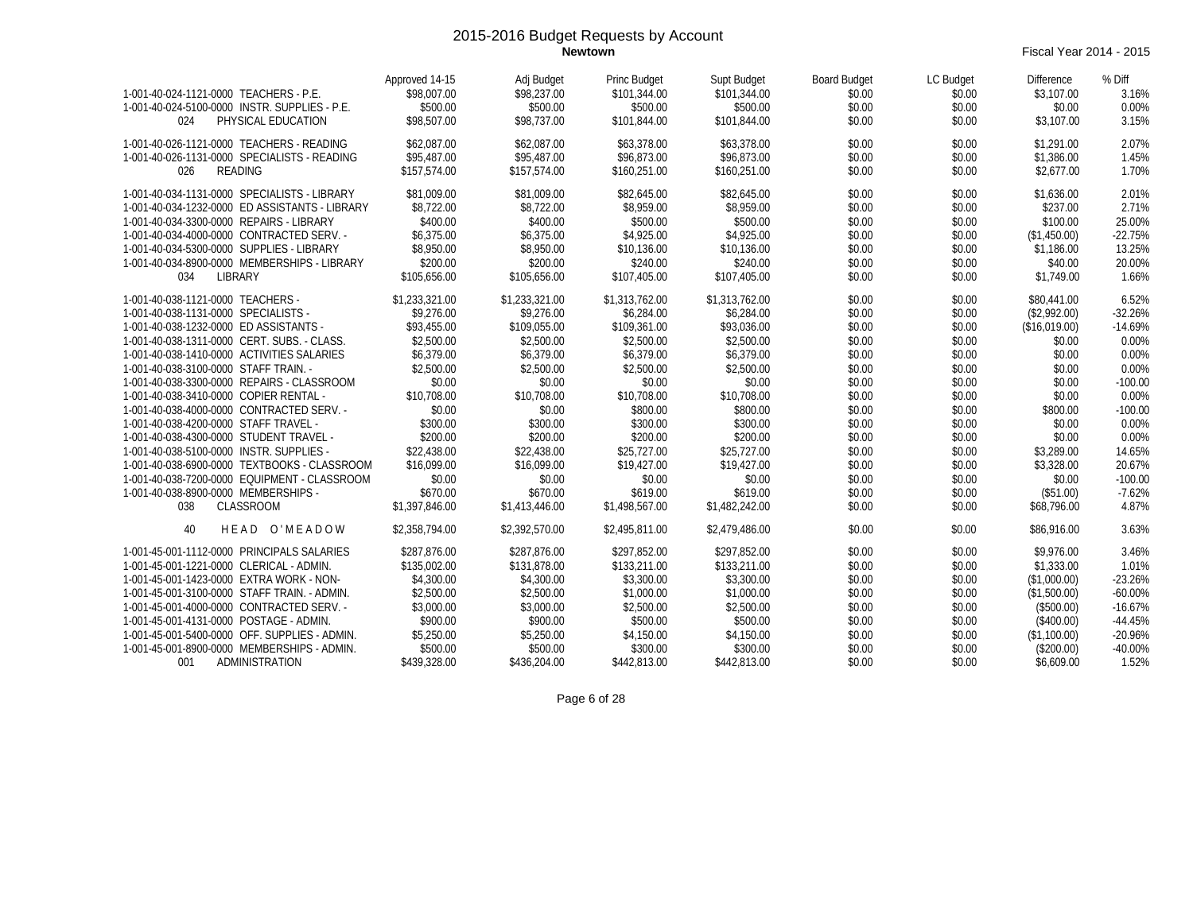# 2015-2016 Budget Requests by Account

**Newtown**

Fiscal Year 2014 - 2015

| Account | Approved 14-15 | Adj Budget | Princ Budget | Supt Budget | Board Budget | LC Budget | Difference | % Diff |
|---|---|---|---|---|---|---|---|---|
| 1-001-40-024-1121-0000 TEACHERS - P.E. | $98,007.00 | $98,237.00 | $101,344.00 | $101,344.00 | $0.00 | $0.00 | $3,107.00 | 3.16% |
| 1-001-40-024-5100-0000 INSTR. SUPPLIES - P.E. | $500.00 | $500.00 | $500.00 | $500.00 | $0.00 | $0.00 | $0.00 | 0.00% |
| 024 PHYSICAL EDUCATION | $98,507.00 | $98,737.00 | $101,844.00 | $101,844.00 | $0.00 | $0.00 | $3,107.00 | 3.15% |
| 1-001-40-026-1121-0000 TEACHERS - READING | $62,087.00 | $62,087.00 | $63,378.00 | $63,378.00 | $0.00 | $0.00 | $1,291.00 | 2.07% |
| 1-001-40-026-1131-0000 SPECIALISTS - READING | $95,487.00 | $95,487.00 | $96,873.00 | $96,873.00 | $0.00 | $0.00 | $1,386.00 | 1.45% |
| 026 READING | $157,574.00 | $157,574.00 | $160,251.00 | $160,251.00 | $0.00 | $0.00 | $2,677.00 | 1.70% |
| 1-001-40-034-1131-0000 SPECIALISTS - LIBRARY | $81,009.00 | $81,009.00 | $82,645.00 | $82,645.00 | $0.00 | $0.00 | $1,636.00 | 2.01% |
| 1-001-40-034-1232-0000 ED ASSISTANTS - LIBRARY | $8,722.00 | $8,722.00 | $8,959.00 | $8,959.00 | $0.00 | $0.00 | $237.00 | 2.71% |
| 1-001-40-034-3300-0000 REPAIRS - LIBRARY | $400.00 | $400.00 | $500.00 | $500.00 | $0.00 | $0.00 | $100.00 | 25.00% |
| 1-001-40-034-4000-0000 CONTRACTED SERV. - | $6,375.00 | $6,375.00 | $4,925.00 | $4,925.00 | $0.00 | $0.00 | ($1,450.00) | -22.75% |
| 1-001-40-034-5300-0000 SUPPLIES - LIBRARY | $8,950.00 | $8,950.00 | $10,136.00 | $10,136.00 | $0.00 | $0.00 | $1,186.00 | 13.25% |
| 1-001-40-034-8900-0000 MEMBERSHIPS - LIBRARY | $200.00 | $200.00 | $240.00 | $240.00 | $0.00 | $0.00 | $40.00 | 20.00% |
| 034 LIBRARY | $105,656.00 | $105,656.00 | $107,405.00 | $107,405.00 | $0.00 | $0.00 | $1,749.00 | 1.66% |
| 1-001-40-038-1121-0000 TEACHERS - | $1,233,321.00 | $1,233,321.00 | $1,313,762.00 | $1,313,762.00 | $0.00 | $0.00 | $80,441.00 | 6.52% |
| 1-001-40-038-1131-0000 SPECIALISTS - | $9,276.00 | $9,276.00 | $6,284.00 | $6,284.00 | $0.00 | $0.00 | ($2,992.00) | -32.26% |
| 1-001-40-038-1232-0000 ED ASSISTANTS - | $93,455.00 | $109,055.00 | $109,361.00 | $93,036.00 | $0.00 | $0.00 | ($16,019.00) | -14.69% |
| 1-001-40-038-1311-0000 CERT. SUBS. - CLASS. | $2,500.00 | $2,500.00 | $2,500.00 | $2,500.00 | $0.00 | $0.00 | $0.00 | 0.00% |
| 1-001-40-038-1410-0000 ACTIVITIES SALARIES | $6,379.00 | $6,379.00 | $6,379.00 | $6,379.00 | $0.00 | $0.00 | $0.00 | 0.00% |
| 1-001-40-038-3100-0000 STAFF TRAIN. - | $2,500.00 | $2,500.00 | $2,500.00 | $2,500.00 | $0.00 | $0.00 | $0.00 | 0.00% |
| 1-001-40-038-3300-0000 REPAIRS - CLASSROOM | $0.00 | $0.00 | $0.00 | $0.00 | $0.00 | $0.00 | $0.00 | -100.00 |
| 1-001-40-038-3410-0000 COPIER RENTAL - | $10,708.00 | $10,708.00 | $10,708.00 | $10,708.00 | $0.00 | $0.00 | $0.00 | 0.00% |
| 1-001-40-038-4000-0000 CONTRACTED SERV. - | $0.00 | $0.00 | $800.00 | $800.00 | $0.00 | $0.00 | $800.00 | -100.00 |
| 1-001-40-038-4200-0000 STAFF TRAVEL - | $300.00 | $300.00 | $300.00 | $300.00 | $0.00 | $0.00 | $0.00 | 0.00% |
| 1-001-40-038-4300-0000 STUDENT TRAVEL - | $200.00 | $200.00 | $200.00 | $200.00 | $0.00 | $0.00 | $0.00 | 0.00% |
| 1-001-40-038-5100-0000 INSTR. SUPPLIES - | $22,438.00 | $22,438.00 | $25,727.00 | $25,727.00 | $0.00 | $0.00 | $3,289.00 | 14.65% |
| 1-001-40-038-6900-0000 TEXTBOOKS - CLASSROOM | $16,099.00 | $16,099.00 | $19,427.00 | $19,427.00 | $0.00 | $0.00 | $3,328.00 | 20.67% |
| 1-001-40-038-7200-0000 EQUIPMENT - CLASSROOM | $0.00 | $0.00 | $0.00 | $0.00 | $0.00 | $0.00 | $0.00 | -100.00 |
| 1-001-40-038-8900-0000 MEMBERSHIPS - | $670.00 | $670.00 | $619.00 | $619.00 | $0.00 | $0.00 | ($51.00) | -7.62% |
| 038 CLASSROOM | $1,397,846.00 | $1,413,446.00 | $1,498,567.00 | $1,482,242.00 | $0.00 | $0.00 | $68,796.00 | 4.87% |
| 40 H E A D O ' M E A D O W | $2,358,794.00 | $2,392,570.00 | $2,495,811.00 | $2,479,486.00 | $0.00 | $0.00 | $86,916.00 | 3.63% |
| 1-001-45-001-1112-0000 PRINCIPALS SALARIES | $287,876.00 | $287,876.00 | $297,852.00 | $297,852.00 | $0.00 | $0.00 | $9,976.00 | 3.46% |
| 1-001-45-001-1221-0000 CLERICAL - ADMIN. | $135,002.00 | $131,878.00 | $133,211.00 | $133,211.00 | $0.00 | $0.00 | $1,333.00 | 1.01% |
| 1-001-45-001-1423-0000 EXTRA WORK - NON- | $4,300.00 | $4,300.00 | $3,300.00 | $3,300.00 | $0.00 | $0.00 | ($1,000.00) | -23.26% |
| 1-001-45-001-3100-0000 STAFF TRAIN. - ADMIN. | $2,500.00 | $2,500.00 | $1,000.00 | $1,000.00 | $0.00 | $0.00 | ($1,500.00) | -60.00% |
| 1-001-45-001-4000-0000 CONTRACTED SERV. - | $3,000.00 | $3,000.00 | $2,500.00 | $2,500.00 | $0.00 | $0.00 | ($500.00) | -16.67% |
| 1-001-45-001-4131-0000 POSTAGE - ADMIN. | $900.00 | $900.00 | $500.00 | $500.00 | $0.00 | $0.00 | ($400.00) | -44.45% |
| 1-001-45-001-5400-0000 OFF. SUPPLIES - ADMIN. | $5,250.00 | $5,250.00 | $4,150.00 | $4,150.00 | $0.00 | $0.00 | ($1,100.00) | -20.96% |
| 1-001-45-001-8900-0000 MEMBERSHIPS - ADMIN. | $500.00 | $500.00 | $300.00 | $300.00 | $0.00 | $0.00 | ($200.00) | -40.00% |
| 001 ADMINISTRATION | $439,328.00 | $436,204.00 | $442,813.00 | $442,813.00 | $0.00 | $0.00 | $6,609.00 | 1.52% |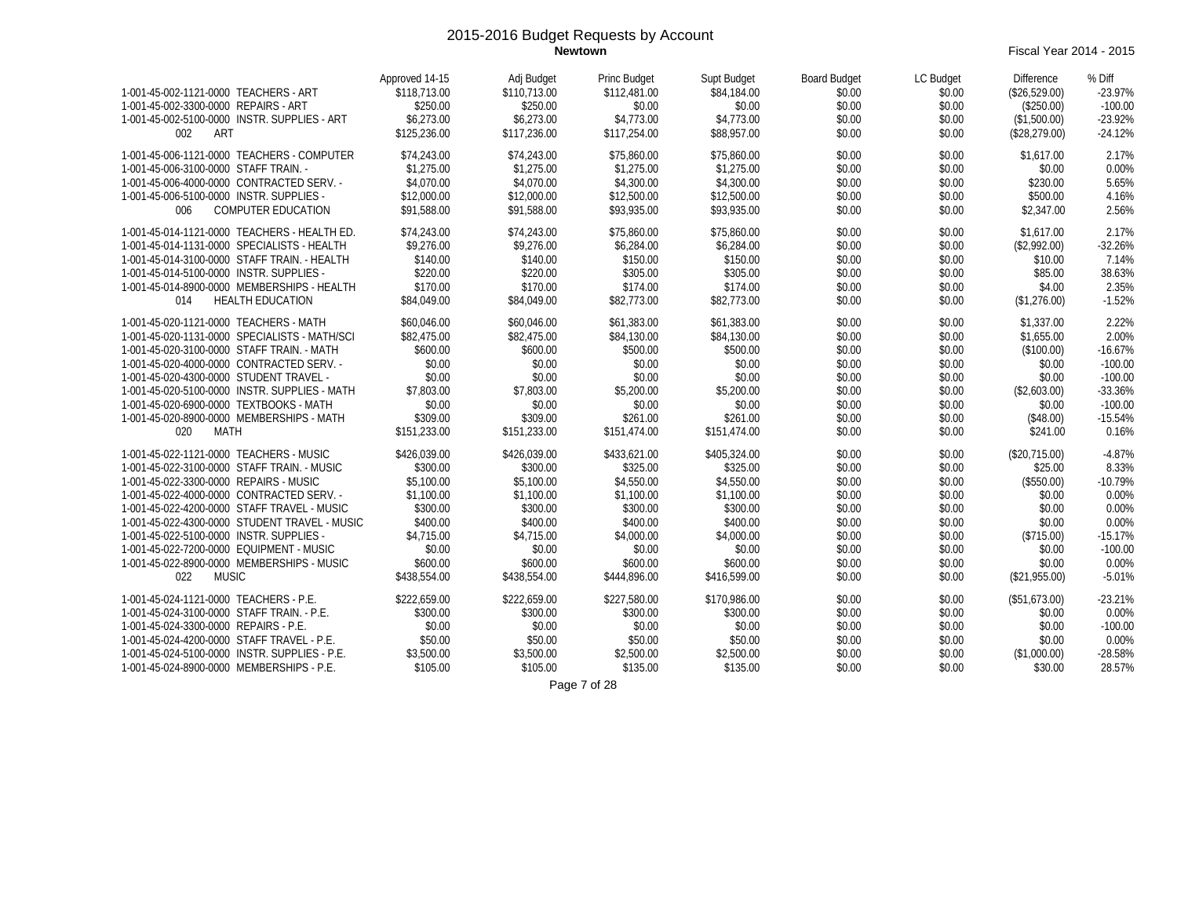# 2015-2016 Budget Requests by Account

**Newtown**

Fiscal Year 2014 - 2015

| Account | Approved 14-15 | Adj Budget | Princ Budget | Supt Budget | Board Budget | LC Budget | Difference | % Diff |
|---|---|---|---|---|---|---|---|---|
| 1-001-45-002-1121-0000 TEACHERS - ART | $118,713.00 | $110,713.00 | $112,481.00 | $84,184.00 | $0.00 | $0.00 | ($26,529.00) | -23.97% |
| 1-001-45-002-3300-0000 REPAIRS - ART | $250.00 | $250.00 | $0.00 | $0.00 | $0.00 | $0.00 | ($250.00) | -100.00 |
| 1-001-45-002-5100-0000 INSTR. SUPPLIES - ART | $6,273.00 | $6,273.00 | $4,773.00 | $4,773.00 | $0.00 | $0.00 | ($1,500.00) | -23.92% |
| 002 ART | $125,236.00 | $117,236.00 | $117,254.00 | $88,957.00 | $0.00 | $0.00 | ($28,279.00) | -24.12% |
| 1-001-45-006-1121-0000 TEACHERS - COMPUTER | $74,243.00 | $74,243.00 | $75,860.00 | $75,860.00 | $0.00 | $0.00 | $1,617.00 | 2.17% |
| 1-001-45-006-3100-0000 STAFF TRAIN. - | $1,275.00 | $1,275.00 | $1,275.00 | $1,275.00 | $0.00 | $0.00 | $0.00 | 0.00% |
| 1-001-45-006-4000-0000 CONTRACTED SERV. - | $4,070.00 | $4,070.00 | $4,300.00 | $4,300.00 | $0.00 | $0.00 | $230.00 | 5.65% |
| 1-001-45-006-5100-0000 INSTR. SUPPLIES - | $12,000.00 | $12,000.00 | $12,500.00 | $12,500.00 | $0.00 | $0.00 | $500.00 | 4.16% |
| 006 COMPUTER EDUCATION | $91,588.00 | $91,588.00 | $93,935.00 | $93,935.00 | $0.00 | $0.00 | $2,347.00 | 2.56% |
| 1-001-45-014-1121-0000 TEACHERS - HEALTH ED. | $74,243.00 | $74,243.00 | $75,860.00 | $75,860.00 | $0.00 | $0.00 | $1,617.00 | 2.17% |
| 1-001-45-014-1131-0000 SPECIALISTS - HEALTH | $9,276.00 | $9,276.00 | $6,284.00 | $6,284.00 | $0.00 | $0.00 | ($2,992.00) | -32.26% |
| 1-001-45-014-3100-0000 STAFF TRAIN. - HEALTH | $140.00 | $140.00 | $150.00 | $150.00 | $0.00 | $0.00 | $10.00 | 7.14% |
| 1-001-45-014-5100-0000 INSTR. SUPPLIES - | $220.00 | $220.00 | $305.00 | $305.00 | $0.00 | $0.00 | $85.00 | 38.63% |
| 1-001-45-014-8900-0000 MEMBERSHIPS - HEALTH | $170.00 | $170.00 | $174.00 | $174.00 | $0.00 | $0.00 | $4.00 | 2.35% |
| 014 HEALTH EDUCATION | $84,049.00 | $84,049.00 | $82,773.00 | $82,773.00 | $0.00 | $0.00 | ($1,276.00) | -1.52% |
| 1-001-45-020-1121-0000 TEACHERS - MATH | $60,046.00 | $60,046.00 | $61,383.00 | $61,383.00 | $0.00 | $0.00 | $1,337.00 | 2.22% |
| 1-001-45-020-1131-0000 SPECIALISTS - MATH/SCI | $82,475.00 | $82,475.00 | $84,130.00 | $84,130.00 | $0.00 | $0.00 | $1,655.00 | 2.00% |
| 1-001-45-020-3100-0000 STAFF TRAIN. - MATH | $600.00 | $600.00 | $500.00 | $500.00 | $0.00 | $0.00 | ($100.00) | -16.67% |
| 1-001-45-020-4000-0000 CONTRACTED SERV. - | $0.00 | $0.00 | $0.00 | $0.00 | $0.00 | $0.00 | $0.00 | -100.00 |
| 1-001-45-020-4300-0000 STUDENT TRAVEL - | $0.00 | $0.00 | $0.00 | $0.00 | $0.00 | $0.00 | $0.00 | -100.00 |
| 1-001-45-020-5100-0000 INSTR. SUPPLIES - MATH | $7,803.00 | $7,803.00 | $5,200.00 | $5,200.00 | $0.00 | $0.00 | ($2,603.00) | -33.36% |
| 1-001-45-020-6900-0000 TEXTBOOKS - MATH | $0.00 | $0.00 | $0.00 | $0.00 | $0.00 | $0.00 | $0.00 | -100.00 |
| 1-001-45-020-8900-0000 MEMBERSHIPS - MATH | $309.00 | $309.00 | $261.00 | $261.00 | $0.00 | $0.00 | ($48.00) | -15.54% |
| 020 MATH | $151,233.00 | $151,233.00 | $151,474.00 | $151,474.00 | $0.00 | $0.00 | $241.00 | 0.16% |
| 1-001-45-022-1121-0000 TEACHERS - MUSIC | $426,039.00 | $426,039.00 | $433,621.00 | $405,324.00 | $0.00 | $0.00 | ($20,715.00) | -4.87% |
| 1-001-45-022-3100-0000 STAFF TRAIN. - MUSIC | $300.00 | $300.00 | $325.00 | $325.00 | $0.00 | $0.00 | $25.00 | 8.33% |
| 1-001-45-022-3300-0000 REPAIRS - MUSIC | $5,100.00 | $5,100.00 | $4,550.00 | $4,550.00 | $0.00 | $0.00 | ($550.00) | -10.79% |
| 1-001-45-022-4000-0000 CONTRACTED SERV. - | $1,100.00 | $1,100.00 | $1,100.00 | $1,100.00 | $0.00 | $0.00 | $0.00 | 0.00% |
| 1-001-45-022-4200-0000 STAFF TRAVEL - MUSIC | $300.00 | $300.00 | $300.00 | $300.00 | $0.00 | $0.00 | $0.00 | 0.00% |
| 1-001-45-022-4300-0000 STUDENT TRAVEL - MUSIC | $400.00 | $400.00 | $400.00 | $400.00 | $0.00 | $0.00 | $0.00 | 0.00% |
| 1-001-45-022-5100-0000 INSTR. SUPPLIES - | $4,715.00 | $4,715.00 | $4,000.00 | $4,000.00 | $0.00 | $0.00 | ($715.00) | -15.17% |
| 1-001-45-022-7200-0000 EQUIPMENT - MUSIC | $0.00 | $0.00 | $0.00 | $0.00 | $0.00 | $0.00 | $0.00 | -100.00 |
| 1-001-45-022-8900-0000 MEMBERSHIPS - MUSIC | $600.00 | $600.00 | $600.00 | $600.00 | $0.00 | $0.00 | $0.00 | 0.00% |
| 022 MUSIC | $438,554.00 | $438,554.00 | $444,896.00 | $416,599.00 | $0.00 | $0.00 | ($21,955.00) | -5.01% |
| 1-001-45-024-1121-0000 TEACHERS - P.E. | $222,659.00 | $222,659.00 | $227,580.00 | $170,986.00 | $0.00 | $0.00 | ($51,673.00) | -23.21% |
| 1-001-45-024-3100-0000 STAFF TRAIN. - P.E. | $300.00 | $300.00 | $300.00 | $300.00 | $0.00 | $0.00 | $0.00 | 0.00% |
| 1-001-45-024-3300-0000 REPAIRS - P.E. | $0.00 | $0.00 | $0.00 | $0.00 | $0.00 | $0.00 | $0.00 | -100.00 |
| 1-001-45-024-4200-0000 STAFF TRAVEL - P.E. | $50.00 | $50.00 | $50.00 | $50.00 | $0.00 | $0.00 | $0.00 | 0.00% |
| 1-001-45-024-5100-0000 INSTR. SUPPLIES - P.E. | $3,500.00 | $3,500.00 | $2,500.00 | $2,500.00 | $0.00 | $0.00 | ($1,000.00) | -28.58% |
| 1-001-45-024-8900-0000 MEMBERSHIPS - P.E. | $105.00 | $105.00 | $135.00 | $135.00 | $0.00 | $0.00 | $30.00 | 28.57% |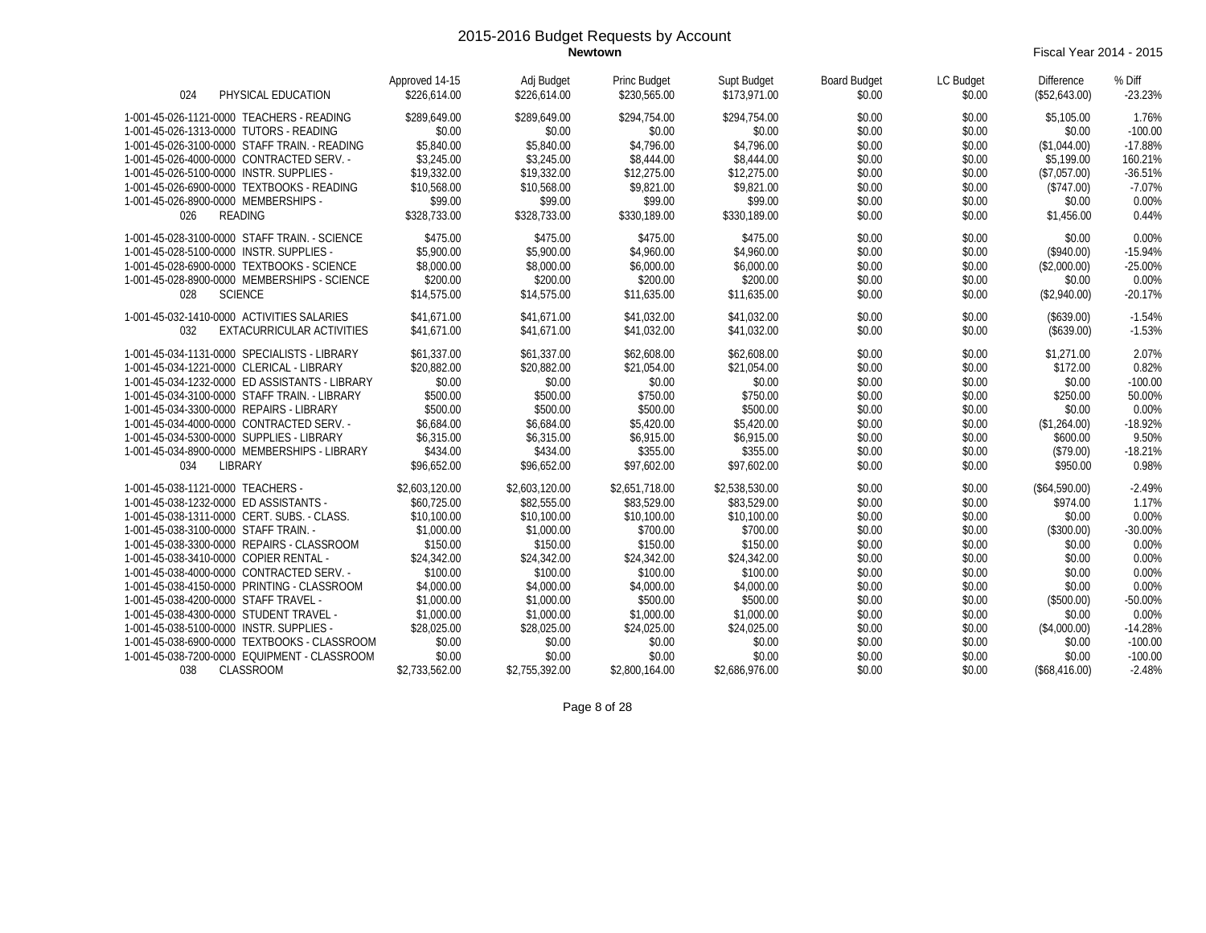# 2015-2016 Budget Requests by Account

**Newtown**

Fiscal Year 2014 - 2015

| Account | Description | Approved 14-15 | Adj Budget | Princ Budget | Supt Budget | Board Budget | LC Budget | Difference | % Diff |
|---|---|---|---|---|---|---|---|---|---|
| 024 | PHYSICAL EDUCATION | $226,614.00 | $226,614.00 | $230,565.00 | $173,971.00 | $0.00 | $0.00 | ($52,643.00) | -23.23% |
| 1-001-45-026-1121-0000 | TEACHERS - READING | $289,649.00 | $289,649.00 | $294,754.00 | $294,754.00 | $0.00 | $0.00 | $5,105.00 | 1.76% |
| 1-001-45-026-1313-0000 | TUTORS - READING | $0.00 | $0.00 | $0.00 | $0.00 | $0.00 | $0.00 | $0.00 | -100.00 |
| 1-001-45-026-3100-0000 | STAFF TRAIN. - READING | $5,840.00 | $5,840.00 | $4,796.00 | $4,796.00 | $0.00 | $0.00 | ($1,044.00) | -17.88% |
| 1-001-45-026-4000-0000 | CONTRACTED SERV. - | $3,245.00 | $3,245.00 | $8,444.00 | $8,444.00 | $0.00 | $0.00 | $5,199.00 | 160.21% |
| 1-001-45-026-5100-0000 | INSTR. SUPPLIES - | $19,332.00 | $19,332.00 | $12,275.00 | $12,275.00 | $0.00 | $0.00 | ($7,057.00) | -36.51% |
| 1-001-45-026-6900-0000 | TEXTBOOKS - READING | $10,568.00 | $10,568.00 | $9,821.00 | $9,821.00 | $0.00 | $0.00 | ($747.00) | -7.07% |
| 1-001-45-026-8900-0000 | MEMBERSHIPS - | $99.00 | $99.00 | $99.00 | $99.00 | $0.00 | $0.00 | $0.00 | 0.00% |
| 026 | READING | $328,733.00 | $328,733.00 | $330,189.00 | $330,189.00 | $0.00 | $0.00 | $1,456.00 | 0.44% |
| 1-001-45-028-3100-0000 | STAFF TRAIN. - SCIENCE | $475.00 | $475.00 | $475.00 | $475.00 | $0.00 | $0.00 | $0.00 | 0.00% |
| 1-001-45-028-5100-0000 | INSTR. SUPPLIES - | $5,900.00 | $5,900.00 | $4,960.00 | $4,960.00 | $0.00 | $0.00 | ($940.00) | -15.94% |
| 1-001-45-028-6900-0000 | TEXTBOOKS - SCIENCE | $8,000.00 | $8,000.00 | $6,000.00 | $6,000.00 | $0.00 | $0.00 | ($2,000.00) | -25.00% |
| 1-001-45-028-8900-0000 | MEMBERSHIPS - SCIENCE | $200.00 | $200.00 | $200.00 | $200.00 | $0.00 | $0.00 | $0.00 | 0.00% |
| 028 | SCIENCE | $14,575.00 | $14,575.00 | $11,635.00 | $11,635.00 | $0.00 | $0.00 | ($2,940.00) | -20.17% |
| 1-001-45-032-1410-0000 | ACTIVITIES SALARIES | $41,671.00 | $41,671.00 | $41,032.00 | $41,032.00 | $0.00 | $0.00 | ($639.00) | -1.54% |
| 032 | EXTACURRICULAR ACTIVITIES | $41,671.00 | $41,671.00 | $41,032.00 | $41,032.00 | $0.00 | $0.00 | ($639.00) | -1.53% |
| 1-001-45-034-1131-0000 | SPECIALISTS - LIBRARY | $61,337.00 | $61,337.00 | $62,608.00 | $62,608.00 | $0.00 | $0.00 | $1,271.00 | 2.07% |
| 1-001-45-034-1221-0000 | CLERICAL - LIBRARY | $20,882.00 | $20,882.00 | $21,054.00 | $21,054.00 | $0.00 | $0.00 | $172.00 | 0.82% |
| 1-001-45-034-1232-0000 | ED ASSISTANTS - LIBRARY | $0.00 | $0.00 | $0.00 | $0.00 | $0.00 | $0.00 | $0.00 | -100.00 |
| 1-001-45-034-3100-0000 | STAFF TRAIN. - LIBRARY | $500.00 | $500.00 | $750.00 | $750.00 | $0.00 | $0.00 | $250.00 | 50.00% |
| 1-001-45-034-3300-0000 | REPAIRS - LIBRARY | $500.00 | $500.00 | $500.00 | $500.00 | $0.00 | $0.00 | $0.00 | 0.00% |
| 1-001-45-034-4000-0000 | CONTRACTED SERV. - | $6,684.00 | $6,684.00 | $5,420.00 | $5,420.00 | $0.00 | $0.00 | ($1,264.00) | -18.92% |
| 1-001-45-034-5300-0000 | SUPPLIES - LIBRARY | $6,315.00 | $6,315.00 | $6,915.00 | $6,915.00 | $0.00 | $0.00 | $600.00 | 9.50% |
| 1-001-45-034-8900-0000 | MEMBERSHIPS - LIBRARY | $434.00 | $434.00 | $355.00 | $355.00 | $0.00 | $0.00 | ($79.00) | -18.21% |
| 034 | LIBRARY | $96,652.00 | $96,652.00 | $97,602.00 | $97,602.00 | $0.00 | $0.00 | $950.00 | 0.98% |
| 1-001-45-038-1121-0000 | TEACHERS - | $2,603,120.00 | $2,603,120.00 | $2,651,718.00 | $2,538,530.00 | $0.00 | $0.00 | ($64,590.00) | -2.49% |
| 1-001-45-038-1232-0000 | ED ASSISTANTS - | $60,725.00 | $82,555.00 | $83,529.00 | $83,529.00 | $0.00 | $0.00 | $974.00 | 1.17% |
| 1-001-45-038-1311-0000 | CERT. SUBS. - CLASS. | $10,100.00 | $10,100.00 | $10,100.00 | $10,100.00 | $0.00 | $0.00 | $0.00 | 0.00% |
| 1-001-45-038-3100-0000 | STAFF TRAIN. - | $1,000.00 | $1,000.00 | $700.00 | $700.00 | $0.00 | $0.00 | ($300.00) | -30.00% |
| 1-001-45-038-3300-0000 | REPAIRS - CLASSROOM | $150.00 | $150.00 | $150.00 | $150.00 | $0.00 | $0.00 | $0.00 | 0.00% |
| 1-001-45-038-3410-0000 | COPIER RENTAL - | $24,342.00 | $24,342.00 | $24,342.00 | $24,342.00 | $0.00 | $0.00 | $0.00 | 0.00% |
| 1-001-45-038-4000-0000 | CONTRACTED SERV. - | $100.00 | $100.00 | $100.00 | $100.00 | $0.00 | $0.00 | $0.00 | 0.00% |
| 1-001-45-038-4150-0000 | PRINTING - CLASSROOM | $4,000.00 | $4,000.00 | $4,000.00 | $4,000.00 | $0.00 | $0.00 | $0.00 | 0.00% |
| 1-001-45-038-4200-0000 | STAFF TRAVEL - | $1,000.00 | $1,000.00 | $500.00 | $500.00 | $0.00 | $0.00 | ($500.00) | -50.00% |
| 1-001-45-038-4300-0000 | STUDENT TRAVEL - | $1,000.00 | $1,000.00 | $1,000.00 | $1,000.00 | $0.00 | $0.00 | $0.00 | 0.00% |
| 1-001-45-038-5100-0000 | INSTR. SUPPLIES - | $28,025.00 | $28,025.00 | $24,025.00 | $24,025.00 | $0.00 | $0.00 | ($4,000.00) | -14.28% |
| 1-001-45-038-6900-0000 | TEXTBOOKS - CLASSROOM | $0.00 | $0.00 | $0.00 | $0.00 | $0.00 | $0.00 | $0.00 | -100.00 |
| 1-001-45-038-7200-0000 | EQUIPMENT - CLASSROOM | $0.00 | $0.00 | $0.00 | $0.00 | $0.00 | $0.00 | $0.00 | -100.00 |
| 038 | CLASSROOM | $2,733,562.00 | $2,755,392.00 | $2,800,164.00 | $2,686,976.00 | $0.00 | $0.00 | ($68,416.00) | -2.48% |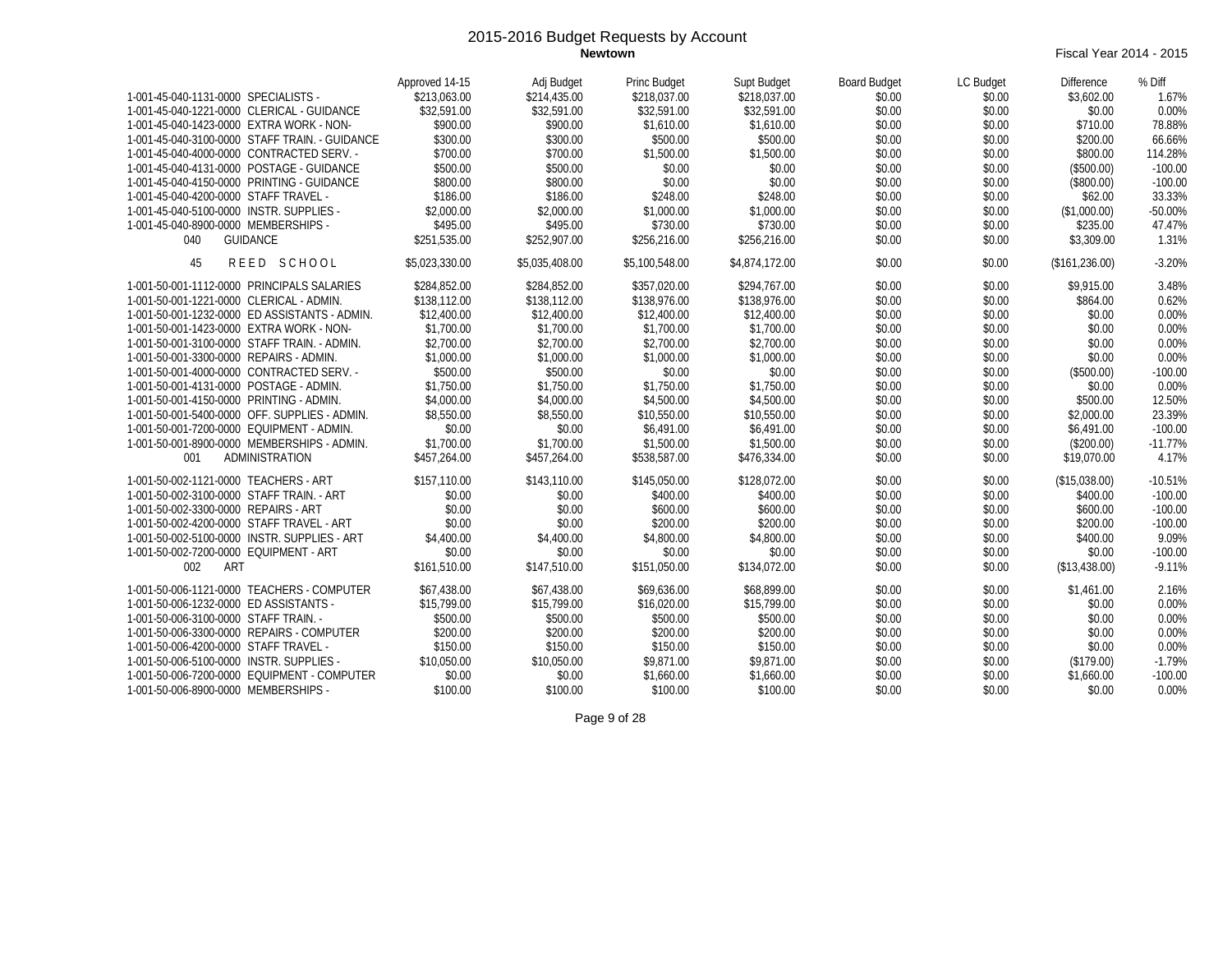# 2015-2016 Budget Requests by Account

**Newtown**

Fiscal Year 2014 - 2015

| | Approved 14-15 | Adj Budget | Princ Budget | Supt Budget | Board Budget | LC Budget | Difference | % Diff |
|---|---|---|---|---|---|---|---|---|
| 1-001-45-040-1131-0000 SPECIALISTS - | $213,063.00 | $214,435.00 | $218,037.00 | $218,037.00 | $0.00 | $0.00 | $3,602.00 | 1.67% |
| 1-001-45-040-1221-0000 CLERICAL - GUIDANCE | $32,591.00 | $32,591.00 | $32,591.00 | $32,591.00 | $0.00 | $0.00 | $0.00 | 0.00% |
| 1-001-45-040-1423-0000 EXTRA WORK - NON- | $900.00 | $900.00 | $1,610.00 | $1,610.00 | $0.00 | $0.00 | $710.00 | 78.88% |
| 1-001-45-040-3100-0000 STAFF TRAIN. - GUIDANCE | $300.00 | $300.00 | $500.00 | $500.00 | $0.00 | $0.00 | $200.00 | 66.66% |
| 1-001-45-040-4000-0000 CONTRACTED SERV. - | $700.00 | $700.00 | $1,500.00 | $1,500.00 | $0.00 | $0.00 | $800.00 | 114.28% |
| 1-001-45-040-4131-0000 POSTAGE - GUIDANCE | $500.00 | $500.00 | $0.00 | $0.00 | $0.00 | $0.00 | ($500.00) | -100.00 |
| 1-001-45-040-4150-0000 PRINTING - GUIDANCE | $800.00 | $800.00 | $0.00 | $0.00 | $0.00 | $0.00 | ($800.00) | -100.00 |
| 1-001-45-040-4200-0000 STAFF TRAVEL - | $186.00 | $186.00 | $248.00 | $248.00 | $0.00 | $0.00 | $62.00 | 33.33% |
| 1-001-45-040-5100-0000 INSTR. SUPPLIES - | $2,000.00 | $2,000.00 | $1,000.00 | $1,000.00 | $0.00 | $0.00 | ($1,000.00) | -50.00% |
| 1-001-45-040-8900-0000 MEMBERSHIPS - | $495.00 | $495.00 | $730.00 | $730.00 | $0.00 | $0.00 | $235.00 | 47.47% |
| 040 GUIDANCE | $251,535.00 | $252,907.00 | $256,216.00 | $256,216.00 | $0.00 | $0.00 | $3,309.00 | 1.31% |
| 45 REED SCHOOL | $5,023,330.00 | $5,035,408.00 | $5,100,548.00 | $4,874,172.00 | $0.00 | $0.00 | ($161,236.00) | -3.20% |
| 1-001-50-001-1112-0000 PRINCIPALS SALARIES | $284,852.00 | $284,852.00 | $357,020.00 | $294,767.00 | $0.00 | $0.00 | $9,915.00 | 3.48% |
| 1-001-50-001-1221-0000 CLERICAL - ADMIN. | $138,112.00 | $138,112.00 | $138,976.00 | $138,976.00 | $0.00 | $0.00 | $864.00 | 0.62% |
| 1-001-50-001-1232-0000 ED ASSISTANTS - ADMIN. | $12,400.00 | $12,400.00 | $12,400.00 | $12,400.00 | $0.00 | $0.00 | $0.00 | 0.00% |
| 1-001-50-001-1423-0000 EXTRA WORK - NON- | $1,700.00 | $1,700.00 | $1,700.00 | $1,700.00 | $0.00 | $0.00 | $0.00 | 0.00% |
| 1-001-50-001-3100-0000 STAFF TRAIN. - ADMIN. | $2,700.00 | $2,700.00 | $2,700.00 | $2,700.00 | $0.00 | $0.00 | $0.00 | 0.00% |
| 1-001-50-001-3300-0000 REPAIRS - ADMIN. | $1,000.00 | $1,000.00 | $1,000.00 | $1,000.00 | $0.00 | $0.00 | $0.00 | 0.00% |
| 1-001-50-001-4000-0000 CONTRACTED SERV. - | $500.00 | $500.00 | $0.00 | $0.00 | $0.00 | $0.00 | ($500.00) | -100.00 |
| 1-001-50-001-4131-0000 POSTAGE - ADMIN. | $1,750.00 | $1,750.00 | $1,750.00 | $1,750.00 | $0.00 | $0.00 | $0.00 | 0.00% |
| 1-001-50-001-4150-0000 PRINTING - ADMIN. | $4,000.00 | $4,000.00 | $4,500.00 | $4,500.00 | $0.00 | $0.00 | $500.00 | 12.50% |
| 1-001-50-001-5400-0000 OFF. SUPPLIES - ADMIN. | $8,550.00 | $8,550.00 | $10,550.00 | $10,550.00 | $0.00 | $0.00 | $2,000.00 | 23.39% |
| 1-001-50-001-7200-0000 EQUIPMENT - ADMIN. | $0.00 | $0.00 | $6,491.00 | $6,491.00 | $0.00 | $0.00 | $6,491.00 | -100.00 |
| 1-001-50-001-8900-0000 MEMBERSHIPS - ADMIN. | $1,700.00 | $1,700.00 | $1,500.00 | $1,500.00 | $0.00 | $0.00 | ($200.00) | -11.77% |
| 001 ADMINISTRATION | $457,264.00 | $457,264.00 | $538,587.00 | $476,334.00 | $0.00 | $0.00 | $19,070.00 | 4.17% |
| 1-001-50-002-1121-0000 TEACHERS - ART | $157,110.00 | $143,110.00 | $145,050.00 | $128,072.00 | $0.00 | $0.00 | ($15,038.00) | -10.51% |
| 1-001-50-002-3100-0000 STAFF TRAIN. - ART | $0.00 | $0.00 | $400.00 | $400.00 | $0.00 | $0.00 | $400.00 | -100.00 |
| 1-001-50-002-3300-0000 REPAIRS - ART | $0.00 | $0.00 | $600.00 | $600.00 | $0.00 | $0.00 | $600.00 | -100.00 |
| 1-001-50-002-4200-0000 STAFF TRAVEL - ART | $0.00 | $0.00 | $200.00 | $200.00 | $0.00 | $0.00 | $200.00 | -100.00 |
| 1-001-50-002-5100-0000 INSTR. SUPPLIES - ART | $4,400.00 | $4,400.00 | $4,800.00 | $4,800.00 | $0.00 | $0.00 | $400.00 | 9.09% |
| 1-001-50-002-7200-0000 EQUIPMENT - ART | $0.00 | $0.00 | $0.00 | $0.00 | $0.00 | $0.00 | $0.00 | -100.00 |
| 002 ART | $161,510.00 | $147,510.00 | $151,050.00 | $134,072.00 | $0.00 | $0.00 | ($13,438.00) | -9.11% |
| 1-001-50-006-1121-0000 TEACHERS - COMPUTER | $67,438.00 | $67,438.00 | $69,636.00 | $68,899.00 | $0.00 | $0.00 | $1,461.00 | 2.16% |
| 1-001-50-006-1232-0000 ED ASSISTANTS - | $15,799.00 | $15,799.00 | $16,020.00 | $15,799.00 | $0.00 | $0.00 | $0.00 | 0.00% |
| 1-001-50-006-3100-0000 STAFF TRAIN. - | $500.00 | $500.00 | $500.00 | $500.00 | $0.00 | $0.00 | $0.00 | 0.00% |
| 1-001-50-006-3300-0000 REPAIRS - COMPUTER | $200.00 | $200.00 | $200.00 | $200.00 | $0.00 | $0.00 | $0.00 | 0.00% |
| 1-001-50-006-4200-0000 STAFF TRAVEL - | $150.00 | $150.00 | $150.00 | $150.00 | $0.00 | $0.00 | $0.00 | 0.00% |
| 1-001-50-006-5100-0000 INSTR. SUPPLIES - | $10,050.00 | $10,050.00 | $9,871.00 | $9,871.00 | $0.00 | $0.00 | ($179.00) | -1.79% |
| 1-001-50-006-7200-0000 EQUIPMENT - COMPUTER | $0.00 | $0.00 | $1,660.00 | $1,660.00 | $0.00 | $0.00 | $1,660.00 | -100.00 |
| 1-001-50-006-8900-0000 MEMBERSHIPS - | $100.00 | $100.00 | $100.00 | $100.00 | $0.00 | $0.00 | $0.00 | 0.00% |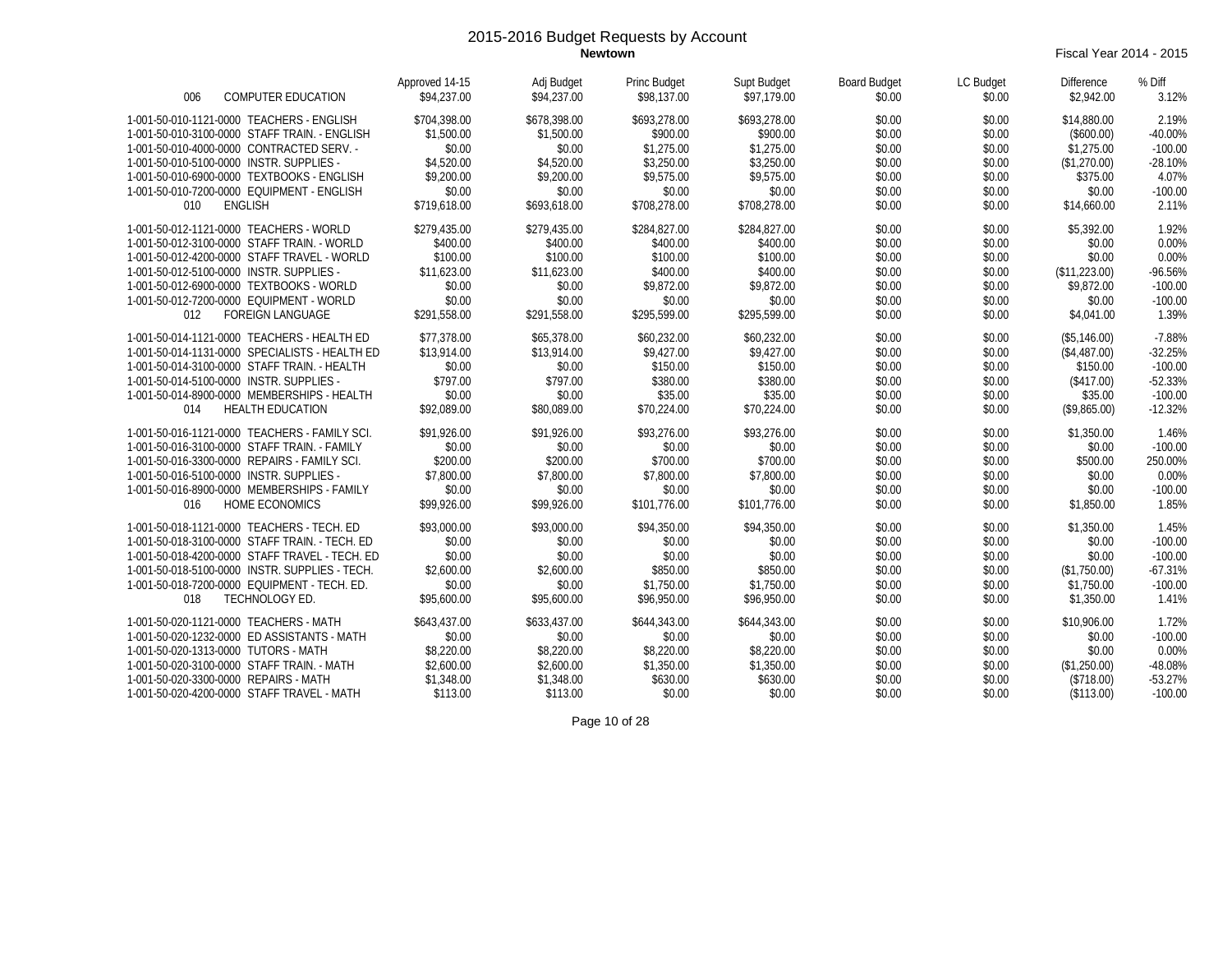# 2015-2016 Budget Requests by Account

**Newtown**

Fiscal Year 2014 - 2015

| | Approved 14-15 | Adj Budget | Princ Budget | Supt Budget | Board Budget | LC Budget | Difference | % Diff |
|---|---|---|---|---|---|---|---|---|
| 006 COMPUTER EDUCATION | $94,237.00 | $94,237.00 | $98,137.00 | $97,179.00 | $0.00 | $0.00 | $2,942.00 | 3.12% |
| 1-001-50-010-1121-0000 TEACHERS - ENGLISH | $704,398.00 | $678,398.00 | $693,278.00 | $693,278.00 | $0.00 | $0.00 | $14,880.00 | 2.19% |
| 1-001-50-010-3100-0000 STAFF TRAIN. - ENGLISH | $1,500.00 | $1,500.00 | $900.00 | $900.00 | $0.00 | $0.00 | ($600.00) | -40.00% |
| 1-001-50-010-4000-0000 CONTRACTED SERV. - | $0.00 | $0.00 | $1,275.00 | $1,275.00 | $0.00 | $0.00 | $1,275.00 | -100.00 |
| 1-001-50-010-5100-0000 INSTR. SUPPLIES - | $4,520.00 | $4,520.00 | $3,250.00 | $3,250.00 | $0.00 | $0.00 | ($1,270.00) | -28.10% |
| 1-001-50-010-6900-0000 TEXTBOOKS - ENGLISH | $9,200.00 | $9,200.00 | $9,575.00 | $9,575.00 | $0.00 | $0.00 | $375.00 | 4.07% |
| 1-001-50-010-7200-0000 EQUIPMENT - ENGLISH | $0.00 | $0.00 | $0.00 | $0.00 | $0.00 | $0.00 | $0.00 | -100.00 |
| 010 ENGLISH | $719,618.00 | $693,618.00 | $708,278.00 | $708,278.00 | $0.00 | $0.00 | $14,660.00 | 2.11% |
| 1-001-50-012-1121-0000 TEACHERS - WORLD | $279,435.00 | $279,435.00 | $284,827.00 | $284,827.00 | $0.00 | $0.00 | $5,392.00 | 1.92% |
| 1-001-50-012-3100-0000 STAFF TRAIN. - WORLD | $400.00 | $400.00 | $400.00 | $400.00 | $0.00 | $0.00 | $0.00 | 0.00% |
| 1-001-50-012-4200-0000 STAFF TRAVEL - WORLD | $100.00 | $100.00 | $100.00 | $100.00 | $0.00 | $0.00 | $0.00 | 0.00% |
| 1-001-50-012-5100-0000 INSTR. SUPPLIES - | $11,623.00 | $11,623.00 | $400.00 | $400.00 | $0.00 | $0.00 | ($11,223.00) | -96.56% |
| 1-001-50-012-6900-0000 TEXTBOOKS - WORLD | $0.00 | $0.00 | $9,872.00 | $9,872.00 | $0.00 | $0.00 | $9,872.00 | -100.00 |
| 1-001-50-012-7200-0000 EQUIPMENT - WORLD | $0.00 | $0.00 | $0.00 | $0.00 | $0.00 | $0.00 | $0.00 | -100.00 |
| 012 FOREIGN LANGUAGE | $291,558.00 | $291,558.00 | $295,599.00 | $295,599.00 | $0.00 | $0.00 | $4,041.00 | 1.39% |
| 1-001-50-014-1121-0000 TEACHERS - HEALTH ED | $77,378.00 | $65,378.00 | $60,232.00 | $60,232.00 | $0.00 | $0.00 | ($5,146.00) | -7.88% |
| 1-001-50-014-1131-0000 SPECIALISTS - HEALTH ED | $13,914.00 | $13,914.00 | $9,427.00 | $9,427.00 | $0.00 | $0.00 | ($4,487.00) | -32.25% |
| 1-001-50-014-3100-0000 STAFF TRAIN. - HEALTH | $0.00 | $0.00 | $150.00 | $150.00 | $0.00 | $0.00 | $150.00 | -100.00 |
| 1-001-50-014-5100-0000 INSTR. SUPPLIES - | $797.00 | $797.00 | $380.00 | $380.00 | $0.00 | $0.00 | ($417.00) | -52.33% |
| 1-001-50-014-8900-0000 MEMBERSHIPS - HEALTH | $0.00 | $0.00 | $35.00 | $35.00 | $0.00 | $0.00 | $35.00 | -100.00 |
| 014 HEALTH EDUCATION | $92,089.00 | $80,089.00 | $70,224.00 | $70,224.00 | $0.00 | $0.00 | ($9,865.00) | -12.32% |
| 1-001-50-016-1121-0000 TEACHERS - FAMILY SCI. | $91,926.00 | $91,926.00 | $93,276.00 | $93,276.00 | $0.00 | $0.00 | $1,350.00 | 1.46% |
| 1-001-50-016-3100-0000 STAFF TRAIN. - FAMILY | $0.00 | $0.00 | $0.00 | $0.00 | $0.00 | $0.00 | $0.00 | -100.00 |
| 1-001-50-016-3300-0000 REPAIRS - FAMILY SCI. | $200.00 | $200.00 | $700.00 | $700.00 | $0.00 | $0.00 | $500.00 | 250.00% |
| 1-001-50-016-5100-0000 INSTR. SUPPLIES - | $7,800.00 | $7,800.00 | $7,800.00 | $7,800.00 | $0.00 | $0.00 | $0.00 | 0.00% |
| 1-001-50-016-8900-0000 MEMBERSHIPS - FAMILY | $0.00 | $0.00 | $0.00 | $0.00 | $0.00 | $0.00 | $0.00 | -100.00 |
| 016 HOME ECONOMICS | $99,926.00 | $99,926.00 | $101,776.00 | $101,776.00 | $0.00 | $0.00 | $1,850.00 | 1.85% |
| 1-001-50-018-1121-0000 TEACHERS - TECH. ED | $93,000.00 | $93,000.00 | $94,350.00 | $94,350.00 | $0.00 | $0.00 | $1,350.00 | 1.45% |
| 1-001-50-018-3100-0000 STAFF TRAIN. - TECH. ED | $0.00 | $0.00 | $0.00 | $0.00 | $0.00 | $0.00 | $0.00 | -100.00 |
| 1-001-50-018-4200-0000 STAFF TRAVEL - TECH. ED | $0.00 | $0.00 | $0.00 | $0.00 | $0.00 | $0.00 | $0.00 | -100.00 |
| 1-001-50-018-5100-0000 INSTR. SUPPLIES - TECH. | $2,600.00 | $2,600.00 | $850.00 | $850.00 | $0.00 | $0.00 | ($1,750.00) | -67.31% |
| 1-001-50-018-7200-0000 EQUIPMENT - TECH. ED. | $0.00 | $0.00 | $1,750.00 | $1,750.00 | $0.00 | $0.00 | $1,750.00 | -100.00 |
| 018 TECHNOLOGY ED. | $95,600.00 | $95,600.00 | $96,950.00 | $96,950.00 | $0.00 | $0.00 | $1,350.00 | 1.41% |
| 1-001-50-020-1121-0000 TEACHERS - MATH | $643,437.00 | $633,437.00 | $644,343.00 | $644,343.00 | $0.00 | $0.00 | $10,906.00 | 1.72% |
| 1-001-50-020-1232-0000 ED ASSISTANTS - MATH | $0.00 | $0.00 | $0.00 | $0.00 | $0.00 | $0.00 | $0.00 | -100.00 |
| 1-001-50-020-1313-0000 TUTORS - MATH | $8,220.00 | $8,220.00 | $8,220.00 | $8,220.00 | $0.00 | $0.00 | $0.00 | 0.00% |
| 1-001-50-020-3100-0000 STAFF TRAIN. - MATH | $2,600.00 | $2,600.00 | $1,350.00 | $1,350.00 | $0.00 | $0.00 | ($1,250.00) | -48.08% |
| 1-001-50-020-3300-0000 REPAIRS - MATH | $1,348.00 | $1,348.00 | $630.00 | $630.00 | $0.00 | $0.00 | ($718.00) | -53.27% |
| 1-001-50-020-4200-0000 STAFF TRAVEL - MATH | $113.00 | $113.00 | $0.00 | $0.00 | $0.00 | $0.00 | ($113.00) | -100.00 |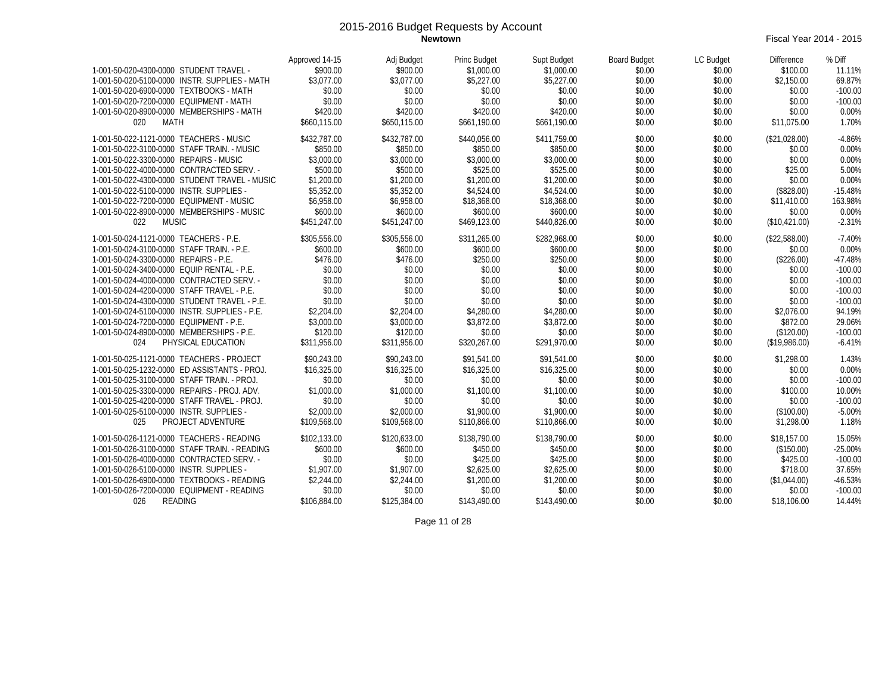# 2015-2016 Budget Requests by Account

**Newtown**

Fiscal Year 2014 - 2015

| Account | Approved 14-15 | Adj Budget | Princ Budget | Supt Budget | Board Budget | LC Budget | Difference | % Diff |
|---|---|---|---|---|---|---|---|---|
| 1-001-50-020-4300-0000 STUDENT TRAVEL - | $900.00 | $900.00 | $1,000.00 | $1,000.00 | $0.00 | $0.00 | $100.00 | 11.11% |
| 1-001-50-020-5100-0000 INSTR. SUPPLIES - MATH | $3,077.00 | $3,077.00 | $5,227.00 | $5,227.00 | $0.00 | $0.00 | $2,150.00 | 69.87% |
| 1-001-50-020-6900-0000 TEXTBOOKS - MATH | $0.00 | $0.00 | $0.00 | $0.00 | $0.00 | $0.00 | $0.00 | -100.00 |
| 1-001-50-020-7200-0000 EQUIPMENT - MATH | $0.00 | $0.00 | $0.00 | $0.00 | $0.00 | $0.00 | $0.00 | -100.00 |
| 1-001-50-020-8900-0000 MEMBERSHIPS - MATH | $420.00 | $420.00 | $420.00 | $420.00 | $0.00 | $0.00 | $0.00 | 0.00% |
| 020 MATH | $660,115.00 | $650,115.00 | $661,190.00 | $661,190.00 | $0.00 | $0.00 | $11,075.00 | 1.70% |
| 1-001-50-022-1121-0000 TEACHERS - MUSIC | $432,787.00 | $432,787.00 | $440,056.00 | $411,759.00 | $0.00 | $0.00 | ($21,028.00) | -4.86% |
| 1-001-50-022-3100-0000 STAFF TRAIN. - MUSIC | $850.00 | $850.00 | $850.00 | $850.00 | $0.00 | $0.00 | $0.00 | 0.00% |
| 1-001-50-022-3300-0000 REPAIRS - MUSIC | $3,000.00 | $3,000.00 | $3,000.00 | $3,000.00 | $0.00 | $0.00 | $0.00 | 0.00% |
| 1-001-50-022-4000-0000 CONTRACTED SERV. - | $500.00 | $500.00 | $525.00 | $525.00 | $0.00 | $0.00 | $25.00 | 5.00% |
| 1-001-50-022-4300-0000 STUDENT TRAVEL - MUSIC | $1,200.00 | $1,200.00 | $1,200.00 | $1,200.00 | $0.00 | $0.00 | $0.00 | 0.00% |
| 1-001-50-022-5100-0000 INSTR. SUPPLIES - | $5,352.00 | $5,352.00 | $4,524.00 | $4,524.00 | $0.00 | $0.00 | ($828.00) | -15.48% |
| 1-001-50-022-7200-0000 EQUIPMENT - MUSIC | $6,958.00 | $6,958.00 | $18,368.00 | $18,368.00 | $0.00 | $0.00 | $11,410.00 | 163.98% |
| 1-001-50-022-8900-0000 MEMBERSHIPS - MUSIC | $600.00 | $600.00 | $600.00 | $600.00 | $0.00 | $0.00 | $0.00 | 0.00% |
| 022 MUSIC | $451,247.00 | $451,247.00 | $469,123.00 | $440,826.00 | $0.00 | $0.00 | ($10,421.00) | -2.31% |
| 1-001-50-024-1121-0000 TEACHERS - P.E. | $305,556.00 | $305,556.00 | $311,265.00 | $282,968.00 | $0.00 | $0.00 | ($22,588.00) | -7.40% |
| 1-001-50-024-3100-0000 STAFF TRAIN. - P.E. | $600.00 | $600.00 | $600.00 | $600.00 | $0.00 | $0.00 | $0.00 | 0.00% |
| 1-001-50-024-3300-0000 REPAIRS - P.E. | $476.00 | $476.00 | $250.00 | $250.00 | $0.00 | $0.00 | ($226.00) | -47.48% |
| 1-001-50-024-3400-0000 EQUIP RENTAL - P.E. | $0.00 | $0.00 | $0.00 | $0.00 | $0.00 | $0.00 | $0.00 | -100.00 |
| 1-001-50-024-4000-0000 CONTRACTED SERV. - | $0.00 | $0.00 | $0.00 | $0.00 | $0.00 | $0.00 | $0.00 | -100.00 |
| 1-001-50-024-4200-0000 STAFF TRAVEL - P.E. | $0.00 | $0.00 | $0.00 | $0.00 | $0.00 | $0.00 | $0.00 | -100.00 |
| 1-001-50-024-4300-0000 STUDENT TRAVEL - P.E. | $0.00 | $0.00 | $0.00 | $0.00 | $0.00 | $0.00 | $0.00 | -100.00 |
| 1-001-50-024-5100-0000 INSTR. SUPPLIES - P.E. | $2,204.00 | $2,204.00 | $4,280.00 | $4,280.00 | $0.00 | $0.00 | $2,076.00 | 94.19% |
| 1-001-50-024-7200-0000 EQUIPMENT - P.E. | $3,000.00 | $3,000.00 | $3,872.00 | $3,872.00 | $0.00 | $0.00 | $872.00 | 29.06% |
| 1-001-50-024-8900-0000 MEMBERSHIPS - P.E. | $120.00 | $120.00 | $0.00 | $0.00 | $0.00 | $0.00 | ($120.00) | -100.00 |
| 024 PHYSICAL EDUCATION | $311,956.00 | $311,956.00 | $320,267.00 | $291,970.00 | $0.00 | $0.00 | ($19,986.00) | -6.41% |
| 1-001-50-025-1121-0000 TEACHERS - PROJECT | $90,243.00 | $90,243.00 | $91,541.00 | $91,541.00 | $0.00 | $0.00 | $1,298.00 | 1.43% |
| 1-001-50-025-1232-0000 ED ASSISTANTS - PROJ. | $16,325.00 | $16,325.00 | $16,325.00 | $16,325.00 | $0.00 | $0.00 | $0.00 | 0.00% |
| 1-001-50-025-3100-0000 STAFF TRAIN. - PROJ. | $0.00 | $0.00 | $0.00 | $0.00 | $0.00 | $0.00 | $0.00 | -100.00 |
| 1-001-50-025-3300-0000 REPAIRS - PROJ. ADV. | $1,000.00 | $1,000.00 | $1,100.00 | $1,100.00 | $0.00 | $0.00 | $100.00 | 10.00% |
| 1-001-50-025-4200-0000 STAFF TRAVEL - PROJ. | $0.00 | $0.00 | $0.00 | $0.00 | $0.00 | $0.00 | $0.00 | -100.00 |
| 1-001-50-025-5100-0000 INSTR. SUPPLIES - | $2,000.00 | $2,000.00 | $1,900.00 | $1,900.00 | $0.00 | $0.00 | ($100.00) | -5.00% |
| 025 PROJECT ADVENTURE | $109,568.00 | $109,568.00 | $110,866.00 | $110,866.00 | $0.00 | $0.00 | $1,298.00 | 1.18% |
| 1-001-50-026-1121-0000 TEACHERS - READING | $102,133.00 | $120,633.00 | $138,790.00 | $138,790.00 | $0.00 | $0.00 | $18,157.00 | 15.05% |
| 1-001-50-026-3100-0000 STAFF TRAIN. - READING | $600.00 | $600.00 | $450.00 | $450.00 | $0.00 | $0.00 | ($150.00) | -25.00% |
| 1-001-50-026-4000-0000 CONTRACTED SERV. - | $0.00 | $0.00 | $425.00 | $425.00 | $0.00 | $0.00 | $425.00 | -100.00 |
| 1-001-50-026-5100-0000 INSTR. SUPPLIES - | $1,907.00 | $1,907.00 | $2,625.00 | $2,625.00 | $0.00 | $0.00 | $718.00 | 37.65% |
| 1-001-50-026-6900-0000 TEXTBOOKS - READING | $2,244.00 | $2,244.00 | $1,200.00 | $1,200.00 | $0.00 | $0.00 | ($1,044.00) | -46.53% |
| 1-001-50-026-7200-0000 EQUIPMENT - READING | $0.00 | $0.00 | $0.00 | $0.00 | $0.00 | $0.00 | $0.00 | -100.00 |
| 026 READING | $106,884.00 | $125,384.00 | $143,490.00 | $143,490.00 | $0.00 | $0.00 | $18,106.00 | 14.44% |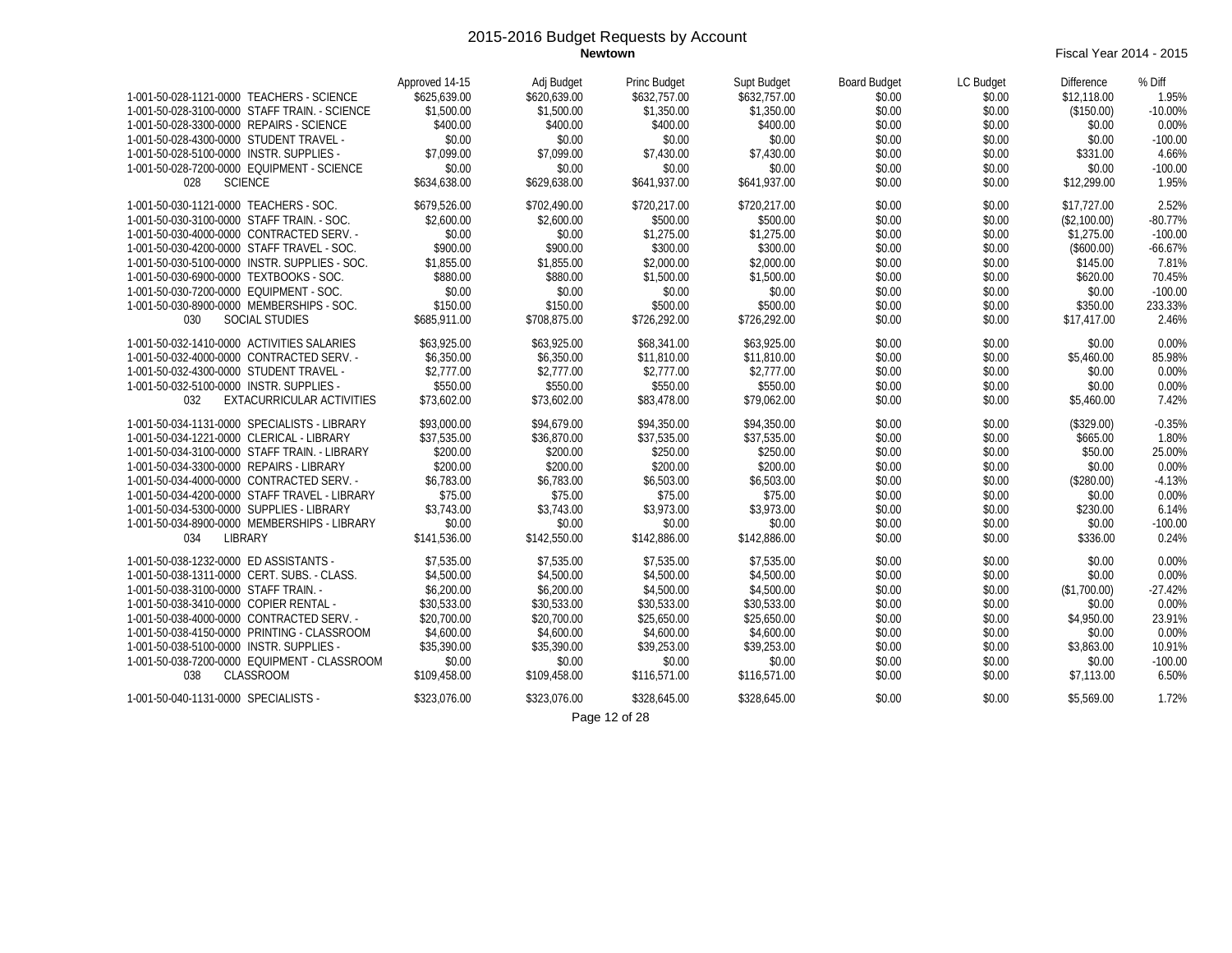# 2015-2016 Budget Requests by Account

**Newtown**

Fiscal Year 2014 - 2015

| Account | Approved 14-15 | Adj Budget | Princ Budget | Supt Budget | Board Budget | LC Budget | Difference | % Diff |
|---|---|---|---|---|---|---|---|---|
| 1-001-50-028-1121-0000 TEACHERS - SCIENCE | $625,639.00 | $620,639.00 | $632,757.00 | $632,757.00 | $0.00 | $0.00 | $12,118.00 | 1.95% |
| 1-001-50-028-3100-0000 STAFF TRAIN. - SCIENCE | $1,500.00 | $1,500.00 | $1,350.00 | $1,350.00 | $0.00 | $0.00 | ($150.00) | -10.00% |
| 1-001-50-028-3300-0000 REPAIRS - SCIENCE | $400.00 | $400.00 | $400.00 | $400.00 | $0.00 | $0.00 | $0.00 | 0.00% |
| 1-001-50-028-4300-0000 STUDENT TRAVEL - | $0.00 | $0.00 | $0.00 | $0.00 | $0.00 | $0.00 | $0.00 | -100.00 |
| 1-001-50-028-5100-0000 INSTR. SUPPLIES - | $7,099.00 | $7,099.00 | $7,430.00 | $7,430.00 | $0.00 | $0.00 | $331.00 | 4.66% |
| 1-001-50-028-7200-0000 EQUIPMENT - SCIENCE | $0.00 | $0.00 | $0.00 | $0.00 | $0.00 | $0.00 | $0.00 | -100.00 |
| 028 SCIENCE | $634,638.00 | $629,638.00 | $641,937.00 | $641,937.00 | $0.00 | $0.00 | $12,299.00 | 1.95% |
| 1-001-50-030-1121-0000 TEACHERS - SOC. | $679,526.00 | $702,490.00 | $720,217.00 | $720,217.00 | $0.00 | $0.00 | $17,727.00 | 2.52% |
| 1-001-50-030-3100-0000 STAFF TRAIN. - SOC. | $2,600.00 | $2,600.00 | $500.00 | $500.00 | $0.00 | $0.00 | ($2,100.00) | -80.77% |
| 1-001-50-030-4000-0000 CONTRACTED SERV. - | $0.00 | $0.00 | $1,275.00 | $1,275.00 | $0.00 | $0.00 | $1,275.00 | -100.00 |
| 1-001-50-030-4200-0000 STAFF TRAVEL - SOC. | $900.00 | $900.00 | $300.00 | $300.00 | $0.00 | $0.00 | ($600.00) | -66.67% |
| 1-001-50-030-5100-0000 INSTR. SUPPLIES - SOC. | $1,855.00 | $1,855.00 | $2,000.00 | $2,000.00 | $0.00 | $0.00 | $145.00 | 7.81% |
| 1-001-50-030-6900-0000 TEXTBOOKS - SOC. | $880.00 | $880.00 | $1,500.00 | $1,500.00 | $0.00 | $0.00 | $620.00 | 70.45% |
| 1-001-50-030-7200-0000 EQUIPMENT - SOC. | $0.00 | $0.00 | $0.00 | $0.00 | $0.00 | $0.00 | $0.00 | -100.00 |
| 1-001-50-030-8900-0000 MEMBERSHIPS - SOC. | $150.00 | $150.00 | $500.00 | $500.00 | $0.00 | $0.00 | $350.00 | 233.33% |
| 030 SOCIAL STUDIES | $685,911.00 | $708,875.00 | $726,292.00 | $726,292.00 | $0.00 | $0.00 | $17,417.00 | 2.46% |
| 1-001-50-032-1410-0000 ACTIVITIES SALARIES | $63,925.00 | $63,925.00 | $68,341.00 | $63,925.00 | $0.00 | $0.00 | $0.00 | 0.00% |
| 1-001-50-032-4000-0000 CONTRACTED SERV. - | $6,350.00 | $6,350.00 | $11,810.00 | $11,810.00 | $0.00 | $0.00 | $5,460.00 | 85.98% |
| 1-001-50-032-4300-0000 STUDENT TRAVEL - | $2,777.00 | $2,777.00 | $2,777.00 | $2,777.00 | $0.00 | $0.00 | $0.00 | 0.00% |
| 1-001-50-032-5100-0000 INSTR. SUPPLIES - | $550.00 | $550.00 | $550.00 | $550.00 | $0.00 | $0.00 | $0.00 | 0.00% |
| 032 EXTACURRICULAR ACTIVITIES | $73,602.00 | $73,602.00 | $83,478.00 | $79,062.00 | $0.00 | $0.00 | $5,460.00 | 7.42% |
| 1-001-50-034-1131-0000 SPECIALISTS - LIBRARY | $93,000.00 | $94,679.00 | $94,350.00 | $94,350.00 | $0.00 | $0.00 | ($329.00) | -0.35% |
| 1-001-50-034-1221-0000 CLERICAL - LIBRARY | $37,535.00 | $36,870.00 | $37,535.00 | $37,535.00 | $0.00 | $0.00 | $665.00 | 1.80% |
| 1-001-50-034-3100-0000 STAFF TRAIN. - LIBRARY | $200.00 | $200.00 | $250.00 | $250.00 | $0.00 | $0.00 | $50.00 | 25.00% |
| 1-001-50-034-3300-0000 REPAIRS - LIBRARY | $200.00 | $200.00 | $200.00 | $200.00 | $0.00 | $0.00 | $0.00 | 0.00% |
| 1-001-50-034-4000-0000 CONTRACTED SERV. - | $6,783.00 | $6,783.00 | $6,503.00 | $6,503.00 | $0.00 | $0.00 | ($280.00) | -4.13% |
| 1-001-50-034-4200-0000 STAFF TRAVEL - LIBRARY | $75.00 | $75.00 | $75.00 | $75.00 | $0.00 | $0.00 | $0.00 | 0.00% |
| 1-001-50-034-5300-0000 SUPPLIES - LIBRARY | $3,743.00 | $3,743.00 | $3,973.00 | $3,973.00 | $0.00 | $0.00 | $230.00 | 6.14% |
| 1-001-50-034-8900-0000 MEMBERSHIPS - LIBRARY | $0.00 | $0.00 | $0.00 | $0.00 | $0.00 | $0.00 | $0.00 | -100.00 |
| 034 LIBRARY | $141,536.00 | $142,550.00 | $142,886.00 | $142,886.00 | $0.00 | $0.00 | $336.00 | 0.24% |
| 1-001-50-038-1232-0000 ED ASSISTANTS - | $7,535.00 | $7,535.00 | $7,535.00 | $7,535.00 | $0.00 | $0.00 | $0.00 | 0.00% |
| 1-001-50-038-1311-0000 CERT. SUBS. - CLASS. | $4,500.00 | $4,500.00 | $4,500.00 | $4,500.00 | $0.00 | $0.00 | $0.00 | 0.00% |
| 1-001-50-038-3100-0000 STAFF TRAIN. - | $6,200.00 | $6,200.00 | $4,500.00 | $4,500.00 | $0.00 | $0.00 | ($1,700.00) | -27.42% |
| 1-001-50-038-3410-0000 COPIER RENTAL - | $30,533.00 | $30,533.00 | $30,533.00 | $30,533.00 | $0.00 | $0.00 | $0.00 | 0.00% |
| 1-001-50-038-4000-0000 CONTRACTED SERV. - | $20,700.00 | $20,700.00 | $25,650.00 | $25,650.00 | $0.00 | $0.00 | $4,950.00 | 23.91% |
| 1-001-50-038-4150-0000 PRINTING - CLASSROOM | $4,600.00 | $4,600.00 | $4,600.00 | $4,600.00 | $0.00 | $0.00 | $0.00 | 0.00% |
| 1-001-50-038-5100-0000 INSTR. SUPPLIES - | $35,390.00 | $35,390.00 | $39,253.00 | $39,253.00 | $0.00 | $0.00 | $3,863.00 | 10.91% |
| 1-001-50-038-7200-0000 EQUIPMENT - CLASSROOM | $0.00 | $0.00 | $0.00 | $0.00 | $0.00 | $0.00 | $0.00 | -100.00 |
| 038 CLASSROOM | $109,458.00 | $109,458.00 | $116,571.00 | $116,571.00 | $0.00 | $0.00 | $7,113.00 | 6.50% |
| 1-001-50-040-1131-0000 SPECIALISTS - | $323,076.00 | $323,076.00 | $328,645.00 | $328,645.00 | $0.00 | $0.00 | $5,569.00 | 1.72% |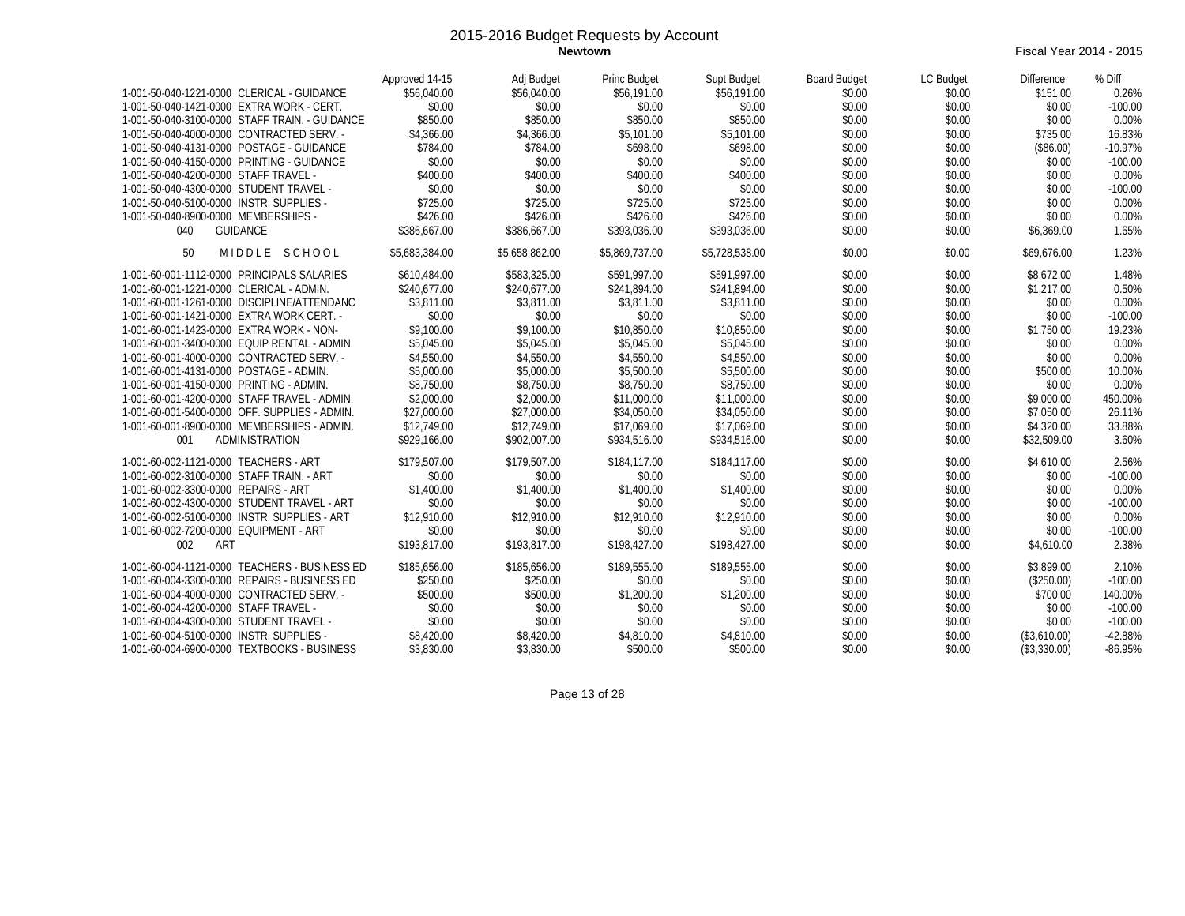# 2015-2016 Budget Requests by Account

**Newtown**

Fiscal Year 2014 - 2015

| | Approved 14-15 | Adj Budget | Princ Budget | Supt Budget | Board Budget | LC Budget | Difference | % Diff |
|---|---|---|---|---|---|---|---|---|
| 1-001-50-040-1221-0000 CLERICAL - GUIDANCE | $56,040.00 | $56,040.00 | $56,191.00 | $56,191.00 | $0.00 | $0.00 | $151.00 | 0.26% |
| 1-001-50-040-1421-0000 EXTRA WORK - CERT. | $0.00 | $0.00 | $0.00 | $0.00 | $0.00 | $0.00 | $0.00 | -100.00 |
| 1-001-50-040-3100-0000 STAFF TRAIN. - GUIDANCE | $850.00 | $850.00 | $850.00 | $850.00 | $0.00 | $0.00 | $0.00 | 0.00% |
| 1-001-50-040-4000-0000 CONTRACTED SERV. - | $4,366.00 | $4,366.00 | $5,101.00 | $5,101.00 | $0.00 | $0.00 | $735.00 | 16.83% |
| 1-001-50-040-4131-0000 POSTAGE - GUIDANCE | $784.00 | $784.00 | $698.00 | $698.00 | $0.00 | $0.00 | ($86.00) | -10.97% |
| 1-001-50-040-4150-0000 PRINTING - GUIDANCE | $0.00 | $0.00 | $0.00 | $0.00 | $0.00 | $0.00 | $0.00 | -100.00 |
| 1-001-50-040-4200-0000 STAFF TRAVEL - | $400.00 | $400.00 | $400.00 | $400.00 | $0.00 | $0.00 | $0.00 | 0.00% |
| 1-001-50-040-4300-0000 STUDENT TRAVEL - | $0.00 | $0.00 | $0.00 | $0.00 | $0.00 | $0.00 | $0.00 | -100.00 |
| 1-001-50-040-5100-0000 INSTR. SUPPLIES - | $725.00 | $725.00 | $725.00 | $725.00 | $0.00 | $0.00 | $0.00 | 0.00% |
| 1-001-50-040-8900-0000 MEMBERSHIPS - | $426.00 | $426.00 | $426.00 | $426.00 | $0.00 | $0.00 | $0.00 | 0.00% |
| 040 GUIDANCE | $386,667.00 | $386,667.00 | $393,036.00 | $393,036.00 | $0.00 | $0.00 | $6,369.00 | 1.65% |
| 50 MIDDLE SCHOOL | $5,683,384.00 | $5,658,862.00 | $5,869,737.00 | $5,728,538.00 | $0.00 | $0.00 | $69,676.00 | 1.23% |
| 1-001-60-001-1112-0000 PRINCIPALS SALARIES | $610,484.00 | $583,325.00 | $591,997.00 | $591,997.00 | $0.00 | $0.00 | $8,672.00 | 1.48% |
| 1-001-60-001-1221-0000 CLERICAL - ADMIN. | $240,677.00 | $240,677.00 | $241,894.00 | $241,894.00 | $0.00 | $0.00 | $1,217.00 | 0.50% |
| 1-001-60-001-1261-0000 DISCIPLINE/ATTENDANC | $3,811.00 | $3,811.00 | $3,811.00 | $3,811.00 | $0.00 | $0.00 | $0.00 | 0.00% |
| 1-001-60-001-1421-0000 EXTRA WORK CERT. - | $0.00 | $0.00 | $0.00 | $0.00 | $0.00 | $0.00 | $0.00 | -100.00 |
| 1-001-60-001-1423-0000 EXTRA WORK - NON- | $9,100.00 | $9,100.00 | $10,850.00 | $10,850.00 | $0.00 | $0.00 | $1,750.00 | 19.23% |
| 1-001-60-001-3400-0000 EQUIP RENTAL - ADMIN. | $5,045.00 | $5,045.00 | $5,045.00 | $5,045.00 | $0.00 | $0.00 | $0.00 | 0.00% |
| 1-001-60-001-4000-0000 CONTRACTED SERV. - | $4,550.00 | $4,550.00 | $4,550.00 | $4,550.00 | $0.00 | $0.00 | $0.00 | 0.00% |
| 1-001-60-001-4131-0000 POSTAGE - ADMIN. | $5,000.00 | $5,000.00 | $5,500.00 | $5,500.00 | $0.00 | $0.00 | $500.00 | 10.00% |
| 1-001-60-001-4150-0000 PRINTING - ADMIN. | $8,750.00 | $8,750.00 | $8,750.00 | $8,750.00 | $0.00 | $0.00 | $0.00 | 0.00% |
| 1-001-60-001-4200-0000 STAFF TRAVEL - ADMIN. | $2,000.00 | $2,000.00 | $11,000.00 | $11,000.00 | $0.00 | $0.00 | $9,000.00 | 450.00% |
| 1-001-60-001-5400-0000 OFF. SUPPLIES - ADMIN. | $27,000.00 | $27,000.00 | $34,050.00 | $34,050.00 | $0.00 | $0.00 | $7,050.00 | 26.11% |
| 1-001-60-001-8900-0000 MEMBERSHIPS - ADMIN. | $12,749.00 | $12,749.00 | $17,069.00 | $17,069.00 | $0.00 | $0.00 | $4,320.00 | 33.88% |
| 001 ADMINISTRATION | $929,166.00 | $902,007.00 | $934,516.00 | $934,516.00 | $0.00 | $0.00 | $32,509.00 | 3.60% |
| 1-001-60-002-1121-0000 TEACHERS - ART | $179,507.00 | $179,507.00 | $184,117.00 | $184,117.00 | $0.00 | $0.00 | $4,610.00 | 2.56% |
| 1-001-60-002-3100-0000 STAFF TRAIN. - ART | $0.00 | $0.00 | $0.00 | $0.00 | $0.00 | $0.00 | $0.00 | -100.00 |
| 1-001-60-002-3300-0000 REPAIRS - ART | $1,400.00 | $1,400.00 | $1,400.00 | $1,400.00 | $0.00 | $0.00 | $0.00 | 0.00% |
| 1-001-60-002-4300-0000 STUDENT TRAVEL - ART | $0.00 | $0.00 | $0.00 | $0.00 | $0.00 | $0.00 | $0.00 | -100.00 |
| 1-001-60-002-5100-0000 INSTR. SUPPLIES - ART | $12,910.00 | $12,910.00 | $12,910.00 | $12,910.00 | $0.00 | $0.00 | $0.00 | 0.00% |
| 1-001-60-002-7200-0000 EQUIPMENT - ART | $0.00 | $0.00 | $0.00 | $0.00 | $0.00 | $0.00 | $0.00 | -100.00 |
| 002 ART | $193,817.00 | $193,817.00 | $198,427.00 | $198,427.00 | $0.00 | $0.00 | $4,610.00 | 2.38% |
| 1-001-60-004-1121-0000 TEACHERS - BUSINESS ED | $185,656.00 | $185,656.00 | $189,555.00 | $189,555.00 | $0.00 | $0.00 | $3,899.00 | 2.10% |
| 1-001-60-004-3300-0000 REPAIRS - BUSINESS ED | $250.00 | $250.00 | $0.00 | $0.00 | $0.00 | $0.00 | ($250.00) | -100.00 |
| 1-001-60-004-4000-0000 CONTRACTED SERV. - | $500.00 | $500.00 | $1,200.00 | $1,200.00 | $0.00 | $0.00 | $700.00 | 140.00% |
| 1-001-60-004-4200-0000 STAFF TRAVEL - | $0.00 | $0.00 | $0.00 | $0.00 | $0.00 | $0.00 | $0.00 | -100.00 |
| 1-001-60-004-4300-0000 STUDENT TRAVEL - | $0.00 | $0.00 | $0.00 | $0.00 | $0.00 | $0.00 | $0.00 | -100.00 |
| 1-001-60-004-5100-0000 INSTR. SUPPLIES - | $8,420.00 | $8,420.00 | $4,810.00 | $4,810.00 | $0.00 | $0.00 | ($3,610.00) | -42.88% |
| 1-001-60-004-6900-0000 TEXTBOOKS - BUSINESS | $3,830.00 | $3,830.00 | $500.00 | $500.00 | $0.00 | $0.00 | ($3,330.00) | -86.95% |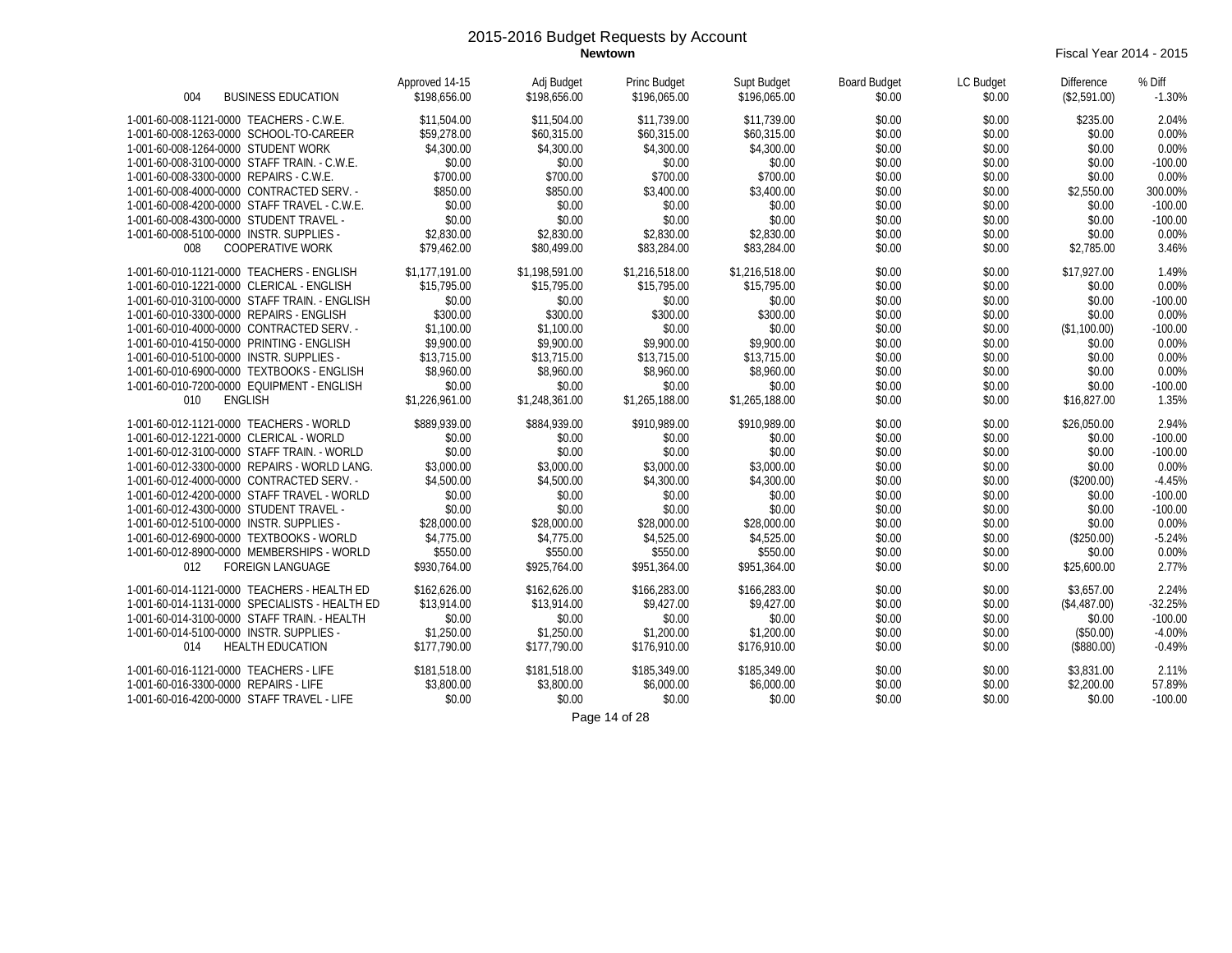# 2015-2016 Budget Requests by Account

**Newtown**

Fiscal Year 2014 - 2015

| Account | Description | Approved 14-15 | Adj Budget | Princ Budget | Supt Budget | Board Budget | LC Budget | Difference | % Diff |
|---|---|---|---|---|---|---|---|---|---|
| 004 | BUSINESS EDUCATION | $198,656.00 | $198,656.00 | $196,065.00 | $196,065.00 | $0.00 | $0.00 | ($2,591.00) | -1.30% |
| 1-001-60-008-1121-0000 | TEACHERS - C.W.E. | $11,504.00 | $11,504.00 | $11,739.00 | $11,739.00 | $0.00 | $0.00 | $235.00 | 2.04% |
| 1-001-60-008-1263-0000 | SCHOOL-TO-CAREER | $59,278.00 | $60,315.00 | $60,315.00 | $60,315.00 | $0.00 | $0.00 | $0.00 | 0.00% |
| 1-001-60-008-1264-0000 | STUDENT WORK | $4,300.00 | $4,300.00 | $4,300.00 | $4,300.00 | $0.00 | $0.00 | $0.00 | 0.00% |
| 1-001-60-008-3100-0000 | STAFF TRAIN. - C.W.E. | $0.00 | $0.00 | $0.00 | $0.00 | $0.00 | $0.00 | $0.00 | -100.00 |
| 1-001-60-008-3300-0000 | REPAIRS - C.W.E. | $700.00 | $700.00 | $700.00 | $700.00 | $0.00 | $0.00 | $0.00 | 0.00% |
| 1-001-60-008-4000-0000 | CONTRACTED SERV. - | $850.00 | $850.00 | $3,400.00 | $3,400.00 | $0.00 | $0.00 | $2,550.00 | 300.00% |
| 1-001-60-008-4200-0000 | STAFF TRAVEL - C.W.E. | $0.00 | $0.00 | $0.00 | $0.00 | $0.00 | $0.00 | $0.00 | -100.00 |
| 1-001-60-008-4300-0000 | STUDENT TRAVEL - | $0.00 | $0.00 | $0.00 | $0.00 | $0.00 | $0.00 | $0.00 | -100.00 |
| 1-001-60-008-5100-0000 | INSTR. SUPPLIES - | $2,830.00 | $2,830.00 | $2,830.00 | $2,830.00 | $0.00 | $0.00 | $0.00 | 0.00% |
| 008 | COOPERATIVE WORK | $79,462.00 | $80,499.00 | $83,284.00 | $83,284.00 | $0.00 | $0.00 | $2,785.00 | 3.46% |
| 1-001-60-010-1121-0000 | TEACHERS - ENGLISH | $1,177,191.00 | $1,198,591.00 | $1,216,518.00 | $1,216,518.00 | $0.00 | $0.00 | $17,927.00 | 1.49% |
| 1-001-60-010-1221-0000 | CLERICAL - ENGLISH | $15,795.00 | $15,795.00 | $15,795.00 | $15,795.00 | $0.00 | $0.00 | $0.00 | 0.00% |
| 1-001-60-010-3100-0000 | STAFF TRAIN. - ENGLISH | $0.00 | $0.00 | $0.00 | $0.00 | $0.00 | $0.00 | $0.00 | -100.00 |
| 1-001-60-010-3300-0000 | REPAIRS - ENGLISH | $300.00 | $300.00 | $300.00 | $300.00 | $0.00 | $0.00 | $0.00 | 0.00% |
| 1-001-60-010-4000-0000 | CONTRACTED SERV. - | $1,100.00 | $1,100.00 | $0.00 | $0.00 | $0.00 | $0.00 | ($1,100.00) | -100.00 |
| 1-001-60-010-4150-0000 | PRINTING - ENGLISH | $9,900.00 | $9,900.00 | $9,900.00 | $9,900.00 | $0.00 | $0.00 | $0.00 | 0.00% |
| 1-001-60-010-5100-0000 | INSTR. SUPPLIES - | $13,715.00 | $13,715.00 | $13,715.00 | $13,715.00 | $0.00 | $0.00 | $0.00 | 0.00% |
| 1-001-60-010-6900-0000 | TEXTBOOKS - ENGLISH | $8,960.00 | $8,960.00 | $8,960.00 | $8,960.00 | $0.00 | $0.00 | $0.00 | 0.00% |
| 1-001-60-010-7200-0000 | EQUIPMENT - ENGLISH | $0.00 | $0.00 | $0.00 | $0.00 | $0.00 | $0.00 | $0.00 | -100.00 |
| 010 | ENGLISH | $1,226,961.00 | $1,248,361.00 | $1,265,188.00 | $1,265,188.00 | $0.00 | $0.00 | $16,827.00 | 1.35% |
| 1-001-60-012-1121-0000 | TEACHERS - WORLD | $889,939.00 | $884,939.00 | $910,989.00 | $910,989.00 | $0.00 | $0.00 | $26,050.00 | 2.94% |
| 1-001-60-012-1221-0000 | CLERICAL - WORLD | $0.00 | $0.00 | $0.00 | $0.00 | $0.00 | $0.00 | $0.00 | -100.00 |
| 1-001-60-012-3100-0000 | STAFF TRAIN. - WORLD | $0.00 | $0.00 | $0.00 | $0.00 | $0.00 | $0.00 | $0.00 | -100.00 |
| 1-001-60-012-3300-0000 | REPAIRS - WORLD LANG. | $3,000.00 | $3,000.00 | $3,000.00 | $3,000.00 | $0.00 | $0.00 | $0.00 | 0.00% |
| 1-001-60-012-4000-0000 | CONTRACTED SERV. - | $4,500.00 | $4,500.00 | $4,300.00 | $4,300.00 | $0.00 | $0.00 | ($200.00) | -4.45% |
| 1-001-60-012-4200-0000 | STAFF TRAVEL - WORLD | $0.00 | $0.00 | $0.00 | $0.00 | $0.00 | $0.00 | $0.00 | -100.00 |
| 1-001-60-012-4300-0000 | STUDENT TRAVEL - | $0.00 | $0.00 | $0.00 | $0.00 | $0.00 | $0.00 | $0.00 | -100.00 |
| 1-001-60-012-5100-0000 | INSTR. SUPPLIES - | $28,000.00 | $28,000.00 | $28,000.00 | $28,000.00 | $0.00 | $0.00 | $0.00 | 0.00% |
| 1-001-60-012-6900-0000 | TEXTBOOKS - WORLD | $4,775.00 | $4,775.00 | $4,525.00 | $4,525.00 | $0.00 | $0.00 | ($250.00) | -5.24% |
| 1-001-60-012-8900-0000 | MEMBERSHIPS - WORLD | $550.00 | $550.00 | $550.00 | $550.00 | $0.00 | $0.00 | $0.00 | 0.00% |
| 012 | FOREIGN LANGUAGE | $930,764.00 | $925,764.00 | $951,364.00 | $951,364.00 | $0.00 | $0.00 | $25,600.00 | 2.77% |
| 1-001-60-014-1121-0000 | TEACHERS - HEALTH ED | $162,626.00 | $162,626.00 | $166,283.00 | $166,283.00 | $0.00 | $0.00 | $3,657.00 | 2.24% |
| 1-001-60-014-1131-0000 | SPECIALISTS - HEALTH ED | $13,914.00 | $13,914.00 | $9,427.00 | $9,427.00 | $0.00 | $0.00 | ($4,487.00) | -32.25% |
| 1-001-60-014-3100-0000 | STAFF TRAIN. - HEALTH | $0.00 | $0.00 | $0.00 | $0.00 | $0.00 | $0.00 | $0.00 | -100.00 |
| 1-001-60-014-5100-0000 | INSTR. SUPPLIES - | $1,250.00 | $1,250.00 | $1,200.00 | $1,200.00 | $0.00 | $0.00 | ($50.00) | -4.00% |
| 014 | HEALTH EDUCATION | $177,790.00 | $177,790.00 | $176,910.00 | $176,910.00 | $0.00 | $0.00 | ($880.00) | -0.49% |
| 1-001-60-016-1121-0000 | TEACHERS - LIFE | $181,518.00 | $181,518.00 | $185,349.00 | $185,349.00 | $0.00 | $0.00 | $3,831.00 | 2.11% |
| 1-001-60-016-3300-0000 | REPAIRS - LIFE | $3,800.00 | $3,800.00 | $6,000.00 | $6,000.00 | $0.00 | $0.00 | $2,200.00 | 57.89% |
| 1-001-60-016-4200-0000 | STAFF TRAVEL - LIFE | $0.00 | $0.00 | $0.00 | $0.00 | $0.00 | $0.00 | $0.00 | -100.00 |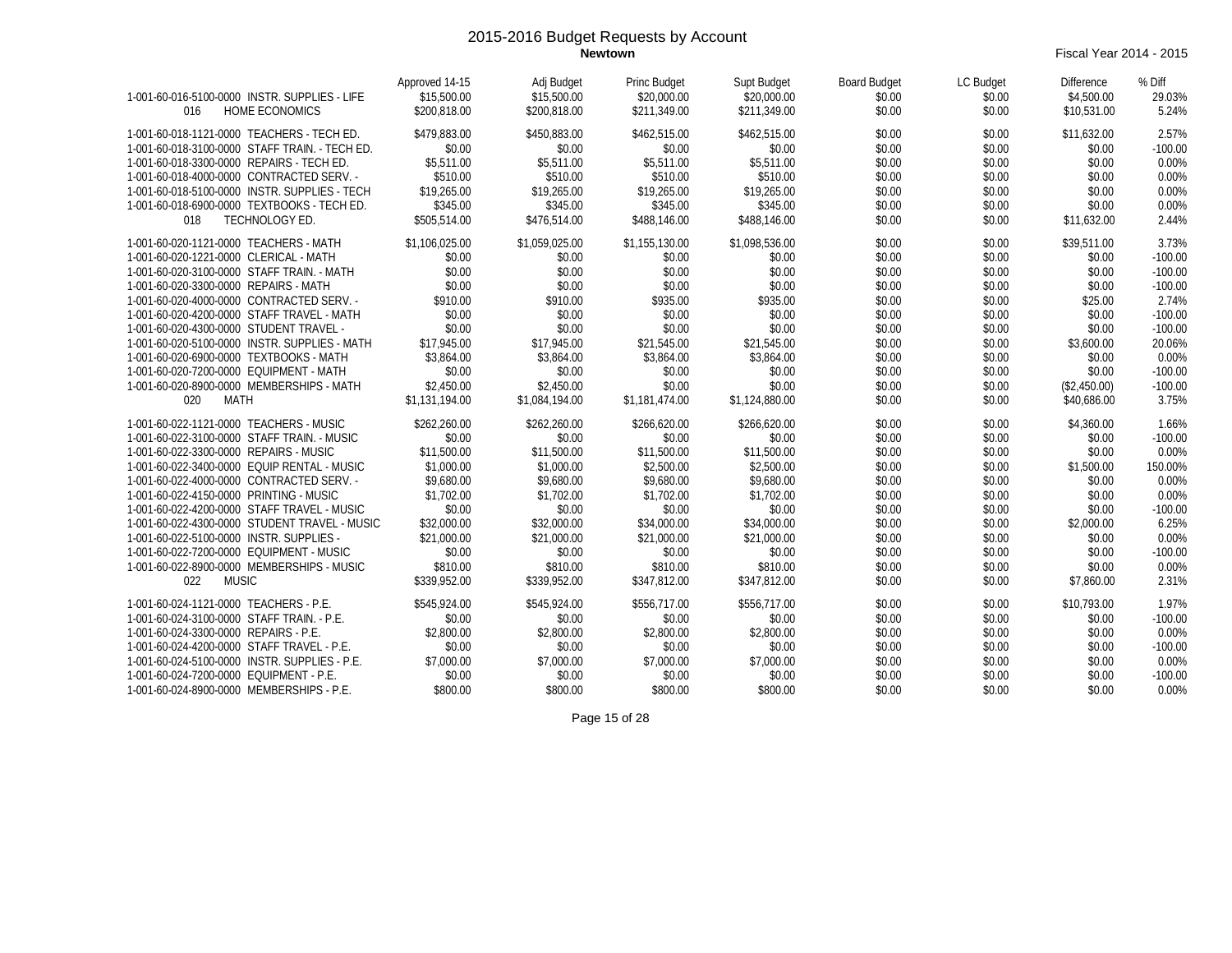# 2015-2016 Budget Requests by Account

**Newtown**

Fiscal Year 2014 - 2015

| | Approved 14-15 | Adj Budget | Princ Budget | Supt Budget | Board Budget | LC Budget | Difference | % Diff |
|---|---|---|---|---|---|---|---|---|
| 1-001-60-016-5100-0000 INSTR. SUPPLIES - LIFE | $15,500.00 | $15,500.00 | $20,000.00 | $20,000.00 | $0.00 | $0.00 | $4,500.00 | 29.03% |
| 016 HOME ECONOMICS | $200,818.00 | $200,818.00 | $211,349.00 | $211,349.00 | $0.00 | $0.00 | $10,531.00 | 5.24% |
| 1-001-60-018-1121-0000 TEACHERS - TECH ED. | $479,883.00 | $450,883.00 | $462,515.00 | $462,515.00 | $0.00 | $0.00 | $11,632.00 | 2.57% |
| 1-001-60-018-3100-0000 STAFF TRAIN. - TECH ED. | $0.00 | $0.00 | $0.00 | $0.00 | $0.00 | $0.00 | $0.00 | -100.00 |
| 1-001-60-018-3300-0000 REPAIRS - TECH ED. | $5,511.00 | $5,511.00 | $5,511.00 | $5,511.00 | $0.00 | $0.00 | $0.00 | 0.00% |
| 1-001-60-018-4000-0000 CONTRACTED SERV. - | $510.00 | $510.00 | $510.00 | $510.00 | $0.00 | $0.00 | $0.00 | 0.00% |
| 1-001-60-018-5100-0000 INSTR. SUPPLIES - TECH | $19,265.00 | $19,265.00 | $19,265.00 | $19,265.00 | $0.00 | $0.00 | $0.00 | 0.00% |
| 1-001-60-018-6900-0000 TEXTBOOKS - TECH ED. | $345.00 | $345.00 | $345.00 | $345.00 | $0.00 | $0.00 | $0.00 | 0.00% |
| 018 TECHNOLOGY ED. | $505,514.00 | $476,514.00 | $488,146.00 | $488,146.00 | $0.00 | $0.00 | $11,632.00 | 2.44% |
| 1-001-60-020-1121-0000 TEACHERS - MATH | $1,106,025.00 | $1,059,025.00 | $1,155,130.00 | $1,098,536.00 | $0.00 | $0.00 | $39,511.00 | 3.73% |
| 1-001-60-020-1221-0000 CLERICAL - MATH | $0.00 | $0.00 | $0.00 | $0.00 | $0.00 | $0.00 | $0.00 | -100.00 |
| 1-001-60-020-3100-0000 STAFF TRAIN. - MATH | $0.00 | $0.00 | $0.00 | $0.00 | $0.00 | $0.00 | $0.00 | -100.00 |
| 1-001-60-020-3300-0000 REPAIRS - MATH | $0.00 | $0.00 | $0.00 | $0.00 | $0.00 | $0.00 | $0.00 | -100.00 |
| 1-001-60-020-4000-0000 CONTRACTED SERV. - | $910.00 | $910.00 | $935.00 | $935.00 | $0.00 | $0.00 | $25.00 | 2.74% |
| 1-001-60-020-4200-0000 STAFF TRAVEL - MATH | $0.00 | $0.00 | $0.00 | $0.00 | $0.00 | $0.00 | $0.00 | -100.00 |
| 1-001-60-020-4300-0000 STUDENT TRAVEL - | $0.00 | $0.00 | $0.00 | $0.00 | $0.00 | $0.00 | $0.00 | -100.00 |
| 1-001-60-020-5100-0000 INSTR. SUPPLIES - MATH | $17,945.00 | $17,945.00 | $21,545.00 | $21,545.00 | $0.00 | $0.00 | $3,600.00 | 20.06% |
| 1-001-60-020-6900-0000 TEXTBOOKS - MATH | $3,864.00 | $3,864.00 | $3,864.00 | $3,864.00 | $0.00 | $0.00 | $0.00 | 0.00% |
| 1-001-60-020-7200-0000 EQUIPMENT - MATH | $0.00 | $0.00 | $0.00 | $0.00 | $0.00 | $0.00 | $0.00 | -100.00 |
| 1-001-60-020-8900-0000 MEMBERSHIPS - MATH | $2,450.00 | $2,450.00 | $0.00 | $0.00 | $0.00 | $0.00 | ($2,450.00) | -100.00 |
| 020 MATH | $1,131,194.00 | $1,084,194.00 | $1,181,474.00 | $1,124,880.00 | $0.00 | $0.00 | $40,686.00 | 3.75% |
| 1-001-60-022-1121-0000 TEACHERS - MUSIC | $262,260.00 | $262,260.00 | $266,620.00 | $266,620.00 | $0.00 | $0.00 | $4,360.00 | 1.66% |
| 1-001-60-022-3100-0000 STAFF TRAIN. - MUSIC | $0.00 | $0.00 | $0.00 | $0.00 | $0.00 | $0.00 | $0.00 | -100.00 |
| 1-001-60-022-3300-0000 REPAIRS - MUSIC | $11,500.00 | $11,500.00 | $11,500.00 | $11,500.00 | $0.00 | $0.00 | $0.00 | 0.00% |
| 1-001-60-022-3400-0000 EQUIP RENTAL - MUSIC | $1,000.00 | $1,000.00 | $2,500.00 | $2,500.00 | $0.00 | $0.00 | $1,500.00 | 150.00% |
| 1-001-60-022-4000-0000 CONTRACTED SERV. - | $9,680.00 | $9,680.00 | $9,680.00 | $9,680.00 | $0.00 | $0.00 | $0.00 | 0.00% |
| 1-001-60-022-4150-0000 PRINTING - MUSIC | $1,702.00 | $1,702.00 | $1,702.00 | $1,702.00 | $0.00 | $0.00 | $0.00 | 0.00% |
| 1-001-60-022-4200-0000 STAFF TRAVEL - MUSIC | $0.00 | $0.00 | $0.00 | $0.00 | $0.00 | $0.00 | $0.00 | -100.00 |
| 1-001-60-022-4300-0000 STUDENT TRAVEL - MUSIC | $32,000.00 | $32,000.00 | $34,000.00 | $34,000.00 | $0.00 | $0.00 | $2,000.00 | 6.25% |
| 1-001-60-022-5100-0000 INSTR. SUPPLIES - | $21,000.00 | $21,000.00 | $21,000.00 | $21,000.00 | $0.00 | $0.00 | $0.00 | 0.00% |
| 1-001-60-022-7200-0000 EQUIPMENT - MUSIC | $0.00 | $0.00 | $0.00 | $0.00 | $0.00 | $0.00 | $0.00 | -100.00 |
| 1-001-60-022-8900-0000 MEMBERSHIPS - MUSIC | $810.00 | $810.00 | $810.00 | $810.00 | $0.00 | $0.00 | $0.00 | 0.00% |
| 022 MUSIC | $339,952.00 | $339,952.00 | $347,812.00 | $347,812.00 | $0.00 | $0.00 | $7,860.00 | 2.31% |
| 1-001-60-024-1121-0000 TEACHERS - P.E. | $545,924.00 | $545,924.00 | $556,717.00 | $556,717.00 | $0.00 | $0.00 | $10,793.00 | 1.97% |
| 1-001-60-024-3100-0000 STAFF TRAIN. - P.E. | $0.00 | $0.00 | $0.00 | $0.00 | $0.00 | $0.00 | $0.00 | -100.00 |
| 1-001-60-024-3300-0000 REPAIRS - P.E. | $2,800.00 | $2,800.00 | $2,800.00 | $2,800.00 | $0.00 | $0.00 | $0.00 | 0.00% |
| 1-001-60-024-4200-0000 STAFF TRAVEL - P.E. | $0.00 | $0.00 | $0.00 | $0.00 | $0.00 | $0.00 | $0.00 | -100.00 |
| 1-001-60-024-5100-0000 INSTR. SUPPLIES - P.E. | $7,000.00 | $7,000.00 | $7,000.00 | $7,000.00 | $0.00 | $0.00 | $0.00 | 0.00% |
| 1-001-60-024-7200-0000 EQUIPMENT - P.E. | $0.00 | $0.00 | $0.00 | $0.00 | $0.00 | $0.00 | $0.00 | -100.00 |
| 1-001-60-024-8900-0000 MEMBERSHIPS - P.E. | $800.00 | $800.00 | $800.00 | $800.00 | $0.00 | $0.00 | $0.00 | 0.00% |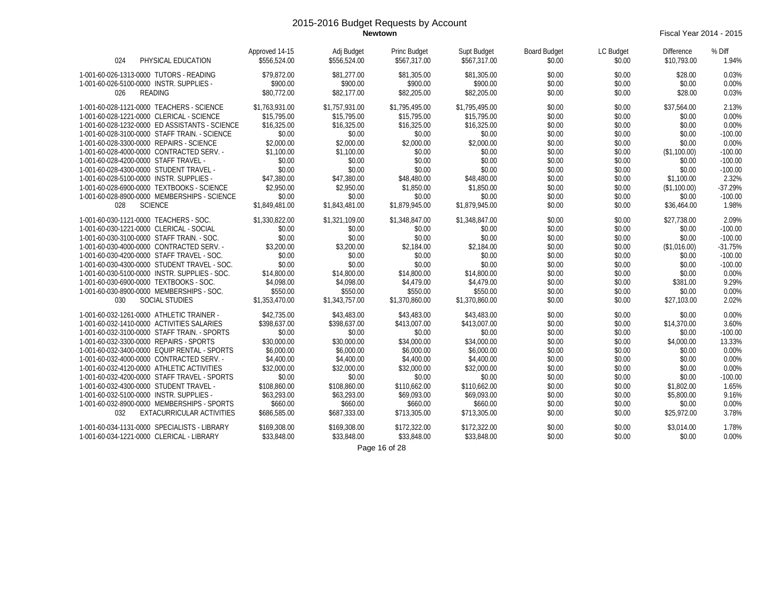# 2015-2016 Budget Requests by Account

**Newtown**

Fiscal Year 2014 - 2015

| | Approved 14-15 | Adj Budget | Princ Budget | Supt Budget | Board Budget | LC Budget | Difference | % Diff |
|---|---|---|---|---|---|---|---|---|
| 024 PHYSICAL EDUCATION | $556,524.00 | $556,524.00 | $567,317.00 | $567,317.00 | $0.00 | $0.00 | $10,793.00 | 1.94% |
| 1-001-60-026-1313-0000 TUTORS - READING | $79,872.00 | $81,277.00 | $81,305.00 | $81,305.00 | $0.00 | $0.00 | $28.00 | 0.03% |
| 1-001-60-026-5100-0000 INSTR. SUPPLIES - | $900.00 | $900.00 | $900.00 | $900.00 | $0.00 | $0.00 | $0.00 | 0.00% |
| 026 READING | $80,772.00 | $82,177.00 | $82,205.00 | $82,205.00 | $0.00 | $0.00 | $28.00 | 0.03% |
| 1-001-60-028-1121-0000 TEACHERS - SCIENCE | $1,763,931.00 | $1,757,931.00 | $1,795,495.00 | $1,795,495.00 | $0.00 | $0.00 | $37,564.00 | 2.13% |
| 1-001-60-028-1221-0000 CLERICAL - SCIENCE | $15,795.00 | $15,795.00 | $15,795.00 | $15,795.00 | $0.00 | $0.00 | $0.00 | 0.00% |
| 1-001-60-028-1232-0000 ED ASSISTANTS - SCIENCE | $16,325.00 | $16,325.00 | $16,325.00 | $16,325.00 | $0.00 | $0.00 | $0.00 | 0.00% |
| 1-001-60-028-3100-0000 STAFF TRAIN. - SCIENCE | $0.00 | $0.00 | $0.00 | $0.00 | $0.00 | $0.00 | $0.00 | -100.00 |
| 1-001-60-028-3300-0000 REPAIRS - SCIENCE | $2,000.00 | $2,000.00 | $2,000.00 | $2,000.00 | $0.00 | $0.00 | $0.00 | 0.00% |
| 1-001-60-028-4000-0000 CONTRACTED SERV. - | $1,100.00 | $1,100.00 | $0.00 | $0.00 | $0.00 | $0.00 | ($1,100.00) | -100.00 |
| 1-001-60-028-4200-0000 STAFF TRAVEL - | $0.00 | $0.00 | $0.00 | $0.00 | $0.00 | $0.00 | $0.00 | -100.00 |
| 1-001-60-028-4300-0000 STUDENT TRAVEL - | $0.00 | $0.00 | $0.00 | $0.00 | $0.00 | $0.00 | $0.00 | -100.00 |
| 1-001-60-028-5100-0000 INSTR. SUPPLIES - | $47,380.00 | $47,380.00 | $48,480.00 | $48,480.00 | $0.00 | $0.00 | $1,100.00 | 2.32% |
| 1-001-60-028-6900-0000 TEXTBOOKS - SCIENCE | $2,950.00 | $2,950.00 | $1,850.00 | $1,850.00 | $0.00 | $0.00 | ($1,100.00) | -37.29% |
| 1-001-60-028-8900-0000 MEMBERSHIPS - SCIENCE | $0.00 | $0.00 | $0.00 | $0.00 | $0.00 | $0.00 | $0.00 | -100.00 |
| 028 SCIENCE | $1,849,481.00 | $1,843,481.00 | $1,879,945.00 | $1,879,945.00 | $0.00 | $0.00 | $36,464.00 | 1.98% |
| 1-001-60-030-1121-0000 TEACHERS - SOC. | $1,330,822.00 | $1,321,109.00 | $1,348,847.00 | $1,348,847.00 | $0.00 | $0.00 | $27,738.00 | 2.09% |
| 1-001-60-030-1221-0000 CLERICAL - SOCIAL | $0.00 | $0.00 | $0.00 | $0.00 | $0.00 | $0.00 | $0.00 | -100.00 |
| 1-001-60-030-3100-0000 STAFF TRAIN. - SOC. | $0.00 | $0.00 | $0.00 | $0.00 | $0.00 | $0.00 | $0.00 | -100.00 |
| 1-001-60-030-4000-0000 CONTRACTED SERV. - | $3,200.00 | $3,200.00 | $2,184.00 | $2,184.00 | $0.00 | $0.00 | ($1,016.00) | -31.75% |
| 1-001-60-030-4200-0000 STAFF TRAVEL - SOC. | $0.00 | $0.00 | $0.00 | $0.00 | $0.00 | $0.00 | $0.00 | -100.00 |
| 1-001-60-030-4300-0000 STUDENT TRAVEL - SOC. | $0.00 | $0.00 | $0.00 | $0.00 | $0.00 | $0.00 | $0.00 | -100.00 |
| 1-001-60-030-5100-0000 INSTR. SUPPLIES - SOC. | $14,800.00 | $14,800.00 | $14,800.00 | $14,800.00 | $0.00 | $0.00 | $0.00 | 0.00% |
| 1-001-60-030-6900-0000 TEXTBOOKS - SOC. | $4,098.00 | $4,098.00 | $4,479.00 | $4,479.00 | $0.00 | $0.00 | $381.00 | 9.29% |
| 1-001-60-030-8900-0000 MEMBERSHIPS - SOC. | $550.00 | $550.00 | $550.00 | $550.00 | $0.00 | $0.00 | $0.00 | 0.00% |
| 030 SOCIAL STUDIES | $1,353,470.00 | $1,343,757.00 | $1,370,860.00 | $1,370,860.00 | $0.00 | $0.00 | $27,103.00 | 2.02% |
| 1-001-60-032-1261-0000 ATHLETIC TRAINER - | $42,735.00 | $43,483.00 | $43,483.00 | $43,483.00 | $0.00 | $0.00 | $0.00 | 0.00% |
| 1-001-60-032-1410-0000 ACTIVITIES SALARIES | $398,637.00 | $398,637.00 | $413,007.00 | $413,007.00 | $0.00 | $0.00 | $14,370.00 | 3.60% |
| 1-001-60-032-3100-0000 STAFF TRAIN. - SPORTS | $0.00 | $0.00 | $0.00 | $0.00 | $0.00 | $0.00 | $0.00 | -100.00 |
| 1-001-60-032-3300-0000 REPAIRS - SPORTS | $30,000.00 | $30,000.00 | $34,000.00 | $34,000.00 | $0.00 | $0.00 | $4,000.00 | 13.33% |
| 1-001-60-032-3400-0000 EQUIP RENTAL - SPORTS | $6,000.00 | $6,000.00 | $6,000.00 | $6,000.00 | $0.00 | $0.00 | $0.00 | 0.00% |
| 1-001-60-032-4000-0000 CONTRACTED SERV. - | $4,400.00 | $4,400.00 | $4,400.00 | $4,400.00 | $0.00 | $0.00 | $0.00 | 0.00% |
| 1-001-60-032-4120-0000 ATHLETIC ACTIVITIES | $32,000.00 | $32,000.00 | $32,000.00 | $32,000.00 | $0.00 | $0.00 | $0.00 | 0.00% |
| 1-001-60-032-4200-0000 STAFF TRAVEL - SPORTS | $0.00 | $0.00 | $0.00 | $0.00 | $0.00 | $0.00 | $0.00 | -100.00 |
| 1-001-60-032-4300-0000 STUDENT TRAVEL - | $108,860.00 | $108,860.00 | $110,662.00 | $110,662.00 | $0.00 | $0.00 | $1,802.00 | 1.65% |
| 1-001-60-032-5100-0000 INSTR. SUPPLIES - | $63,293.00 | $63,293.00 | $69,093.00 | $69,093.00 | $0.00 | $0.00 | $5,800.00 | 9.16% |
| 1-001-60-032-8900-0000 MEMBERSHIPS - SPORTS | $660.00 | $660.00 | $660.00 | $660.00 | $0.00 | $0.00 | $0.00 | 0.00% |
| 032 EXTACURRICULAR ACTIVITIES | $686,585.00 | $687,333.00 | $713,305.00 | $713,305.00 | $0.00 | $0.00 | $25,972.00 | 3.78% |
| 1-001-60-034-1131-0000 SPECIALISTS - LIBRARY | $169,308.00 | $169,308.00 | $172,322.00 | $172,322.00 | $0.00 | $0.00 | $3,014.00 | 1.78% |
| 1-001-60-034-1221-0000 CLERICAL - LIBRARY | $33,848.00 | $33,848.00 | $33,848.00 | $33,848.00 | $0.00 | $0.00 | $0.00 | 0.00% |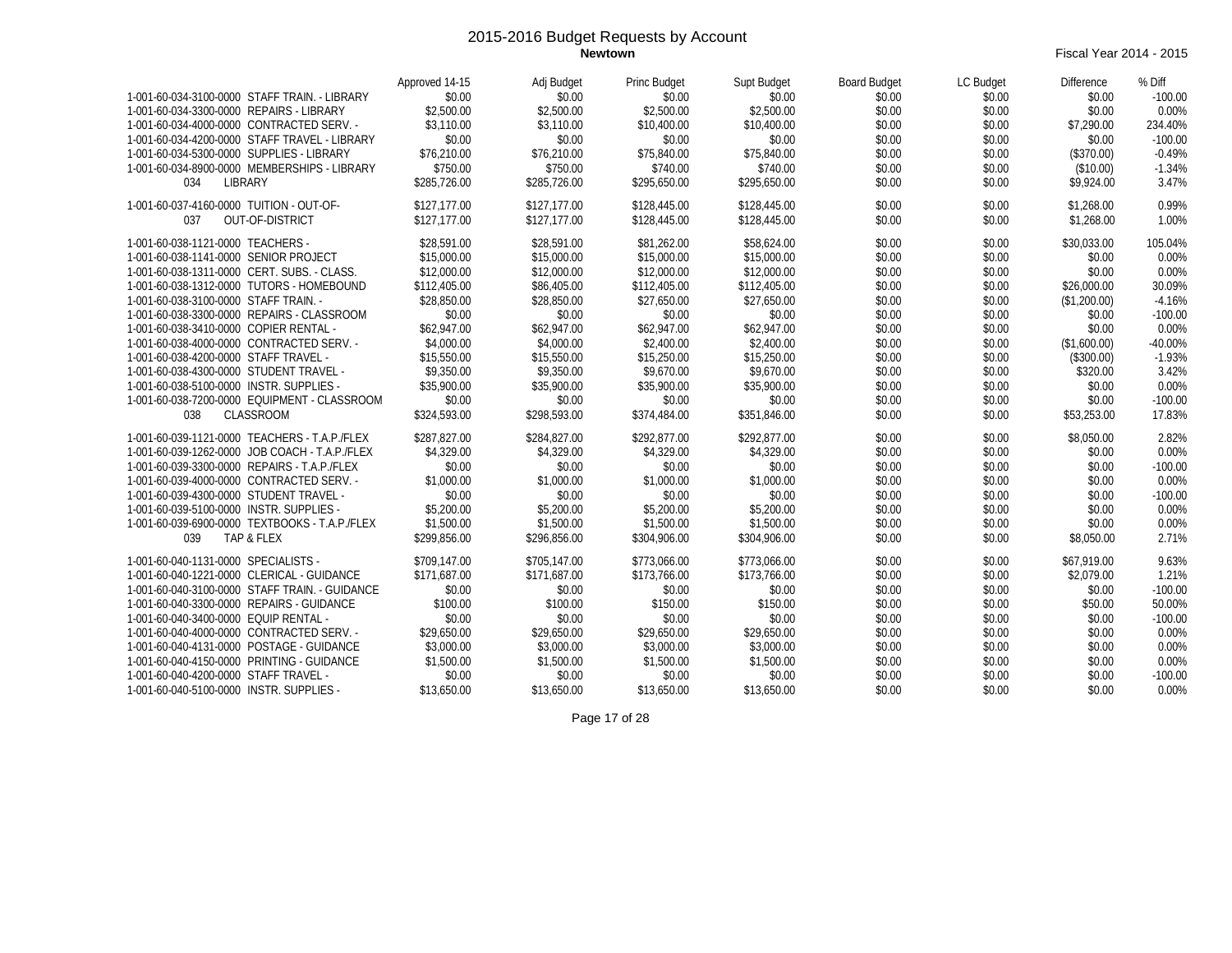# 2015-2016 Budget Requests by Account

**Newtown**

Fiscal Year 2014 - 2015

| | Approved 14-15 | Adj Budget | Princ Budget | Supt Budget | Board Budget | LC Budget | Difference | % Diff |
|---|---|---|---|---|---|---|---|---|
| 1-001-60-034-3100-0000 STAFF TRAIN. - LIBRARY | $0.00 | $0.00 | $0.00 | $0.00 | $0.00 | $0.00 | $0.00 | -100.00 |
| 1-001-60-034-3300-0000 REPAIRS - LIBRARY | $2,500.00 | $2,500.00 | $2,500.00 | $2,500.00 | $0.00 | $0.00 | $0.00 | 0.00% |
| 1-001-60-034-4000-0000 CONTRACTED SERV. - | $3,110.00 | $3,110.00 | $10,400.00 | $10,400.00 | $0.00 | $0.00 | $7,290.00 | 234.40% |
| 1-001-60-034-4200-0000 STAFF TRAVEL - LIBRARY | $0.00 | $0.00 | $0.00 | $0.00 | $0.00 | $0.00 | $0.00 | -100.00 |
| 1-001-60-034-5300-0000 SUPPLIES - LIBRARY | $76,210.00 | $76,210.00 | $75,840.00 | $75,840.00 | $0.00 | $0.00 | ($370.00) | -0.49% |
| 1-001-60-034-8900-0000 MEMBERSHIPS - LIBRARY | $750.00 | $750.00 | $740.00 | $740.00 | $0.00 | $0.00 | ($10.00) | -1.34% |
| 034 LIBRARY | $285,726.00 | $285,726.00 | $295,650.00 | $295,650.00 | $0.00 | $0.00 | $9,924.00 | 3.47% |
| 1-001-60-037-4160-0000 TUITION - OUT-OF- | $127,177.00 | $127,177.00 | $128,445.00 | $128,445.00 | $0.00 | $0.00 | $1,268.00 | 0.99% |
| 037 OUT-OF-DISTRICT | $127,177.00 | $127,177.00 | $128,445.00 | $128,445.00 | $0.00 | $0.00 | $1,268.00 | 1.00% |
| 1-001-60-038-1121-0000 TEACHERS - | $28,591.00 | $28,591.00 | $81,262.00 | $58,624.00 | $0.00 | $0.00 | $30,033.00 | 105.04% |
| 1-001-60-038-1141-0000 SENIOR PROJECT | $15,000.00 | $15,000.00 | $15,000.00 | $15,000.00 | $0.00 | $0.00 | $0.00 | 0.00% |
| 1-001-60-038-1311-0000 CERT. SUBS. - CLASS. | $12,000.00 | $12,000.00 | $12,000.00 | $12,000.00 | $0.00 | $0.00 | $0.00 | 0.00% |
| 1-001-60-038-1312-0000 TUTORS - HOMEBOUND | $112,405.00 | $86,405.00 | $112,405.00 | $112,405.00 | $0.00 | $0.00 | $26,000.00 | 30.09% |
| 1-001-60-038-3100-0000 STAFF TRAIN. - | $28,850.00 | $28,850.00 | $27,650.00 | $27,650.00 | $0.00 | $0.00 | ($1,200.00) | -4.16% |
| 1-001-60-038-3300-0000 REPAIRS - CLASSROOM | $0.00 | $0.00 | $0.00 | $0.00 | $0.00 | $0.00 | $0.00 | -100.00 |
| 1-001-60-038-3410-0000 COPIER RENTAL - | $62,947.00 | $62,947.00 | $62,947.00 | $62,947.00 | $0.00 | $0.00 | $0.00 | 0.00% |
| 1-001-60-038-4000-0000 CONTRACTED SERV. - | $4,000.00 | $4,000.00 | $2,400.00 | $2,400.00 | $0.00 | $0.00 | ($1,600.00) | -40.00% |
| 1-001-60-038-4200-0000 STAFF TRAVEL - | $15,550.00 | $15,550.00 | $15,250.00 | $15,250.00 | $0.00 | $0.00 | ($300.00) | -1.93% |
| 1-001-60-038-4300-0000 STUDENT TRAVEL - | $9,350.00 | $9,350.00 | $9,670.00 | $9,670.00 | $0.00 | $0.00 | $320.00 | 3.42% |
| 1-001-60-038-5100-0000 INSTR. SUPPLIES - | $35,900.00 | $35,900.00 | $35,900.00 | $35,900.00 | $0.00 | $0.00 | $0.00 | 0.00% |
| 1-001-60-038-7200-0000 EQUIPMENT - CLASSROOM | $0.00 | $0.00 | $0.00 | $0.00 | $0.00 | $0.00 | $0.00 | -100.00 |
| 038 CLASSROOM | $324,593.00 | $298,593.00 | $374,484.00 | $351,846.00 | $0.00 | $0.00 | $53,253.00 | 17.83% |
| 1-001-60-039-1121-0000 TEACHERS - T.A.P./FLEX | $287,827.00 | $284,827.00 | $292,877.00 | $292,877.00 | $0.00 | $0.00 | $8,050.00 | 2.82% |
| 1-001-60-039-1262-0000 JOB COACH - T.A.P./FLEX | $4,329.00 | $4,329.00 | $4,329.00 | $4,329.00 | $0.00 | $0.00 | $0.00 | 0.00% |
| 1-001-60-039-3300-0000 REPAIRS - T.A.P./FLEX | $0.00 | $0.00 | $0.00 | $0.00 | $0.00 | $0.00 | $0.00 | -100.00 |
| 1-001-60-039-4000-0000 CONTRACTED SERV. - | $1,000.00 | $1,000.00 | $1,000.00 | $1,000.00 | $0.00 | $0.00 | $0.00 | 0.00% |
| 1-001-60-039-4300-0000 STUDENT TRAVEL - | $0.00 | $0.00 | $0.00 | $0.00 | $0.00 | $0.00 | $0.00 | -100.00 |
| 1-001-60-039-5100-0000 INSTR. SUPPLIES - | $5,200.00 | $5,200.00 | $5,200.00 | $5,200.00 | $0.00 | $0.00 | $0.00 | 0.00% |
| 1-001-60-039-6900-0000 TEXTBOOKS - T.A.P./FLEX | $1,500.00 | $1,500.00 | $1,500.00 | $1,500.00 | $0.00 | $0.00 | $0.00 | 0.00% |
| 039 TAP & FLEX | $299,856.00 | $296,856.00 | $304,906.00 | $304,906.00 | $0.00 | $0.00 | $8,050.00 | 2.71% |
| 1-001-60-040-1131-0000 SPECIALISTS - | $709,147.00 | $705,147.00 | $773,066.00 | $773,066.00 | $0.00 | $0.00 | $67,919.00 | 9.63% |
| 1-001-60-040-1221-0000 CLERICAL - GUIDANCE | $171,687.00 | $171,687.00 | $173,766.00 | $173,766.00 | $0.00 | $0.00 | $2,079.00 | 1.21% |
| 1-001-60-040-3100-0000 STAFF TRAIN. - GUIDANCE | $0.00 | $0.00 | $0.00 | $0.00 | $0.00 | $0.00 | $0.00 | -100.00 |
| 1-001-60-040-3300-0000 REPAIRS - GUIDANCE | $100.00 | $100.00 | $150.00 | $150.00 | $0.00 | $0.00 | $50.00 | 50.00% |
| 1-001-60-040-3400-0000 EQUIP RENTAL - | $0.00 | $0.00 | $0.00 | $0.00 | $0.00 | $0.00 | $0.00 | -100.00 |
| 1-001-60-040-4000-0000 CONTRACTED SERV. - | $29,650.00 | $29,650.00 | $29,650.00 | $29,650.00 | $0.00 | $0.00 | $0.00 | 0.00% |
| 1-001-60-040-4131-0000 POSTAGE - GUIDANCE | $3,000.00 | $3,000.00 | $3,000.00 | $3,000.00 | $0.00 | $0.00 | $0.00 | 0.00% |
| 1-001-60-040-4150-0000 PRINTING - GUIDANCE | $1,500.00 | $1,500.00 | $1,500.00 | $1,500.00 | $0.00 | $0.00 | $0.00 | 0.00% |
| 1-001-60-040-4200-0000 STAFF TRAVEL - | $0.00 | $0.00 | $0.00 | $0.00 | $0.00 | $0.00 | $0.00 | -100.00 |
| 1-001-60-040-5100-0000 INSTR. SUPPLIES - | $13,650.00 | $13,650.00 | $13,650.00 | $13,650.00 | $0.00 | $0.00 | $0.00 | 0.00% |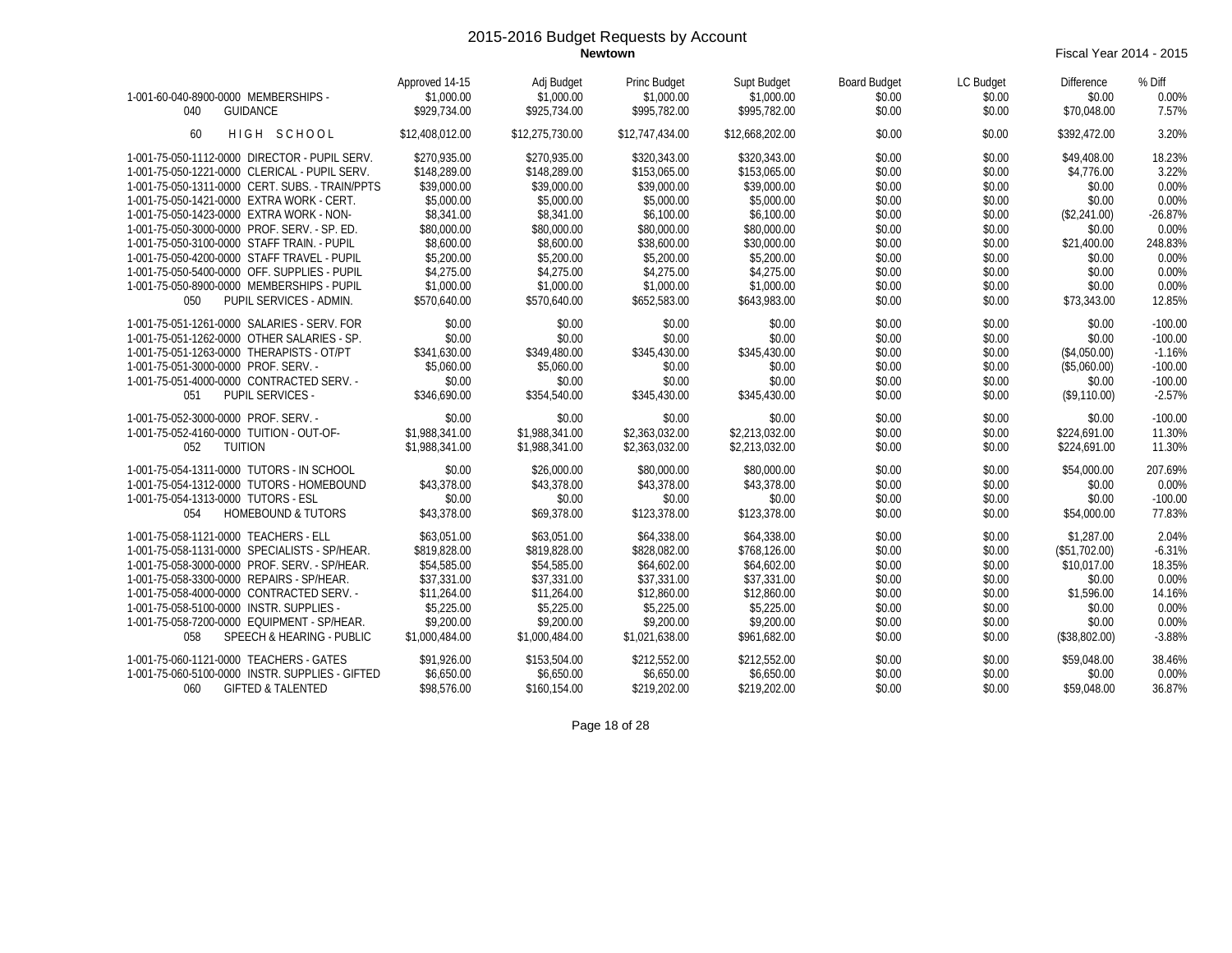# 2015-2016 Budget Requests by Account

**Newtown**

Fiscal Year 2014 - 2015

| | Approved 14-15 | Adj Budget | Princ Budget | Supt Budget | Board Budget | LC Budget | Difference | % Diff |
|---|---|---|---|---|---|---|---|---|
| 1-001-60-040-8900-0000 MEMBERSHIPS - | $1,000.00 | $1,000.00 | $1,000.00 | $1,000.00 | $0.00 | $0.00 | $0.00 | 0.00% |
| 040 GUIDANCE | $929,734.00 | $925,734.00 | $995,782.00 | $995,782.00 | $0.00 | $0.00 | $70,048.00 | 7.57% |
| 60 H I G H S C H O O L | $12,408,012.00 | $12,275,730.00 | $12,747,434.00 | $12,668,202.00 | $0.00 | $0.00 | $392,472.00 | 3.20% |
| 1-001-75-050-1112-0000 DIRECTOR - PUPIL SERV. | $270,935.00 | $270,935.00 | $320,343.00 | $320,343.00 | $0.00 | $0.00 | $49,408.00 | 18.23% |
| 1-001-75-050-1221-0000 CLERICAL - PUPIL SERV. | $148,289.00 | $148,289.00 | $153,065.00 | $153,065.00 | $0.00 | $0.00 | $4,776.00 | 3.22% |
| 1-001-75-050-1311-0000 CERT. SUBS. - TRAIN/PPTS | $39,000.00 | $39,000.00 | $39,000.00 | $39,000.00 | $0.00 | $0.00 | $0.00 | 0.00% |
| 1-001-75-050-1421-0000 EXTRA WORK - CERT. | $5,000.00 | $5,000.00 | $5,000.00 | $5,000.00 | $0.00 | $0.00 | $0.00 | 0.00% |
| 1-001-75-050-1423-0000 EXTRA WORK - NON- | $8,341.00 | $8,341.00 | $6,100.00 | $6,100.00 | $0.00 | $0.00 | ($2,241.00) | -26.87% |
| 1-001-75-050-3000-0000 PROF. SERV. - SP. ED. | $80,000.00 | $80,000.00 | $80,000.00 | $80,000.00 | $0.00 | $0.00 | $0.00 | 0.00% |
| 1-001-75-050-3100-0000 STAFF TRAIN. - PUPIL | $8,600.00 | $8,600.00 | $38,600.00 | $30,000.00 | $0.00 | $0.00 | $21,400.00 | 248.83% |
| 1-001-75-050-4200-0000 STAFF TRAVEL - PUPIL | $5,200.00 | $5,200.00 | $5,200.00 | $5,200.00 | $0.00 | $0.00 | $0.00 | 0.00% |
| 1-001-75-050-5400-0000 OFF. SUPPLIES - PUPIL | $4,275.00 | $4,275.00 | $4,275.00 | $4,275.00 | $0.00 | $0.00 | $0.00 | 0.00% |
| 1-001-75-050-8900-0000 MEMBERSHIPS - PUPIL | $1,000.00 | $1,000.00 | $1,000.00 | $1,000.00 | $0.00 | $0.00 | $0.00 | 0.00% |
| 050 PUPIL SERVICES - ADMIN. | $570,640.00 | $570,640.00 | $652,583.00 | $643,983.00 | $0.00 | $0.00 | $73,343.00 | 12.85% |
| 1-001-75-051-1261-0000 SALARIES - SERV. FOR | $0.00 | $0.00 | $0.00 | $0.00 | $0.00 | $0.00 | $0.00 | -100.00 |
| 1-001-75-051-1262-0000 OTHER SALARIES - SP. | $0.00 | $0.00 | $0.00 | $0.00 | $0.00 | $0.00 | $0.00 | -100.00 |
| 1-001-75-051-1263-0000 THERAPISTS - OT/PT | $341,630.00 | $349,480.00 | $345,430.00 | $345,430.00 | $0.00 | $0.00 | ($4,050.00) | -1.16% |
| 1-001-75-051-3000-0000 PROF. SERV. - | $5,060.00 | $5,060.00 | $0.00 | $0.00 | $0.00 | $0.00 | ($5,060.00) | -100.00 |
| 1-001-75-051-4000-0000 CONTRACTED SERV. - | $0.00 | $0.00 | $0.00 | $0.00 | $0.00 | $0.00 | $0.00 | -100.00 |
| 051 PUPIL SERVICES - | $346,690.00 | $354,540.00 | $345,430.00 | $345,430.00 | $0.00 | $0.00 | ($9,110.00) | -2.57% |
| 1-001-75-052-3000-0000 PROF. SERV. - | $0.00 | $0.00 | $0.00 | $0.00 | $0.00 | $0.00 | $0.00 | -100.00 |
| 1-001-75-052-4160-0000 TUITION - OUT-OF- | $1,988,341.00 | $1,988,341.00 | $2,363,032.00 | $2,213,032.00 | $0.00 | $0.00 | $224,691.00 | 11.30% |
| 052 TUITION | $1,988,341.00 | $1,988,341.00 | $2,363,032.00 | $2,213,032.00 | $0.00 | $0.00 | $224,691.00 | 11.30% |
| 1-001-75-054-1311-0000 TUTORS - IN SCHOOL | $0.00 | $26,000.00 | $80,000.00 | $80,000.00 | $0.00 | $0.00 | $54,000.00 | 207.69% |
| 1-001-75-054-1312-0000 TUTORS - HOMEBOUND | $43,378.00 | $43,378.00 | $43,378.00 | $43,378.00 | $0.00 | $0.00 | $0.00 | 0.00% |
| 1-001-75-054-1313-0000 TUTORS - ESL | $0.00 | $0.00 | $0.00 | $0.00 | $0.00 | $0.00 | $0.00 | -100.00 |
| 054 HOMEBOUND & TUTORS | $43,378.00 | $69,378.00 | $123,378.00 | $123,378.00 | $0.00 | $0.00 | $54,000.00 | 77.83% |
| 1-001-75-058-1121-0000 TEACHERS - ELL | $63,051.00 | $63,051.00 | $64,338.00 | $64,338.00 | $0.00 | $0.00 | $1,287.00 | 2.04% |
| 1-001-75-058-1131-0000 SPECIALISTS - SP/HEAR. | $819,828.00 | $819,828.00 | $828,082.00 | $768,126.00 | $0.00 | $0.00 | ($51,702.00) | -6.31% |
| 1-001-75-058-3000-0000 PROF. SERV. - SP/HEAR. | $54,585.00 | $54,585.00 | $64,602.00 | $64,602.00 | $0.00 | $0.00 | $10,017.00 | 18.35% |
| 1-001-75-058-3300-0000 REPAIRS - SP/HEAR. | $37,331.00 | $37,331.00 | $37,331.00 | $37,331.00 | $0.00 | $0.00 | $0.00 | 0.00% |
| 1-001-75-058-4000-0000 CONTRACTED SERV. - | $11,264.00 | $11,264.00 | $12,860.00 | $12,860.00 | $0.00 | $0.00 | $1,596.00 | 14.16% |
| 1-001-75-058-5100-0000 INSTR. SUPPLIES - | $5,225.00 | $5,225.00 | $5,225.00 | $5,225.00 | $0.00 | $0.00 | $0.00 | 0.00% |
| 1-001-75-058-7200-0000 EQUIPMENT - SP/HEAR. | $9,200.00 | $9,200.00 | $9,200.00 | $9,200.00 | $0.00 | $0.00 | $0.00 | 0.00% |
| 058 SPEECH & HEARING - PUBLIC | $1,000,484.00 | $1,000,484.00 | $1,021,638.00 | $961,682.00 | $0.00 | $0.00 | ($38,802.00) | -3.88% |
| 1-001-75-060-1121-0000 TEACHERS - GATES | $91,926.00 | $153,504.00 | $212,552.00 | $212,552.00 | $0.00 | $0.00 | $59,048.00 | 38.46% |
| 1-001-75-060-5100-0000 INSTR. SUPPLIES - GIFTED | $6,650.00 | $6,650.00 | $6,650.00 | $6,650.00 | $0.00 | $0.00 | $0.00 | 0.00% |
| 060 GIFTED & TALENTED | $98,576.00 | $160,154.00 | $219,202.00 | $219,202.00 | $0.00 | $0.00 | $59,048.00 | 36.87% |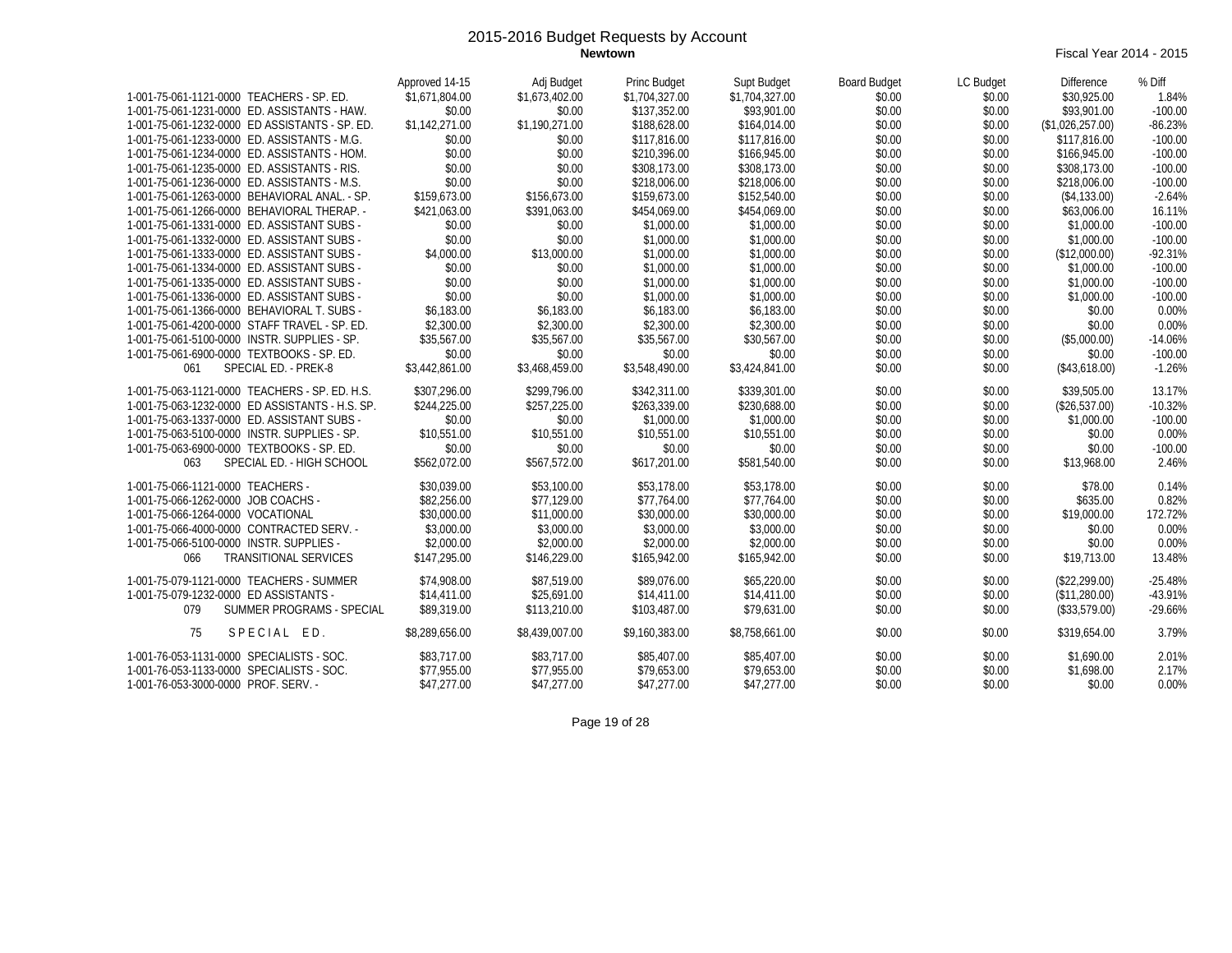# 2015-2016 Budget Requests by Account

**Newtown**

Fiscal Year 2014 - 2015

| | Approved 14-15 | Adj Budget | Princ Budget | Supt Budget | Board Budget | LC Budget | Difference | % Diff |
|---|---|---|---|---|---|---|---|---|
| 1-001-75-061-1121-0000 TEACHERS - SP. ED. | $1,671,804.00 | $1,673,402.00 | $1,704,327.00 | $1,704,327.00 | $0.00 | $0.00 | $30,925.00 | 1.84% |
| 1-001-75-061-1231-0000 ED. ASSISTANTS - HAW. | $0.00 | $0.00 | $137,352.00 | $93,901.00 | $0.00 | $0.00 | $93,901.00 | -100.00 |
| 1-001-75-061-1232-0000 ED. ASSISTANTS - SP. ED. | $1,142,271.00 | $1,190,271.00 | $188,628.00 | $164,014.00 | $0.00 | $0.00 | ($1,026,257.00) | -86.23% |
| 1-001-75-061-1233-0000 ED. ASSISTANTS - M.G. | $0.00 | $0.00 | $117,816.00 | $117,816.00 | $0.00 | $0.00 | $117,816.00 | -100.00 |
| 1-001-75-061-1234-0000 ED. ASSISTANTS - HOM. | $0.00 | $0.00 | $210,396.00 | $166,945.00 | $0.00 | $0.00 | $166,945.00 | -100.00 |
| 1-001-75-061-1235-0000 ED. ASSISTANTS - RIS. | $0.00 | $0.00 | $308,173.00 | $308,173.00 | $0.00 | $0.00 | $308,173.00 | -100.00 |
| 1-001-75-061-1236-0000 ED. ASSISTANTS - M.S. | $0.00 | $0.00 | $218,006.00 | $218,006.00 | $0.00 | $0.00 | $218,006.00 | -100.00 |
| 1-001-75-061-1263-0000 BEHAVIORAL ANAL. - SP. | $159,673.00 | $156,673.00 | $159,673.00 | $152,540.00 | $0.00 | $0.00 | ($4,133.00) | -2.64% |
| 1-001-75-061-1266-0000 BEHAVIORAL THERAP. - | $421,063.00 | $391,063.00 | $454,069.00 | $454,069.00 | $0.00 | $0.00 | $63,006.00 | 16.11% |
| 1-001-75-061-1331-0000 ED. ASSISTANT SUBS - | $0.00 | $0.00 | $1,000.00 | $1,000.00 | $0.00 | $0.00 | $1,000.00 | -100.00 |
| 1-001-75-061-1332-0000 ED. ASSISTANT SUBS - | $0.00 | $0.00 | $1,000.00 | $1,000.00 | $0.00 | $0.00 | $1,000.00 | -100.00 |
| 1-001-75-061-1333-0000 ED. ASSISTANT SUBS - | $4,000.00 | $13,000.00 | $1,000.00 | $1,000.00 | $0.00 | $0.00 | ($12,000.00) | -92.31% |
| 1-001-75-061-1334-0000 ED. ASSISTANT SUBS - | $0.00 | $0.00 | $1,000.00 | $1,000.00 | $0.00 | $0.00 | $1,000.00 | -100.00 |
| 1-001-75-061-1335-0000 ED. ASSISTANT SUBS - | $0.00 | $0.00 | $1,000.00 | $1,000.00 | $0.00 | $0.00 | $1,000.00 | -100.00 |
| 1-001-75-061-1336-0000 ED. ASSISTANT SUBS - | $0.00 | $0.00 | $1,000.00 | $1,000.00 | $0.00 | $0.00 | $1,000.00 | -100.00 |
| 1-001-75-061-1366-0000 BEHAVIORAL T. SUBS - | $6,183.00 | $6,183.00 | $6,183.00 | $6,183.00 | $0.00 | $0.00 | $0.00 | 0.00% |
| 1-001-75-061-4200-0000 STAFF TRAVEL - SP. ED. | $2,300.00 | $2,300.00 | $2,300.00 | $2,300.00 | $0.00 | $0.00 | $0.00 | 0.00% |
| 1-001-75-061-5100-0000 INSTR. SUPPLIES - SP. | $35,567.00 | $35,567.00 | $35,567.00 | $30,567.00 | $0.00 | $0.00 | ($5,000.00) | -14.06% |
| 1-001-75-061-6900-0000 TEXTBOOKS - SP. ED. | $0.00 | $0.00 | $0.00 | $0.00 | $0.00 | $0.00 | $0.00 | -100.00 |
| 061 SPECIAL ED. - PREK-8 | $3,442,861.00 | $3,468,459.00 | $3,548,490.00 | $3,424,841.00 | $0.00 | $0.00 | ($43,618.00) | -1.26% |
| 1-001-75-063-1121-0000 TEACHERS - SP. ED. H.S. | $307,296.00 | $299,796.00 | $342,311.00 | $339,301.00 | $0.00 | $0.00 | $39,505.00 | 13.17% |
| 1-001-75-063-1232-0000 ED ASSISTANTS - H.S. SP. | $244,225.00 | $257,225.00 | $263,339.00 | $230,688.00 | $0.00 | $0.00 | ($26,537.00) | -10.32% |
| 1-001-75-063-1337-0000 ED. ASSISTANT SUBS - | $0.00 | $0.00 | $1,000.00 | $1,000.00 | $0.00 | $0.00 | $1,000.00 | -100.00 |
| 1-001-75-063-5100-0000 INSTR. SUPPLIES - SP. | $10,551.00 | $10,551.00 | $10,551.00 | $10,551.00 | $0.00 | $0.00 | $0.00 | 0.00% |
| 1-001-75-063-6900-0000 TEXTBOOKS - SP. ED. | $0.00 | $0.00 | $0.00 | $0.00 | $0.00 | $0.00 | $0.00 | -100.00 |
| 063 SPECIAL ED. - HIGH SCHOOL | $562,072.00 | $567,572.00 | $617,201.00 | $581,540.00 | $0.00 | $0.00 | $13,968.00 | 2.46% |
| 1-001-75-066-1121-0000 TEACHERS - | $30,039.00 | $53,100.00 | $53,178.00 | $53,178.00 | $0.00 | $0.00 | $78.00 | 0.14% |
| 1-001-75-066-1262-0000 JOB COACHS - | $82,256.00 | $77,129.00 | $77,764.00 | $77,764.00 | $0.00 | $0.00 | $635.00 | 0.82% |
| 1-001-75-066-1264-0000 VOCATIONAL | $30,000.00 | $11,000.00 | $30,000.00 | $30,000.00 | $0.00 | $0.00 | $19,000.00 | 172.72% |
| 1-001-75-066-4000-0000 CONTRACTED SERV. - | $3,000.00 | $3,000.00 | $3,000.00 | $3,000.00 | $0.00 | $0.00 | $0.00 | 0.00% |
| 1-001-75-066-5100-0000 INSTR. SUPPLIES - | $2,000.00 | $2,000.00 | $2,000.00 | $2,000.00 | $0.00 | $0.00 | $0.00 | 0.00% |
| 066 TRANSITIONAL SERVICES | $147,295.00 | $146,229.00 | $165,942.00 | $165,942.00 | $0.00 | $0.00 | $19,713.00 | 13.48% |
| 1-001-75-079-1121-0000 TEACHERS - SUMMER | $74,908.00 | $87,519.00 | $89,076.00 | $65,220.00 | $0.00 | $0.00 | ($22,299.00) | -25.48% |
| 1-001-75-079-1232-0000 ED ASSISTANTS - | $14,411.00 | $25,691.00 | $14,411.00 | $14,411.00 | $0.00 | $0.00 | ($11,280.00) | -43.91% |
| 079 SUMMER PROGRAMS - SPECIAL | $89,319.00 | $113,210.00 | $103,487.00 | $79,631.00 | $0.00 | $0.00 | ($33,579.00) | -29.66% |
| 75 SPECIAL ED. | $8,289,656.00 | $8,439,007.00 | $9,160,383.00 | $8,758,661.00 | $0.00 | $0.00 | $319,654.00 | 3.79% |
| 1-001-76-053-1131-0000 SPECIALISTS - SOC. | $83,717.00 | $83,717.00 | $85,407.00 | $85,407.00 | $0.00 | $0.00 | $1,690.00 | 2.01% |
| 1-001-76-053-1133-0000 SPECIALISTS - SOC. | $77,955.00 | $77,955.00 | $79,653.00 | $79,653.00 | $0.00 | $0.00 | $1,698.00 | 2.17% |
| 1-001-76-053-3000-0000 PROF. SERV. - | $47,277.00 | $47,277.00 | $47,277.00 | $47,277.00 | $0.00 | $0.00 | $0.00 | 0.00% |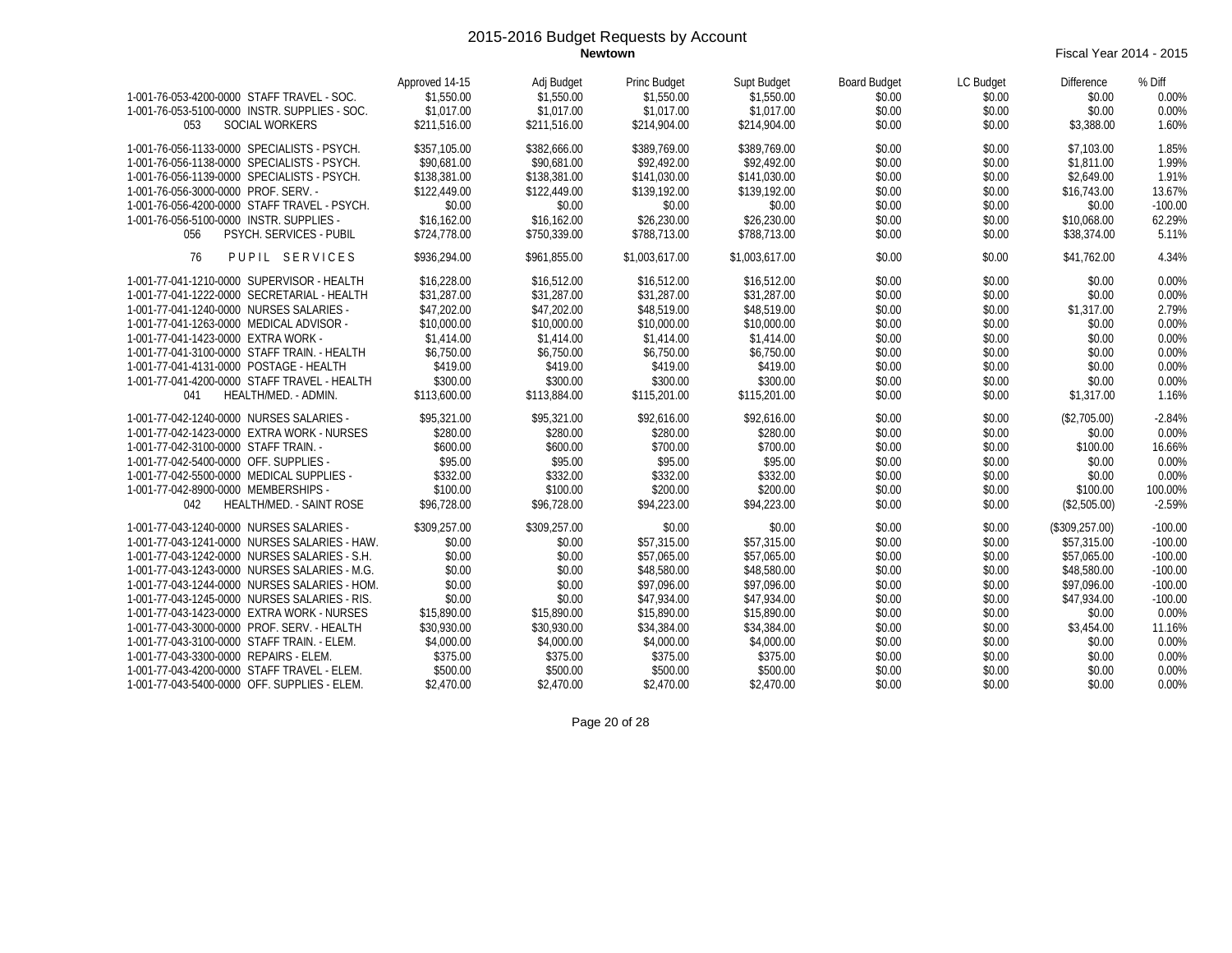# 2015-2016 Budget Requests by Account

**Newtown**

Fiscal Year 2014 - 2015

| | Approved 14-15 | Adj Budget | Princ Budget | Supt Budget | Board Budget | LC Budget | Difference | % Diff |
|---|---|---|---|---|---|---|---|---|
| 1-001-76-053-4200-0000 STAFF TRAVEL - SOC. | $1,550.00 | $1,550.00 | $1,550.00 | $1,550.00 | $0.00 | $0.00 | $0.00 | 0.00% |
| 1-001-76-053-5100-0000 INSTR. SUPPLIES - SOC. | $1,017.00 | $1,017.00 | $1,017.00 | $1,017.00 | $0.00 | $0.00 | $0.00 | 0.00% |
| 053 SOCIAL WORKERS | $211,516.00 | $211,516.00 | $214,904.00 | $214,904.00 | $0.00 | $0.00 | $3,388.00 | 1.60% |
| 1-001-76-056-1133-0000 SPECIALISTS - PSYCH. | $357,105.00 | $382,666.00 | $389,769.00 | $389,769.00 | $0.00 | $0.00 | $7,103.00 | 1.85% |
| 1-001-76-056-1138-0000 SPECIALISTS - PSYCH. | $90,681.00 | $90,681.00 | $92,492.00 | $92,492.00 | $0.00 | $0.00 | $1,811.00 | 1.99% |
| 1-001-76-056-1139-0000 SPECIALISTS - PSYCH. | $138,381.00 | $138,381.00 | $141,030.00 | $141,030.00 | $0.00 | $0.00 | $2,649.00 | 1.91% |
| 1-001-76-056-3000-0000 PROF. SERV. - | $122,449.00 | $122,449.00 | $139,192.00 | $139,192.00 | $0.00 | $0.00 | $16,743.00 | 13.67% |
| 1-001-76-056-4200-0000 STAFF TRAVEL - PSYCH. | $0.00 | $0.00 | $0.00 | $0.00 | $0.00 | $0.00 | $0.00 | -100.00 |
| 1-001-76-056-5100-0000 INSTR. SUPPLIES - | $16,162.00 | $16,162.00 | $26,230.00 | $26,230.00 | $0.00 | $0.00 | $10,068.00 | 62.29% |
| 056 PSYCH. SERVICES - PUBIL | $724,778.00 | $750,339.00 | $788,713.00 | $788,713.00 | $0.00 | $0.00 | $38,374.00 | 5.11% |
| 76 PUPIL SERVICES | $936,294.00 | $961,855.00 | $1,003,617.00 | $1,003,617.00 | $0.00 | $0.00 | $41,762.00 | 4.34% |
| 1-001-77-041-1210-0000 SUPERVISOR - HEALTH | $16,228.00 | $16,512.00 | $16,512.00 | $16,512.00 | $0.00 | $0.00 | $0.00 | 0.00% |
| 1-001-77-041-1222-0000 SECRETARIAL - HEALTH | $31,287.00 | $31,287.00 | $31,287.00 | $31,287.00 | $0.00 | $0.00 | $0.00 | 0.00% |
| 1-001-77-041-1240-0000 NURSES SALARIES - | $47,202.00 | $47,202.00 | $48,519.00 | $48,519.00 | $0.00 | $0.00 | $1,317.00 | 2.79% |
| 1-001-77-041-1263-0000 MEDICAL ADVISOR - | $10,000.00 | $10,000.00 | $10,000.00 | $10,000.00 | $0.00 | $0.00 | $0.00 | 0.00% |
| 1-001-77-041-1423-0000 EXTRA WORK - | $1,414.00 | $1,414.00 | $1,414.00 | $1,414.00 | $0.00 | $0.00 | $0.00 | 0.00% |
| 1-001-77-041-3100-0000 STAFF TRAIN. - HEALTH | $6,750.00 | $6,750.00 | $6,750.00 | $6,750.00 | $0.00 | $0.00 | $0.00 | 0.00% |
| 1-001-77-041-4131-0000 POSTAGE - HEALTH | $419.00 | $419.00 | $419.00 | $419.00 | $0.00 | $0.00 | $0.00 | 0.00% |
| 1-001-77-041-4200-0000 STAFF TRAVEL - HEALTH | $300.00 | $300.00 | $300.00 | $300.00 | $0.00 | $0.00 | $0.00 | 0.00% |
| 041 HEALTH/MED. - ADMIN. | $113,600.00 | $113,884.00 | $115,201.00 | $115,201.00 | $0.00 | $0.00 | $1,317.00 | 1.16% |
| 1-001-77-042-1240-0000 NURSES SALARIES - | $95,321.00 | $95,321.00 | $92,616.00 | $92,616.00 | $0.00 | $0.00 | ($2,705.00) | -2.84% |
| 1-001-77-042-1423-0000 EXTRA WORK - NURSES | $280.00 | $280.00 | $280.00 | $280.00 | $0.00 | $0.00 | $0.00 | 0.00% |
| 1-001-77-042-3100-0000 STAFF TRAIN. - | $600.00 | $600.00 | $700.00 | $700.00 | $0.00 | $0.00 | $100.00 | 16.66% |
| 1-001-77-042-5400-0000 OFF. SUPPLIES - | $95.00 | $95.00 | $95.00 | $95.00 | $0.00 | $0.00 | $0.00 | 0.00% |
| 1-001-77-042-5500-0000 MEDICAL SUPPLIES - | $332.00 | $332.00 | $332.00 | $332.00 | $0.00 | $0.00 | $0.00 | 0.00% |
| 1-001-77-042-8900-0000 MEMBERSHIPS - | $100.00 | $100.00 | $200.00 | $200.00 | $0.00 | $0.00 | $100.00 | 100.00% |
| 042 HEALTH/MED. - SAINT ROSE | $96,728.00 | $96,728.00 | $94,223.00 | $94,223.00 | $0.00 | $0.00 | ($2,505.00) | -2.59% |
| 1-001-77-043-1240-0000 NURSES SALARIES - | $309,257.00 | $309,257.00 | $0.00 | $0.00 | $0.00 | $0.00 | ($309,257.00) | -100.00 |
| 1-001-77-043-1241-0000 NURSES SALARIES - HAW. | $0.00 | $0.00 | $57,315.00 | $57,315.00 | $0.00 | $0.00 | $57,315.00 | -100.00 |
| 1-001-77-043-1242-0000 NURSES SALARIES - S.H. | $0.00 | $0.00 | $57,065.00 | $57,065.00 | $0.00 | $0.00 | $57,065.00 | -100.00 |
| 1-001-77-043-1243-0000 NURSES SALARIES - M.G. | $0.00 | $0.00 | $48,580.00 | $48,580.00 | $0.00 | $0.00 | $48,580.00 | -100.00 |
| 1-001-77-043-1244-0000 NURSES SALARIES - HOM. | $0.00 | $0.00 | $97,096.00 | $97,096.00 | $0.00 | $0.00 | $97,096.00 | -100.00 |
| 1-001-77-043-1245-0000 NURSES SALARIES - RIS. | $0.00 | $0.00 | $47,934.00 | $47,934.00 | $0.00 | $0.00 | $47,934.00 | -100.00 |
| 1-001-77-043-1423-0000 EXTRA WORK - NURSES | $15,890.00 | $15,890.00 | $15,890.00 | $15,890.00 | $0.00 | $0.00 | $0.00 | 0.00% |
| 1-001-77-043-3000-0000 PROF. SERV. - HEALTH | $30,930.00 | $30,930.00 | $34,384.00 | $34,384.00 | $0.00 | $0.00 | $3,454.00 | 11.16% |
| 1-001-77-043-3100-0000 STAFF TRAIN. - ELEM. | $4,000.00 | $4,000.00 | $4,000.00 | $4,000.00 | $0.00 | $0.00 | $0.00 | 0.00% |
| 1-001-77-043-3300-0000 REPAIRS - ELEM. | $375.00 | $375.00 | $375.00 | $375.00 | $0.00 | $0.00 | $0.00 | 0.00% |
| 1-001-77-043-4200-0000 STAFF TRAVEL - ELEM. | $500.00 | $500.00 | $500.00 | $500.00 | $0.00 | $0.00 | $0.00 | 0.00% |
| 1-001-77-043-5400-0000 OFF. SUPPLIES - ELEM. | $2,470.00 | $2,470.00 | $2,470.00 | $2,470.00 | $0.00 | $0.00 | $0.00 | 0.00% |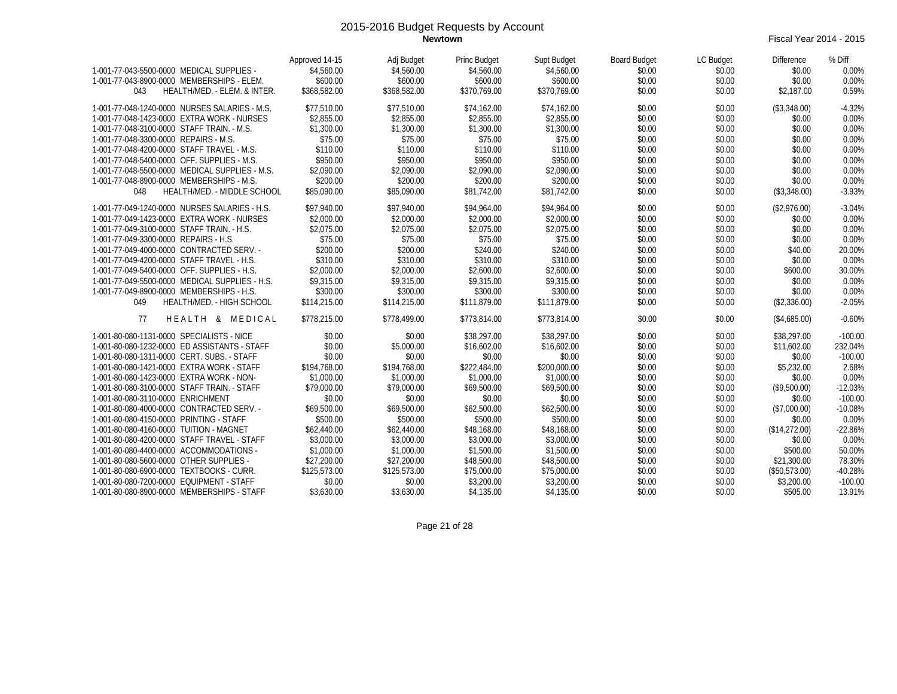# 2015-2016 Budget Requests by Account

**Newtown**

Fiscal Year 2014 - 2015

| | Approved 14-15 | Adj Budget | Princ Budget | Supt Budget | Board Budget | LC Budget | Difference | % Diff |
|---|---|---|---|---|---|---|---|---|
| 1-001-77-043-5500-0000 MEDICAL SUPPLIES - | $4,560.00 | $4,560.00 | $4,560.00 | $4,560.00 | $0.00 | $0.00 | $0.00 | 0.00% |
| 1-001-77-043-8900-0000 MEMBERSHIPS - ELEM. | $600.00 | $600.00 | $600.00 | $600.00 | $0.00 | $0.00 | $0.00 | 0.00% |
| 043 HEALTH/MED. - ELEM. & INTER. | $368,582.00 | $368,582.00 | $370,769.00 | $370,769.00 | $0.00 | $0.00 | $2,187.00 | 0.59% |
| 1-001-77-048-1240-0000 NURSES SALARIES - M.S. | $77,510.00 | $77,510.00 | $74,162.00 | $74,162.00 | $0.00 | $0.00 | ($3,348.00) | -4.32% |
| 1-001-77-048-1423-0000 EXTRA WORK - NURSES | $2,855.00 | $2,855.00 | $2,855.00 | $2,855.00 | $0.00 | $0.00 | $0.00 | 0.00% |
| 1-001-77-048-3100-0000 STAFF TRAIN. - M.S. | $1,300.00 | $1,300.00 | $1,300.00 | $1,300.00 | $0.00 | $0.00 | $0.00 | 0.00% |
| 1-001-77-048-3300-0000 REPAIRS - M.S. | $75.00 | $75.00 | $75.00 | $75.00 | $0.00 | $0.00 | $0.00 | 0.00% |
| 1-001-77-048-4200-0000 STAFF TRAVEL - M.S. | $110.00 | $110.00 | $110.00 | $110.00 | $0.00 | $0.00 | $0.00 | 0.00% |
| 1-001-77-048-5400-0000 OFF. SUPPLIES - M.S. | $950.00 | $950.00 | $950.00 | $950.00 | $0.00 | $0.00 | $0.00 | 0.00% |
| 1-001-77-048-5500-0000 MEDICAL SUPPLIES - M.S. | $2,090.00 | $2,090.00 | $2,090.00 | $2,090.00 | $0.00 | $0.00 | $0.00 | 0.00% |
| 1-001-77-048-8900-0000 MEMBERSHIPS - M.S. | $200.00 | $200.00 | $200.00 | $200.00 | $0.00 | $0.00 | $0.00 | 0.00% |
| 048 HEALTH/MED. - MIDDLE SCHOOL | $85,090.00 | $85,090.00 | $81,742.00 | $81,742.00 | $0.00 | $0.00 | ($3,348.00) | -3.93% |
| 1-001-77-049-1240-0000 NURSES SALARIES - H.S. | $97,940.00 | $97,940.00 | $94,964.00 | $94,964.00 | $0.00 | $0.00 | ($2,976.00) | -3.04% |
| 1-001-77-049-1423-0000 EXTRA WORK - NURSES | $2,000.00 | $2,000.00 | $2,000.00 | $2,000.00 | $0.00 | $0.00 | $0.00 | 0.00% |
| 1-001-77-049-3100-0000 STAFF TRAIN. - H.S. | $2,075.00 | $2,075.00 | $2,075.00 | $2,075.00 | $0.00 | $0.00 | $0.00 | 0.00% |
| 1-001-77-049-3300-0000 REPAIRS - H.S. | $75.00 | $75.00 | $75.00 | $75.00 | $0.00 | $0.00 | $0.00 | 0.00% |
| 1-001-77-049-4000-0000 CONTRACTED SERV. - | $200.00 | $200.00 | $240.00 | $240.00 | $0.00 | $0.00 | $40.00 | 20.00% |
| 1-001-77-049-4200-0000 STAFF TRAVEL - H.S. | $310.00 | $310.00 | $310.00 | $310.00 | $0.00 | $0.00 | $0.00 | 0.00% |
| 1-001-77-049-5400-0000 OFF. SUPPLIES - H.S. | $2,000.00 | $2,000.00 | $2,600.00 | $2,600.00 | $0.00 | $0.00 | $600.00 | 30.00% |
| 1-001-77-049-5500-0000 MEDICAL SUPPLIES - H.S. | $9,315.00 | $9,315.00 | $9,315.00 | $9,315.00 | $0.00 | $0.00 | $0.00 | 0.00% |
| 1-001-77-049-8900-0000 MEMBERSHIPS - H.S. | $300.00 | $300.00 | $300.00 | $300.00 | $0.00 | $0.00 | $0.00 | 0.00% |
| 049 HEALTH/MED. - HIGH SCHOOL | $114,215.00 | $114,215.00 | $111,879.00 | $111,879.00 | $0.00 | $0.00 | ($2,336.00) | -2.05% |
| 77 H E A L T H & M E D I C A L | $778,215.00 | $778,499.00 | $773,814.00 | $773,814.00 | $0.00 | $0.00 | ($4,685.00) | -0.60% |
| 1-001-80-080-1131-0000 SPECIALISTS - NICE | $0.00 | $0.00 | $38,297.00 | $38,297.00 | $0.00 | $0.00 | $38,297.00 | -100.00 |
| 1-001-80-080-1232-0000 ED ASSISTANTS - STAFF | $0.00 | $5,000.00 | $16,602.00 | $16,602.00 | $0.00 | $0.00 | $11,602.00 | 232.04% |
| 1-001-80-080-1311-0000 CERT. SUBS. - STAFF | $0.00 | $0.00 | $0.00 | $0.00 | $0.00 | $0.00 | $0.00 | -100.00 |
| 1-001-80-080-1421-0000 EXTRA WORK - STAFF | $194,768.00 | $194,768.00 | $222,484.00 | $200,000.00 | $0.00 | $0.00 | $5,232.00 | 2.68% |
| 1-001-80-080-1423-0000 EXTRA WORK - NON- | $1,000.00 | $1,000.00 | $1,000.00 | $1,000.00 | $0.00 | $0.00 | $0.00 | 0.00% |
| 1-001-80-080-3100-0000 STAFF TRAIN. - STAFF | $79,000.00 | $79,000.00 | $69,500.00 | $69,500.00 | $0.00 | $0.00 | ($9,500.00) | -12.03% |
| 1-001-80-080-3110-0000 ENRICHMENT | $0.00 | $0.00 | $0.00 | $0.00 | $0.00 | $0.00 | $0.00 | -100.00 |
| 1-001-80-080-4000-0000 CONTRACTED SERV. - | $69,500.00 | $69,500.00 | $62,500.00 | $62,500.00 | $0.00 | $0.00 | ($7,000.00) | -10.08% |
| 1-001-80-080-4150-0000 PRINTING - STAFF | $500.00 | $500.00 | $500.00 | $500.00 | $0.00 | $0.00 | $0.00 | 0.00% |
| 1-001-80-080-4160-0000 TUITION - MAGNET | $62,440.00 | $62,440.00 | $48,168.00 | $48,168.00 | $0.00 | $0.00 | ($14,272.00) | -22.86% |
| 1-001-80-080-4200-0000 STAFF TRAVEL - STAFF | $3,000.00 | $3,000.00 | $3,000.00 | $3,000.00 | $0.00 | $0.00 | $0.00 | 0.00% |
| 1-001-80-080-4400-0000 ACCOMMODATIONS - | $1,000.00 | $1,000.00 | $1,500.00 | $1,500.00 | $0.00 | $0.00 | $500.00 | 50.00% |
| 1-001-80-080-5600-0000 OTHER SUPPLIES - | $27,200.00 | $27,200.00 | $48,500.00 | $48,500.00 | $0.00 | $0.00 | $21,300.00 | 78.30% |
| 1-001-80-080-6900-0000 TEXTBOOKS - CURR. | $125,573.00 | $125,573.00 | $75,000.00 | $75,000.00 | $0.00 | $0.00 | ($50,573.00) | -40.28% |
| 1-001-80-080-7200-0000 EQUIPMENT - STAFF | $0.00 | $0.00 | $3,200.00 | $3,200.00 | $0.00 | $0.00 | $3,200.00 | -100.00 |
| 1-001-80-080-8900-0000 MEMBERSHIPS - STAFF | $3,630.00 | $3,630.00 | $4,135.00 | $4,135.00 | $0.00 | $0.00 | $505.00 | 13.91% |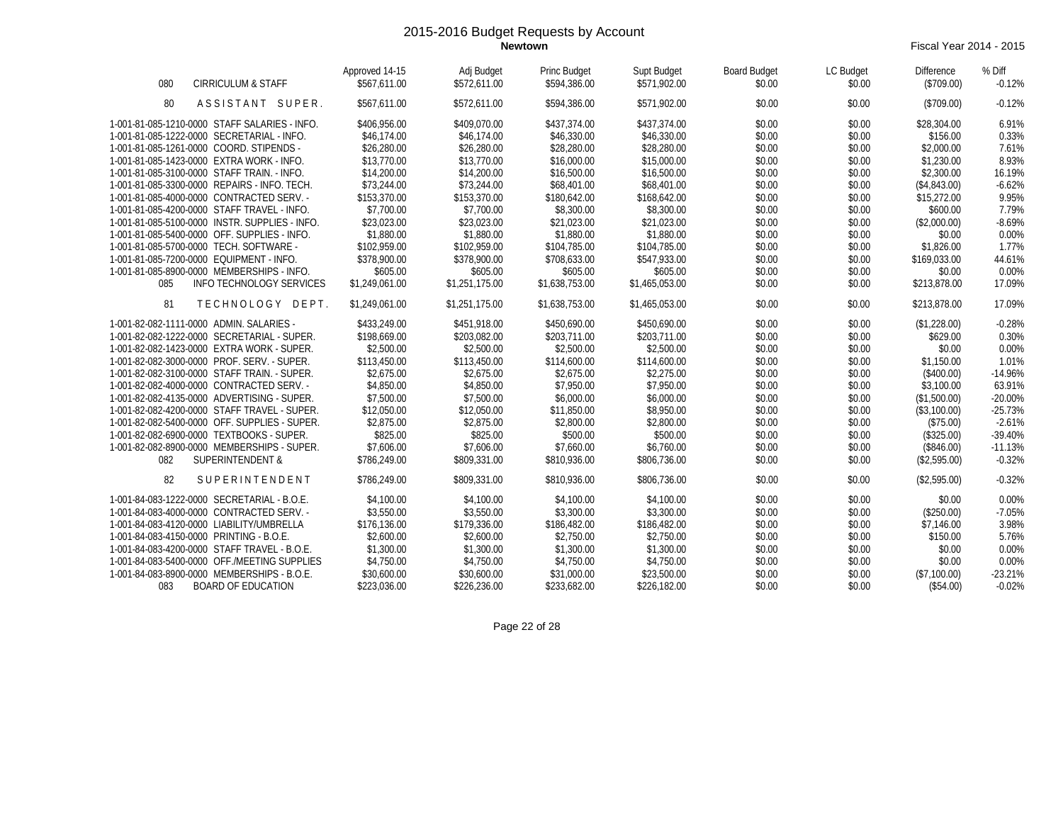# 2015-2016 Budget Requests by Account

**Newtown**

Fiscal Year 2014 - 2015

| | | Approved 14-15 | Adj Budget | Princ Budget | Supt Budget | Board Budget | LC Budget | Difference | % Diff |
|---|---|---|---|---|---|---|---|---|---|
| 080 | CIRRICULUM & STAFF | $567,611.00 | $572,611.00 | $594,386.00 | $571,902.00 | $0.00 | $0.00 | ($709.00) | -0.12% |
| 80 | ASSISTANT SUPER. | $567,611.00 | $572,611.00 | $594,386.00 | $571,902.00 | $0.00 | $0.00 | ($709.00) | -0.12% |
| 1-001-81-085-1210-0000 | STAFF SALARIES - INFO. | $406,956.00 | $409,070.00 | $437,374.00 | $437,374.00 | $0.00 | $0.00 | $28,304.00 | 6.91% |
| 1-001-81-085-1222-0000 | SECRETARIAL - INFO. | $46,174.00 | $46,174.00 | $46,330.00 | $46,330.00 | $0.00 | $0.00 | $156.00 | 0.33% |
| 1-001-81-085-1261-0000 | COORD. STIPENDS - | $26,280.00 | $26,280.00 | $28,280.00 | $28,280.00 | $0.00 | $0.00 | $2,000.00 | 7.61% |
| 1-001-81-085-1423-0000 | EXTRA WORK - INFO. | $13,770.00 | $13,770.00 | $16,000.00 | $15,000.00 | $0.00 | $0.00 | $1,230.00 | 8.93% |
| 1-001-81-085-3100-0000 | STAFF TRAIN. - INFO. | $14,200.00 | $14,200.00 | $16,500.00 | $16,500.00 | $0.00 | $0.00 | $2,300.00 | 16.19% |
| 1-001-81-085-3300-0000 | REPAIRS - INFO. TECH. | $73,244.00 | $73,244.00 | $68,401.00 | $68,401.00 | $0.00 | $0.00 | ($4,843.00) | -6.62% |
| 1-001-81-085-4000-0000 | CONTRACTED SERV. - | $153,370.00 | $153,370.00 | $180,642.00 | $168,642.00 | $0.00 | $0.00 | $15,272.00 | 9.95% |
| 1-001-81-085-4200-0000 | STAFF TRAVEL - INFO. | $7,700.00 | $7,700.00 | $8,300.00 | $8,300.00 | $0.00 | $0.00 | $600.00 | 7.79% |
| 1-001-81-085-5100-0000 | INSTR. SUPPLIES - INFO. | $23,023.00 | $23,023.00 | $21,023.00 | $21,023.00 | $0.00 | $0.00 | ($2,000.00) | -8.69% |
| 1-001-81-085-5400-0000 | OFF. SUPPLIES - INFO. | $1,880.00 | $1,880.00 | $1,880.00 | $1,880.00 | $0.00 | $0.00 | $0.00 | 0.00% |
| 1-001-81-085-5700-0000 | TECH. SOFTWARE - | $102,959.00 | $102,959.00 | $104,785.00 | $104,785.00 | $0.00 | $0.00 | $1,826.00 | 1.77% |
| 1-001-81-085-7200-0000 | EQUIPMENT - INFO. | $378,900.00 | $378,900.00 | $708,633.00 | $547,933.00 | $0.00 | $0.00 | $169,033.00 | 44.61% |
| 1-001-81-085-8900-0000 | MEMBERSHIPS - INFO. | $605.00 | $605.00 | $605.00 | $605.00 | $0.00 | $0.00 | $0.00 | 0.00% |
| 085 | INFO TECHNOLOGY SERVICES | $1,249,061.00 | $1,251,175.00 | $1,638,753.00 | $1,465,053.00 | $0.00 | $0.00 | $213,878.00 | 17.09% |
| 81 | TECHNOLOGY DEPT. | $1,249,061.00 | $1,251,175.00 | $1,638,753.00 | $1,465,053.00 | $0.00 | $0.00 | $213,878.00 | 17.09% |
| 1-001-82-082-1111-0000 | ADMIN. SALARIES - | $433,249.00 | $451,918.00 | $450,690.00 | $450,690.00 | $0.00 | $0.00 | ($1,228.00) | -0.28% |
| 1-001-82-082-1222-0000 | SECRETARIAL - SUPER. | $198,669.00 | $203,082.00 | $203,711.00 | $203,711.00 | $0.00 | $0.00 | $629.00 | 0.30% |
| 1-001-82-082-1423-0000 | EXTRA WORK - SUPER. | $2,500.00 | $2,500.00 | $2,500.00 | $2,500.00 | $0.00 | $0.00 | $0.00 | 0.00% |
| 1-001-82-082-3000-0000 | PROF. SERV. - SUPER. | $113,450.00 | $113,450.00 | $114,600.00 | $114,600.00 | $0.00 | $0.00 | $1,150.00 | 1.01% |
| 1-001-82-082-3100-0000 | STAFF TRAIN. - SUPER. | $2,675.00 | $2,675.00 | $2,675.00 | $2,275.00 | $0.00 | $0.00 | ($400.00) | -14.96% |
| 1-001-82-082-4000-0000 | CONTRACTED SERV. - | $4,850.00 | $4,850.00 | $7,950.00 | $7,950.00 | $0.00 | $0.00 | $3,100.00 | 63.91% |
| 1-001-82-082-4135-0000 | ADVERTISING - SUPER. | $7,500.00 | $7,500.00 | $6,000.00 | $6,000.00 | $0.00 | $0.00 | ($1,500.00) | -20.00% |
| 1-001-82-082-4200-0000 | STAFF TRAVEL - SUPER. | $12,050.00 | $12,050.00 | $11,850.00 | $8,950.00 | $0.00 | $0.00 | ($3,100.00) | -25.73% |
| 1-001-82-082-5400-0000 | OFF. SUPPLIES - SUPER. | $2,875.00 | $2,875.00 | $2,800.00 | $2,800.00 | $0.00 | $0.00 | ($75.00) | -2.61% |
| 1-001-82-082-6900-0000 | TEXTBOOKS - SUPER. | $825.00 | $825.00 | $500.00 | $500.00 | $0.00 | $0.00 | ($325.00) | -39.40% |
| 1-001-82-082-8900-0000 | MEMBERSHIPS - SUPER. | $7,606.00 | $7,606.00 | $7,660.00 | $6,760.00 | $0.00 | $0.00 | ($846.00) | -11.13% |
| 082 | SUPERINTENDENT & | $786,249.00 | $809,331.00 | $810,936.00 | $806,736.00 | $0.00 | $0.00 | ($2,595.00) | -0.32% |
| 82 | SUPERINTENDENT | $786,249.00 | $809,331.00 | $810,936.00 | $806,736.00 | $0.00 | $0.00 | ($2,595.00) | -0.32% |
| 1-001-84-083-1222-0000 | SECRETARIAL - B.O.E. | $4,100.00 | $4,100.00 | $4,100.00 | $4,100.00 | $0.00 | $0.00 | $0.00 | 0.00% |
| 1-001-84-083-4000-0000 | CONTRACTED SERV. - | $3,550.00 | $3,550.00 | $3,300.00 | $3,300.00 | $0.00 | $0.00 | ($250.00) | -7.05% |
| 1-001-84-083-4120-0000 | LIABILITY/UMBRELLA | $176,136.00 | $179,336.00 | $186,482.00 | $186,482.00 | $0.00 | $0.00 | $7,146.00 | 3.98% |
| 1-001-84-083-4150-0000 | PRINTING - B.O.E. | $2,600.00 | $2,600.00 | $2,750.00 | $2,750.00 | $0.00 | $0.00 | $150.00 | 5.76% |
| 1-001-84-083-4200-0000 | STAFF TRAVEL - B.O.E. | $1,300.00 | $1,300.00 | $1,300.00 | $1,300.00 | $0.00 | $0.00 | $0.00 | 0.00% |
| 1-001-84-083-5400-0000 | OFF./MEETING SUPPLIES | $4,750.00 | $4,750.00 | $4,750.00 | $4,750.00 | $0.00 | $0.00 | $0.00 | 0.00% |
| 1-001-84-083-8900-0000 | MEMBERSHIPS - B.O.E. | $30,600.00 | $30,600.00 | $31,000.00 | $23,500.00 | $0.00 | $0.00 | ($7,100.00) | -23.21% |
| 083 | BOARD OF EDUCATION | $223,036.00 | $226,236.00 | $233,682.00 | $226,182.00 | $0.00 | $0.00 | ($54.00) | -0.02% |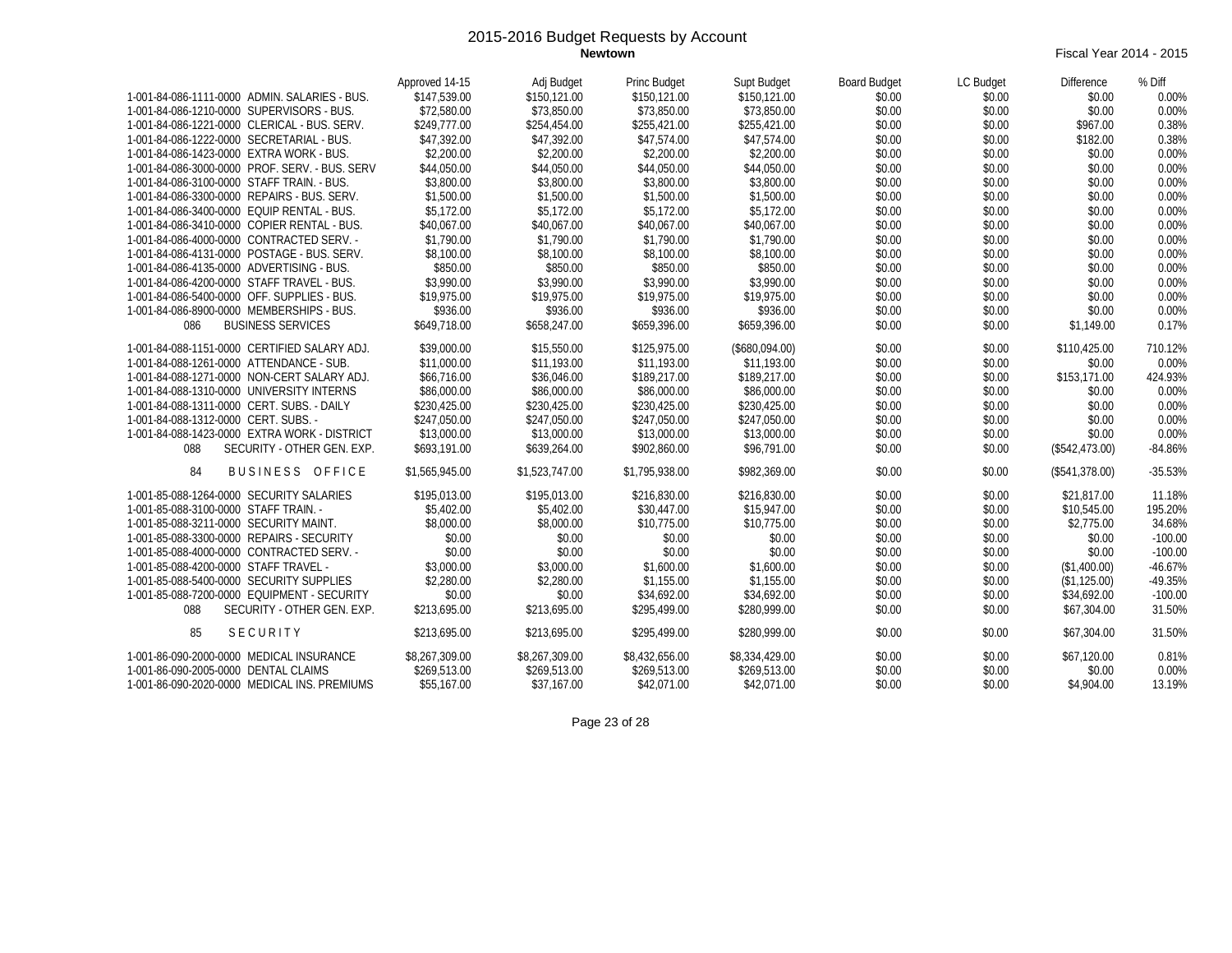# 2015-2016 Budget Requests by Account

**Newtown**

Fiscal Year 2014 - 2015

| | Approved 14-15 | Adj Budget | Princ Budget | Supt Budget | Board Budget | LC Budget | Difference | % Diff |
|---|---|---|---|---|---|---|---|---|
| 1-001-84-086-1111-0000 ADMIN. SALARIES - BUS. | $147,539.00 | $150,121.00 | $150,121.00 | $150,121.00 | $0.00 | $0.00 | $0.00 | 0.00% |
| 1-001-84-086-1210-0000 SUPERVISORS - BUS. | $72,580.00 | $73,850.00 | $73,850.00 | $73,850.00 | $0.00 | $0.00 | $0.00 | 0.00% |
| 1-001-84-086-1221-0000 CLERICAL - BUS. SERV. | $249,777.00 | $254,454.00 | $255,421.00 | $255,421.00 | $0.00 | $0.00 | $967.00 | 0.38% |
| 1-001-84-086-1222-0000 SECRETARIAL - BUS. | $47,392.00 | $47,392.00 | $47,574.00 | $47,574.00 | $0.00 | $0.00 | $182.00 | 0.38% |
| 1-001-84-086-1423-0000 EXTRA WORK - BUS. | $2,200.00 | $2,200.00 | $2,200.00 | $2,200.00 | $0.00 | $0.00 | $0.00 | 0.00% |
| 1-001-84-086-3000-0000 PROF. SERV. - BUS. SERV | $44,050.00 | $44,050.00 | $44,050.00 | $44,050.00 | $0.00 | $0.00 | $0.00 | 0.00% |
| 1-001-84-086-3100-0000 STAFF TRAIN. - BUS. | $3,800.00 | $3,800.00 | $3,800.00 | $3,800.00 | $0.00 | $0.00 | $0.00 | 0.00% |
| 1-001-84-086-3300-0000 REPAIRS - BUS. SERV. | $1,500.00 | $1,500.00 | $1,500.00 | $1,500.00 | $0.00 | $0.00 | $0.00 | 0.00% |
| 1-001-84-086-3400-0000 EQUIP RENTAL - BUS. | $5,172.00 | $5,172.00 | $5,172.00 | $5,172.00 | $0.00 | $0.00 | $0.00 | 0.00% |
| 1-001-84-086-3410-0000 COPIER RENTAL - BUS. | $40,067.00 | $40,067.00 | $40,067.00 | $40,067.00 | $0.00 | $0.00 | $0.00 | 0.00% |
| 1-001-84-086-4000-0000 CONTRACTED SERV. - | $1,790.00 | $1,790.00 | $1,790.00 | $1,790.00 | $0.00 | $0.00 | $0.00 | 0.00% |
| 1-001-84-086-4131-0000 POSTAGE - BUS. SERV. | $8,100.00 | $8,100.00 | $8,100.00 | $8,100.00 | $0.00 | $0.00 | $0.00 | 0.00% |
| 1-001-84-086-4135-0000 ADVERTISING - BUS. | $850.00 | $850.00 | $850.00 | $850.00 | $0.00 | $0.00 | $0.00 | 0.00% |
| 1-001-84-086-4200-0000 STAFF TRAVEL - BUS. | $3,990.00 | $3,990.00 | $3,990.00 | $3,990.00 | $0.00 | $0.00 | $0.00 | 0.00% |
| 1-001-84-086-5400-0000 OFF. SUPPLIES - BUS. | $19,975.00 | $19,975.00 | $19,975.00 | $19,975.00 | $0.00 | $0.00 | $0.00 | 0.00% |
| 1-001-84-086-8900-0000 MEMBERSHIPS - BUS. | $936.00 | $936.00 | $936.00 | $936.00 | $0.00 | $0.00 | $0.00 | 0.00% |
| 086 BUSINESS SERVICES | $649,718.00 | $658,247.00 | $659,396.00 | $659,396.00 | $0.00 | $0.00 | $1,149.00 | 0.17% |
| 1-001-84-088-1151-0000 CERTIFIED SALARY ADJ. | $39,000.00 | $15,550.00 | $125,975.00 | ($680,094.00) | $0.00 | $0.00 | $110,425.00 | 710.12% |
| 1-001-84-088-1261-0000 ATTENDANCE - SUB. | $11,000.00 | $11,193.00 | $11,193.00 | $11,193.00 | $0.00 | $0.00 | $0.00 | 0.00% |
| 1-001-84-088-1271-0000 NON-CERT SALARY ADJ. | $66,716.00 | $36,046.00 | $189,217.00 | $189,217.00 | $0.00 | $0.00 | $153,171.00 | 424.93% |
| 1-001-84-088-1310-0000 UNIVERSITY INTERNS | $86,000.00 | $86,000.00 | $86,000.00 | $86,000.00 | $0.00 | $0.00 | $0.00 | 0.00% |
| 1-001-84-088-1311-0000 CERT. SUBS. - DAILY | $230,425.00 | $230,425.00 | $230,425.00 | $230,425.00 | $0.00 | $0.00 | $0.00 | 0.00% |
| 1-001-84-088-1312-0000 CERT. SUBS. - | $247,050.00 | $247,050.00 | $247,050.00 | $247,050.00 | $0.00 | $0.00 | $0.00 | 0.00% |
| 1-001-84-088-1423-0000 EXTRA WORK - DISTRICT | $13,000.00 | $13,000.00 | $13,000.00 | $13,000.00 | $0.00 | $0.00 | $0.00 | 0.00% |
| 088 SECURITY - OTHER GEN. EXP. | $693,191.00 | $639,264.00 | $902,860.00 | $96,791.00 | $0.00 | $0.00 | ($542,473.00) | -84.86% |
| 84 B U S I N E S S O F F I C E | $1,565,945.00 | $1,523,747.00 | $1,795,938.00 | $982,369.00 | $0.00 | $0.00 | ($541,378.00) | -35.53% |
| 1-001-85-088-1264-0000 SECURITY SALARIES | $195,013.00 | $195,013.00 | $216,830.00 | $216,830.00 | $0.00 | $0.00 | $21,817.00 | 11.18% |
| 1-001-85-088-3100-0000 STAFF TRAIN. - | $5,402.00 | $5,402.00 | $30,447.00 | $15,947.00 | $0.00 | $0.00 | $10,545.00 | 195.20% |
| 1-001-85-088-3211-0000 SECURITY MAINT. | $8,000.00 | $8,000.00 | $10,775.00 | $10,775.00 | $0.00 | $0.00 | $2,775.00 | 34.68% |
| 1-001-85-088-3300-0000 REPAIRS - SECURITY | $0.00 | $0.00 | $0.00 | $0.00 | $0.00 | $0.00 | $0.00 | -100.00 |
| 1-001-85-088-4000-0000 CONTRACTED SERV. - | $0.00 | $0.00 | $0.00 | $0.00 | $0.00 | $0.00 | $0.00 | -100.00 |
| 1-001-85-088-4200-0000 STAFF TRAVEL - | $3,000.00 | $3,000.00 | $1,600.00 | $1,600.00 | $0.00 | $0.00 | ($1,400.00) | -46.67% |
| 1-001-85-088-5400-0000 SECURITY SUPPLIES | $2,280.00 | $2,280.00 | $1,155.00 | $1,155.00 | $0.00 | $0.00 | ($1,125.00) | -49.35% |
| 1-001-85-088-7200-0000 EQUIPMENT - SECURITY | $0.00 | $0.00 | $34,692.00 | $34,692.00 | $0.00 | $0.00 | $34,692.00 | -100.00 |
| 088 SECURITY - OTHER GEN. EXP. | $213,695.00 | $213,695.00 | $295,499.00 | $280,999.00 | $0.00 | $0.00 | $67,304.00 | 31.50% |
| 85 S E C U R I T Y | $213,695.00 | $213,695.00 | $295,499.00 | $280,999.00 | $0.00 | $0.00 | $67,304.00 | 31.50% |
| 1-001-86-090-2000-0000 MEDICAL INSURANCE | $8,267,309.00 | $8,267,309.00 | $8,432,656.00 | $8,334,429.00 | $0.00 | $0.00 | $67,120.00 | 0.81% |
| 1-001-86-090-2005-0000 DENTAL CLAIMS | $269,513.00 | $269,513.00 | $269,513.00 | $269,513.00 | $0.00 | $0.00 | $0.00 | 0.00% |
| 1-001-86-090-2020-0000 MEDICAL INS. PREMIUMS | $55,167.00 | $37,167.00 | $42,071.00 | $42,071.00 | $0.00 | $0.00 | $4,904.00 | 13.19% |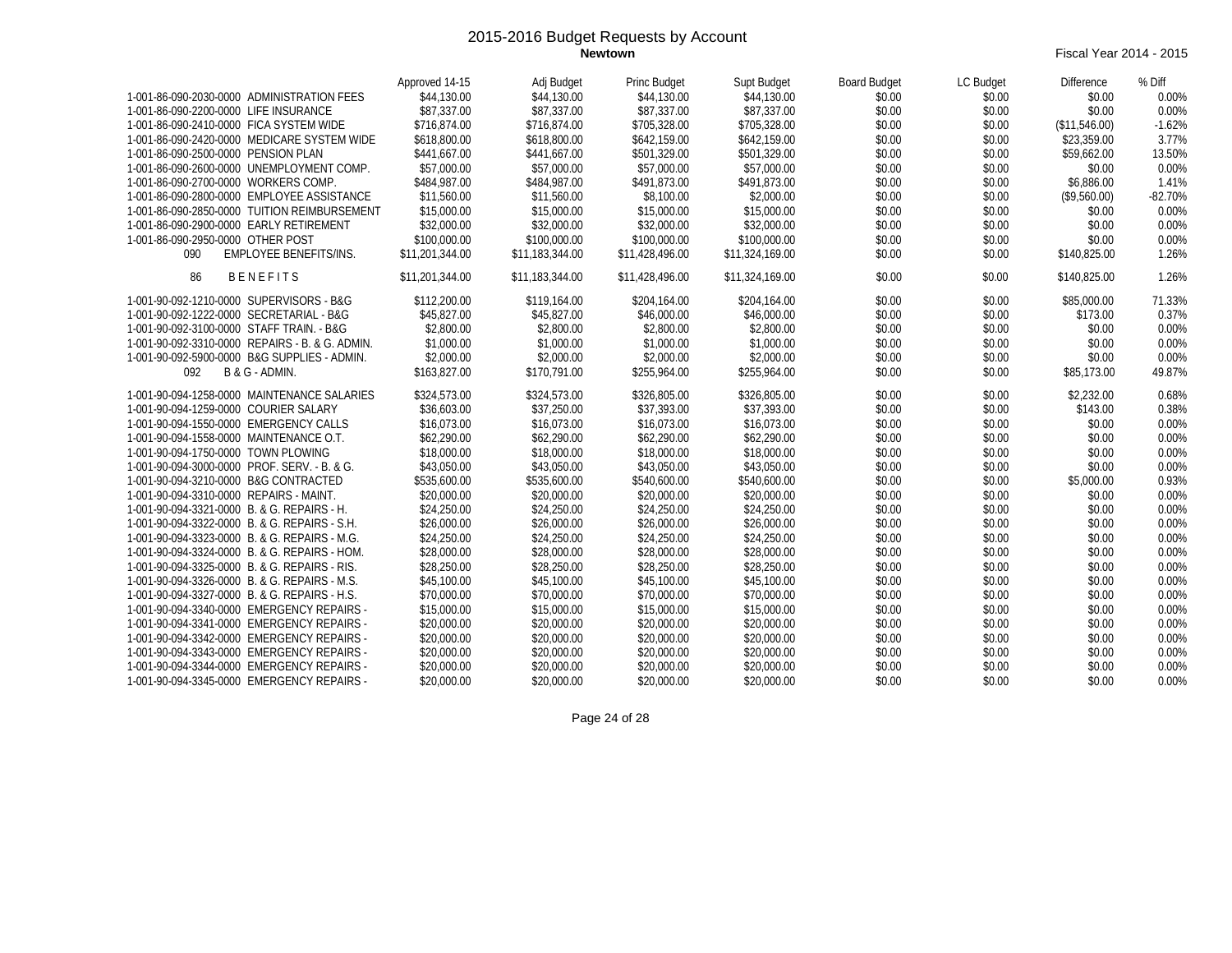# 2015-2016 Budget Requests by Account

**Newtown**

Fiscal Year 2014 - 2015

| | Approved 14-15 | Adj Budget | Princ Budget | Supt Budget | Board Budget | LC Budget | Difference | % Diff |
|---|---|---|---|---|---|---|---|---|
| 1-001-86-090-2030-0000 ADMINISTRATION FEES | $44,130.00 | $44,130.00 | $44,130.00 | $44,130.00 | $0.00 | $0.00 | $0.00 | 0.00% |
| 1-001-86-090-2200-0000 LIFE INSURANCE | $87,337.00 | $87,337.00 | $87,337.00 | $87,337.00 | $0.00 | $0.00 | $0.00 | 0.00% |
| 1-001-86-090-2410-0000 FICA SYSTEM WIDE | $716,874.00 | $716,874.00 | $705,328.00 | $705,328.00 | $0.00 | $0.00 | ($11,546.00) | -1.62% |
| 1-001-86-090-2420-0000 MEDICARE SYSTEM WIDE | $618,800.00 | $618,800.00 | $642,159.00 | $642,159.00 | $0.00 | $0.00 | $23,359.00 | 3.77% |
| 1-001-86-090-2500-0000 PENSION PLAN | $441,667.00 | $441,667.00 | $501,329.00 | $501,329.00 | $0.00 | $0.00 | $59,662.00 | 13.50% |
| 1-001-86-090-2600-0000 UNEMPLOYMENT COMP. | $57,000.00 | $57,000.00 | $57,000.00 | $57,000.00 | $0.00 | $0.00 | $0.00 | 0.00% |
| 1-001-86-090-2700-0000 WORKERS COMP. | $484,987.00 | $484,987.00 | $491,873.00 | $491,873.00 | $0.00 | $0.00 | $6,886.00 | 1.41% |
| 1-001-86-090-2800-0000 EMPLOYEE ASSISTANCE | $11,560.00 | $11,560.00 | $8,100.00 | $2,000.00 | $0.00 | $0.00 | ($9,560.00) | -82.70% |
| 1-001-86-090-2850-0000 TUITION REIMBURSEMENT | $15,000.00 | $15,000.00 | $15,000.00 | $15,000.00 | $0.00 | $0.00 | $0.00 | 0.00% |
| 1-001-86-090-2900-0000 EARLY RETIREMENT | $32,000.00 | $32,000.00 | $32,000.00 | $32,000.00 | $0.00 | $0.00 | $0.00 | 0.00% |
| 1-001-86-090-2950-0000 OTHER POST | $100,000.00 | $100,000.00 | $100,000.00 | $100,000.00 | $0.00 | $0.00 | $0.00 | 0.00% |
| 090 EMPLOYEE BENEFITS/INS. | $11,201,344.00 | $11,183,344.00 | $11,428,496.00 | $11,324,169.00 | $0.00 | $0.00 | $140,825.00 | 1.26% |
| 86 B E N E F I T S | $11,201,344.00 | $11,183,344.00 | $11,428,496.00 | $11,324,169.00 | $0.00 | $0.00 | $140,825.00 | 1.26% |
| 1-001-90-092-1210-0000 SUPERVISORS - B&G | $112,200.00 | $119,164.00 | $204,164.00 | $204,164.00 | $0.00 | $0.00 | $85,000.00 | 71.33% |
| 1-001-90-092-1222-0000 SECRETARIAL - B&G | $45,827.00 | $45,827.00 | $46,000.00 | $46,000.00 | $0.00 | $0.00 | $173.00 | 0.37% |
| 1-001-90-092-3100-0000 STAFF TRAIN. - B&G | $2,800.00 | $2,800.00 | $2,800.00 | $2,800.00 | $0.00 | $0.00 | $0.00 | 0.00% |
| 1-001-90-092-3310-0000 REPAIRS - B. & G. ADMIN. | $1,000.00 | $1,000.00 | $1,000.00 | $1,000.00 | $0.00 | $0.00 | $0.00 | 0.00% |
| 1-001-90-092-5900-0000 B&G SUPPLIES - ADMIN. | $2,000.00 | $2,000.00 | $2,000.00 | $2,000.00 | $0.00 | $0.00 | $0.00 | 0.00% |
| 092 B & G - ADMIN. | $163,827.00 | $170,791.00 | $255,964.00 | $255,964.00 | $0.00 | $0.00 | $85,173.00 | 49.87% |
| 1-001-90-094-1258-0000 MAINTENANCE SALARIES | $324,573.00 | $324,573.00 | $326,805.00 | $326,805.00 | $0.00 | $0.00 | $2,232.00 | 0.68% |
| 1-001-90-094-1259-0000 COURIER SALARY | $36,603.00 | $37,250.00 | $37,393.00 | $37,393.00 | $0.00 | $0.00 | $143.00 | 0.38% |
| 1-001-90-094-1550-0000 EMERGENCY CALLS | $16,073.00 | $16,073.00 | $16,073.00 | $16,073.00 | $0.00 | $0.00 | $0.00 | 0.00% |
| 1-001-90-094-1558-0000 MAINTENANCE O.T. | $62,290.00 | $62,290.00 | $62,290.00 | $62,290.00 | $0.00 | $0.00 | $0.00 | 0.00% |
| 1-001-90-094-1750-0000 TOWN PLOWING | $18,000.00 | $18,000.00 | $18,000.00 | $18,000.00 | $0.00 | $0.00 | $0.00 | 0.00% |
| 1-001-90-094-3000-0000 PROF. SERV. - B. & G. | $43,050.00 | $43,050.00 | $43,050.00 | $43,050.00 | $0.00 | $0.00 | $0.00 | 0.00% |
| 1-001-90-094-3210-0000 B&G CONTRACTED | $535,600.00 | $535,600.00 | $540,600.00 | $540,600.00 | $0.00 | $0.00 | $5,000.00 | 0.93% |
| 1-001-90-094-3310-0000 REPAIRS - MAINT. | $20,000.00 | $20,000.00 | $20,000.00 | $20,000.00 | $0.00 | $0.00 | $0.00 | 0.00% |
| 1-001-90-094-3321-0000 B. & G. REPAIRS - H. | $24,250.00 | $24,250.00 | $24,250.00 | $24,250.00 | $0.00 | $0.00 | $0.00 | 0.00% |
| 1-001-90-094-3322-0000 B. & G. REPAIRS - S.H. | $26,000.00 | $26,000.00 | $26,000.00 | $26,000.00 | $0.00 | $0.00 | $0.00 | 0.00% |
| 1-001-90-094-3323-0000 B. & G. REPAIRS - M.G. | $24,250.00 | $24,250.00 | $24,250.00 | $24,250.00 | $0.00 | $0.00 | $0.00 | 0.00% |
| 1-001-90-094-3324-0000 B. & G. REPAIRS - HOM. | $28,000.00 | $28,000.00 | $28,000.00 | $28,000.00 | $0.00 | $0.00 | $0.00 | 0.00% |
| 1-001-90-094-3325-0000 B. & G. REPAIRS - RIS. | $28,250.00 | $28,250.00 | $28,250.00 | $28,250.00 | $0.00 | $0.00 | $0.00 | 0.00% |
| 1-001-90-094-3326-0000 B. & G. REPAIRS - M.S. | $45,100.00 | $45,100.00 | $45,100.00 | $45,100.00 | $0.00 | $0.00 | $0.00 | 0.00% |
| 1-001-90-094-3327-0000 B. & G. REPAIRS - H.S. | $70,000.00 | $70,000.00 | $70,000.00 | $70,000.00 | $0.00 | $0.00 | $0.00 | 0.00% |
| 1-001-90-094-3340-0000 EMERGENCY REPAIRS - | $15,000.00 | $15,000.00 | $15,000.00 | $15,000.00 | $0.00 | $0.00 | $0.00 | 0.00% |
| 1-001-90-094-3341-0000 EMERGENCY REPAIRS - | $20,000.00 | $20,000.00 | $20,000.00 | $20,000.00 | $0.00 | $0.00 | $0.00 | 0.00% |
| 1-001-90-094-3342-0000 EMERGENCY REPAIRS - | $20,000.00 | $20,000.00 | $20,000.00 | $20,000.00 | $0.00 | $0.00 | $0.00 | 0.00% |
| 1-001-90-094-3343-0000 EMERGENCY REPAIRS - | $20,000.00 | $20,000.00 | $20,000.00 | $20,000.00 | $0.00 | $0.00 | $0.00 | 0.00% |
| 1-001-90-094-3344-0000 EMERGENCY REPAIRS - | $20,000.00 | $20,000.00 | $20,000.00 | $20,000.00 | $0.00 | $0.00 | $0.00 | 0.00% |
| 1-001-90-094-3345-0000 EMERGENCY REPAIRS - | $20,000.00 | $20,000.00 | $20,000.00 | $20,000.00 | $0.00 | $0.00 | $0.00 | 0.00% |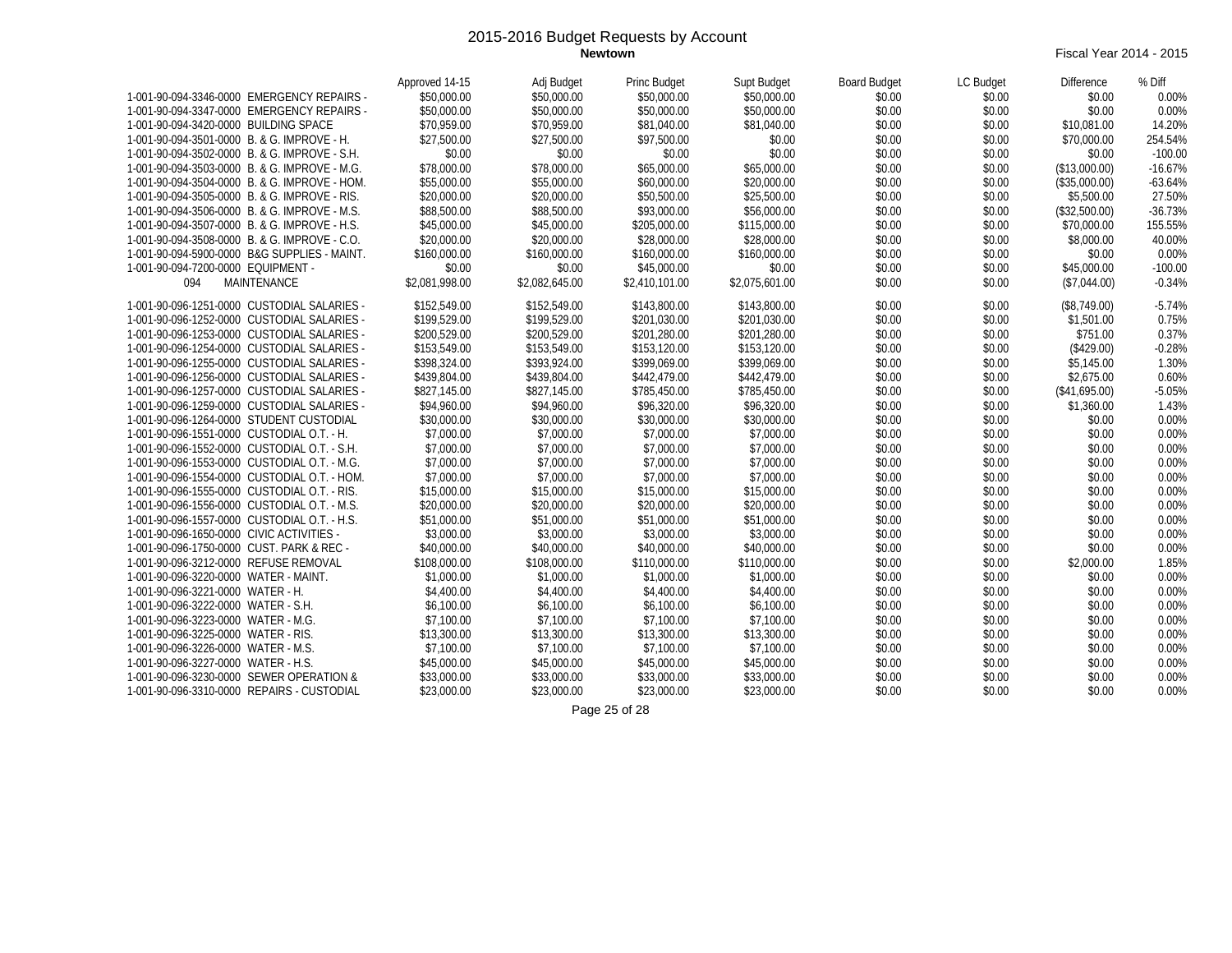# 2015-2016 Budget Requests by Account

**Newtown**

Fiscal Year 2014 - 2015

| | Approved 14-15 | Adj Budget | Princ Budget | Supt Budget | Board Budget | LC Budget | Difference | % Diff |
|---|---|---|---|---|---|---|---|---|
| 1-001-90-094-3346-0000 EMERGENCY REPAIRS - | $50,000.00 | $50,000.00 | $50,000.00 | $50,000.00 | $0.00 | $0.00 | $0.00 | 0.00% |
| 1-001-90-094-3347-0000 EMERGENCY REPAIRS - | $50,000.00 | $50,000.00 | $50,000.00 | $50,000.00 | $0.00 | $0.00 | $0.00 | 0.00% |
| 1-001-90-094-3420-0000 BUILDING SPACE | $70,959.00 | $70,959.00 | $81,040.00 | $81,040.00 | $0.00 | $0.00 | $10,081.00 | 14.20% |
| 1-001-90-094-3501-0000 B. & G. IMPROVE - H. | $27,500.00 | $27,500.00 | $97,500.00 | $0.00 | $0.00 | $0.00 | $70,000.00 | 254.54% |
| 1-001-90-094-3502-0000 B. & G. IMPROVE - S.H. | $0.00 | $0.00 | $0.00 | $0.00 | $0.00 | $0.00 | $0.00 | -100.00 |
| 1-001-90-094-3503-0000 B. & G. IMPROVE - M.G. | $78,000.00 | $78,000.00 | $65,000.00 | $65,000.00 | $0.00 | $0.00 | ($13,000.00) | -16.67% |
| 1-001-90-094-3504-0000 B. & G. IMPROVE - HOM. | $55,000.00 | $55,000.00 | $60,000.00 | $20,000.00 | $0.00 | $0.00 | ($35,000.00) | -63.64% |
| 1-001-90-094-3505-0000 B. & G. IMPROVE - RIS. | $20,000.00 | $20,000.00 | $50,500.00 | $25,500.00 | $0.00 | $0.00 | $5,500.00 | 27.50% |
| 1-001-90-094-3506-0000 B. & G. IMPROVE - M.S. | $88,500.00 | $88,500.00 | $93,000.00 | $56,000.00 | $0.00 | $0.00 | ($32,500.00) | -36.73% |
| 1-001-90-094-3507-0000 B. & G. IMPROVE - H.S. | $45,000.00 | $45,000.00 | $205,000.00 | $115,000.00 | $0.00 | $0.00 | $70,000.00 | 155.55% |
| 1-001-90-094-3508-0000 B. & G. IMPROVE - C.O. | $20,000.00 | $20,000.00 | $28,000.00 | $28,000.00 | $0.00 | $0.00 | $8,000.00 | 40.00% |
| 1-001-90-094-5900-0000 B&G SUPPLIES - MAINT. | $160,000.00 | $160,000.00 | $160,000.00 | $160,000.00 | $0.00 | $0.00 | $0.00 | 0.00% |
| 1-001-90-094-7200-0000 EQUIPMENT - | $0.00 | $0.00 | $45,000.00 | $0.00 | $0.00 | $0.00 | $45,000.00 | -100.00 |
| 094 MAINTENANCE | $2,081,998.00 | $2,082,645.00 | $2,410,101.00 | $2,075,601.00 | $0.00 | $0.00 | ($7,044.00) | -0.34% |
| 1-001-90-096-1251-0000 CUSTODIAL SALARIES - | $152,549.00 | $152,549.00 | $143,800.00 | $143,800.00 | $0.00 | $0.00 | ($8,749.00) | -5.74% |
| 1-001-90-096-1252-0000 CUSTODIAL SALARIES - | $199,529.00 | $199,529.00 | $201,030.00 | $201,030.00 | $0.00 | $0.00 | $1,501.00 | 0.75% |
| 1-001-90-096-1253-0000 CUSTODIAL SALARIES - | $200,529.00 | $200,529.00 | $201,280.00 | $201,280.00 | $0.00 | $0.00 | $751.00 | 0.37% |
| 1-001-90-096-1254-0000 CUSTODIAL SALARIES - | $153,549.00 | $153,549.00 | $153,120.00 | $153,120.00 | $0.00 | $0.00 | ($429.00) | -0.28% |
| 1-001-90-096-1255-0000 CUSTODIAL SALARIES - | $398,324.00 | $393,924.00 | $399,069.00 | $399,069.00 | $0.00 | $0.00 | $5,145.00 | 1.30% |
| 1-001-90-096-1256-0000 CUSTODIAL SALARIES - | $439,804.00 | $439,804.00 | $442,479.00 | $442,479.00 | $0.00 | $0.00 | $2,675.00 | 0.60% |
| 1-001-90-096-1257-0000 CUSTODIAL SALARIES - | $827,145.00 | $827,145.00 | $785,450.00 | $785,450.00 | $0.00 | $0.00 | ($41,695.00) | -5.05% |
| 1-001-90-096-1259-0000 CUSTODIAL SALARIES - | $94,960.00 | $94,960.00 | $96,320.00 | $96,320.00 | $0.00 | $0.00 | $1,360.00 | 1.43% |
| 1-001-90-096-1264-0000 STUDENT CUSTODIAL | $30,000.00 | $30,000.00 | $30,000.00 | $30,000.00 | $0.00 | $0.00 | $0.00 | 0.00% |
| 1-001-90-096-1551-0000 CUSTODIAL O.T. - H. | $7,000.00 | $7,000.00 | $7,000.00 | $7,000.00 | $0.00 | $0.00 | $0.00 | 0.00% |
| 1-001-90-096-1552-0000 CUSTODIAL O.T. - S.H. | $7,000.00 | $7,000.00 | $7,000.00 | $7,000.00 | $0.00 | $0.00 | $0.00 | 0.00% |
| 1-001-90-096-1553-0000 CUSTODIAL O.T. - M.G. | $7,000.00 | $7,000.00 | $7,000.00 | $7,000.00 | $0.00 | $0.00 | $0.00 | 0.00% |
| 1-001-90-096-1554-0000 CUSTODIAL O.T. - HOM. | $7,000.00 | $7,000.00 | $7,000.00 | $7,000.00 | $0.00 | $0.00 | $0.00 | 0.00% |
| 1-001-90-096-1555-0000 CUSTODIAL O.T. - RIS. | $15,000.00 | $15,000.00 | $15,000.00 | $15,000.00 | $0.00 | $0.00 | $0.00 | 0.00% |
| 1-001-90-096-1556-0000 CUSTODIAL O.T. - M.S. | $20,000.00 | $20,000.00 | $20,000.00 | $20,000.00 | $0.00 | $0.00 | $0.00 | 0.00% |
| 1-001-90-096-1557-0000 CUSTODIAL O.T. - H.S. | $51,000.00 | $51,000.00 | $51,000.00 | $51,000.00 | $0.00 | $0.00 | $0.00 | 0.00% |
| 1-001-90-096-1650-0000 CIVIC ACTIVITIES - | $3,000.00 | $3,000.00 | $3,000.00 | $3,000.00 | $0.00 | $0.00 | $0.00 | 0.00% |
| 1-001-90-096-1750-0000 CUST. PARK & REC - | $40,000.00 | $40,000.00 | $40,000.00 | $40,000.00 | $0.00 | $0.00 | $0.00 | 0.00% |
| 1-001-90-096-3212-0000 REFUSE REMOVAL | $108,000.00 | $108,000.00 | $110,000.00 | $110,000.00 | $0.00 | $0.00 | $2,000.00 | 1.85% |
| 1-001-90-096-3220-0000 WATER - MAINT. | $1,000.00 | $1,000.00 | $1,000.00 | $1,000.00 | $0.00 | $0.00 | $0.00 | 0.00% |
| 1-001-90-096-3221-0000 WATER - H. | $4,400.00 | $4,400.00 | $4,400.00 | $4,400.00 | $0.00 | $0.00 | $0.00 | 0.00% |
| 1-001-90-096-3222-0000 WATER - S.H. | $6,100.00 | $6,100.00 | $6,100.00 | $6,100.00 | $0.00 | $0.00 | $0.00 | 0.00% |
| 1-001-90-096-3223-0000 WATER - M.G. | $7,100.00 | $7,100.00 | $7,100.00 | $7,100.00 | $0.00 | $0.00 | $0.00 | 0.00% |
| 1-001-90-096-3225-0000 WATER - RIS. | $13,300.00 | $13,300.00 | $13,300.00 | $13,300.00 | $0.00 | $0.00 | $0.00 | 0.00% |
| 1-001-90-096-3226-0000 WATER - M.S. | $7,100.00 | $7,100.00 | $7,100.00 | $7,100.00 | $0.00 | $0.00 | $0.00 | 0.00% |
| 1-001-90-096-3227-0000 WATER - H.S. | $45,000.00 | $45,000.00 | $45,000.00 | $45,000.00 | $0.00 | $0.00 | $0.00 | 0.00% |
| 1-001-90-096-3230-0000 SEWER OPERATION & | $33,000.00 | $33,000.00 | $33,000.00 | $33,000.00 | $0.00 | $0.00 | $0.00 | 0.00% |
| 1-001-90-096-3310-0000 REPAIRS - CUSTODIAL | $23,000.00 | $23,000.00 | $23,000.00 | $23,000.00 | $0.00 | $0.00 | $0.00 | 0.00% |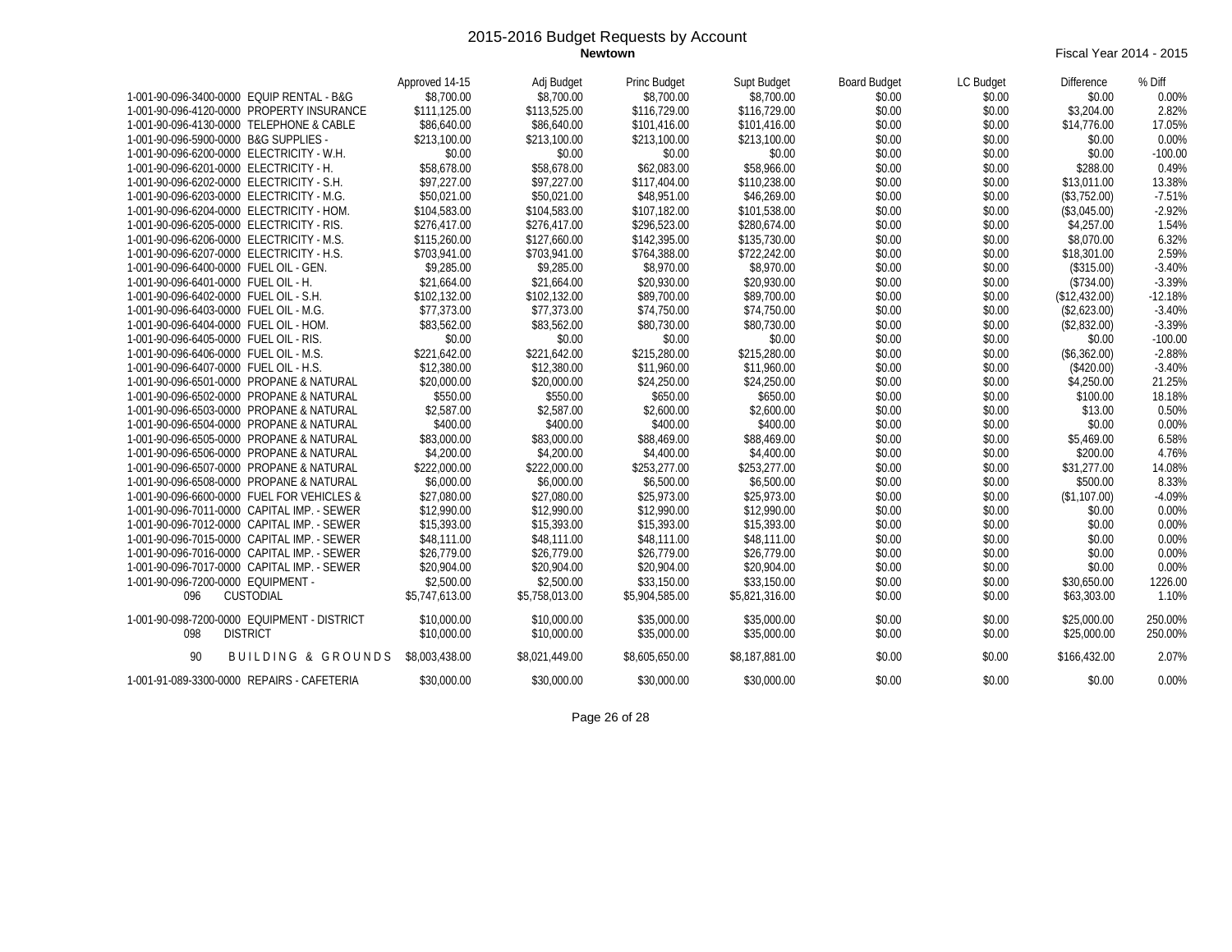# 2015-2016 Budget Requests by Account

**Newtown**

Fiscal Year 2014 - 2015

| | Approved 14-15 | Adj Budget | Princ Budget | Supt Budget | Board Budget | LC Budget | Difference | % Diff |
|---|---|---|---|---|---|---|---|---|
| 1-001-90-096-3400-0000 EQUIP RENTAL - B&G | $8,700.00 | $8,700.00 | $8,700.00 | $8,700.00 | $0.00 | $0.00 | $0.00 | 0.00% |
| 1-001-90-096-4120-0000 PROPERTY INSURANCE | $111,125.00 | $113,525.00 | $116,729.00 | $116,729.00 | $0.00 | $0.00 | $3,204.00 | 2.82% |
| 1-001-90-096-4130-0000 TELEPHONE & CABLE | $86,640.00 | $86,640.00 | $101,416.00 | $101,416.00 | $0.00 | $0.00 | $14,776.00 | 17.05% |
| 1-001-90-096-5900-0000 B&G SUPPLIES - | $213,100.00 | $213,100.00 | $213,100.00 | $213,100.00 | $0.00 | $0.00 | $0.00 | 0.00% |
| 1-001-90-096-6200-0000 ELECTRICITY - W.H. | $0.00 | $0.00 | $0.00 | $0.00 | $0.00 | $0.00 | $0.00 | -100.00 |
| 1-001-90-096-6201-0000 ELECTRICITY - H. | $58,678.00 | $58,678.00 | $62,083.00 | $58,966.00 | $0.00 | $0.00 | $288.00 | 0.49% |
| 1-001-90-096-6202-0000 ELECTRICITY - S.H. | $97,227.00 | $97,227.00 | $117,404.00 | $110,238.00 | $0.00 | $0.00 | $13,011.00 | 13.38% |
| 1-001-90-096-6203-0000 ELECTRICITY - M.G. | $50,021.00 | $50,021.00 | $48,951.00 | $46,269.00 | $0.00 | $0.00 | ($3,752.00) | -7.51% |
| 1-001-90-096-6204-0000 ELECTRICITY - HOM. | $104,583.00 | $104,583.00 | $107,182.00 | $101,538.00 | $0.00 | $0.00 | ($3,045.00) | -2.92% |
| 1-001-90-096-6205-0000 ELECTRICITY - RIS. | $276,417.00 | $276,417.00 | $296,523.00 | $280,674.00 | $0.00 | $0.00 | $4,257.00 | 1.54% |
| 1-001-90-096-6206-0000 ELECTRICITY - M.S. | $115,260.00 | $127,660.00 | $142,395.00 | $135,730.00 | $0.00 | $0.00 | $8,070.00 | 6.32% |
| 1-001-90-096-6207-0000 ELECTRICITY - H.S. | $703,941.00 | $703,941.00 | $764,388.00 | $722,242.00 | $0.00 | $0.00 | $18,301.00 | 2.59% |
| 1-001-90-096-6400-0000 FUEL OIL - GEN. | $9,285.00 | $9,285.00 | $8,970.00 | $8,970.00 | $0.00 | $0.00 | ($315.00) | -3.40% |
| 1-001-90-096-6401-0000 FUEL OIL - H. | $21,664.00 | $21,664.00 | $20,930.00 | $20,930.00 | $0.00 | $0.00 | ($734.00) | -3.39% |
| 1-001-90-096-6402-0000 FUEL OIL - S.H. | $102,132.00 | $102,132.00 | $89,700.00 | $89,700.00 | $0.00 | $0.00 | ($12,432.00) | -12.18% |
| 1-001-90-096-6403-0000 FUEL OIL - M.G. | $77,373.00 | $77,373.00 | $74,750.00 | $74,750.00 | $0.00 | $0.00 | ($2,623.00) | -3.40% |
| 1-001-90-096-6404-0000 FUEL OIL - HOM. | $83,562.00 | $83,562.00 | $80,730.00 | $80,730.00 | $0.00 | $0.00 | ($2,832.00) | -3.39% |
| 1-001-90-096-6405-0000 FUEL OIL - RIS. | $0.00 | $0.00 | $0.00 | $0.00 | $0.00 | $0.00 | $0.00 | -100.00 |
| 1-001-90-096-6406-0000 FUEL OIL - M.S. | $221,642.00 | $221,642.00 | $215,280.00 | $215,280.00 | $0.00 | $0.00 | ($6,362.00) | -2.88% |
| 1-001-90-096-6407-0000 FUEL OIL - H.S. | $12,380.00 | $12,380.00 | $11,960.00 | $11,960.00 | $0.00 | $0.00 | ($420.00) | -3.40% |
| 1-001-90-096-6501-0000 PROPANE & NATURAL | $20,000.00 | $20,000.00 | $24,250.00 | $24,250.00 | $0.00 | $0.00 | $4,250.00 | 21.25% |
| 1-001-90-096-6502-0000 PROPANE & NATURAL | $550.00 | $550.00 | $650.00 | $650.00 | $0.00 | $0.00 | $100.00 | 18.18% |
| 1-001-90-096-6503-0000 PROPANE & NATURAL | $2,587.00 | $2,587.00 | $2,600.00 | $2,600.00 | $0.00 | $0.00 | $13.00 | 0.50% |
| 1-001-90-096-6504-0000 PROPANE & NATURAL | $400.00 | $400.00 | $400.00 | $400.00 | $0.00 | $0.00 | $0.00 | 0.00% |
| 1-001-90-096-6505-0000 PROPANE & NATURAL | $83,000.00 | $83,000.00 | $88,469.00 | $88,469.00 | $0.00 | $0.00 | $5,469.00 | 6.58% |
| 1-001-90-096-6506-0000 PROPANE & NATURAL | $4,200.00 | $4,200.00 | $4,400.00 | $4,400.00 | $0.00 | $0.00 | $200.00 | 4.76% |
| 1-001-90-096-6507-0000 PROPANE & NATURAL | $222,000.00 | $222,000.00 | $253,277.00 | $253,277.00 | $0.00 | $0.00 | $31,277.00 | 14.08% |
| 1-001-90-096-6508-0000 PROPANE & NATURAL | $6,000.00 | $6,000.00 | $6,500.00 | $6,500.00 | $0.00 | $0.00 | $500.00 | 8.33% |
| 1-001-90-096-6600-0000 FUEL FOR VEHICLES & | $27,080.00 | $27,080.00 | $25,973.00 | $25,973.00 | $0.00 | $0.00 | ($1,107.00) | -4.09% |
| 1-001-90-096-7011-0000 CAPITAL IMP. - SEWER | $12,990.00 | $12,990.00 | $12,990.00 | $12,990.00 | $0.00 | $0.00 | $0.00 | 0.00% |
| 1-001-90-096-7012-0000 CAPITAL IMP. - SEWER | $15,393.00 | $15,393.00 | $15,393.00 | $15,393.00 | $0.00 | $0.00 | $0.00 | 0.00% |
| 1-001-90-096-7015-0000 CAPITAL IMP. - SEWER | $48,111.00 | $48,111.00 | $48,111.00 | $48,111.00 | $0.00 | $0.00 | $0.00 | 0.00% |
| 1-001-90-096-7016-0000 CAPITAL IMP. - SEWER | $26,779.00 | $26,779.00 | $26,779.00 | $26,779.00 | $0.00 | $0.00 | $0.00 | 0.00% |
| 1-001-90-096-7017-0000 CAPITAL IMP. - SEWER | $20,904.00 | $20,904.00 | $20,904.00 | $20,904.00 | $0.00 | $0.00 | $0.00 | 0.00% |
| 1-001-90-096-7200-0000 EQUIPMENT - | $2,500.00 | $2,500.00 | $33,150.00 | $33,150.00 | $0.00 | $0.00 | $30,650.00 | 1226.00 |
| 096 CUSTODIAL | $5,747,613.00 | $5,758,013.00 | $5,904,585.00 | $5,821,316.00 | $0.00 | $0.00 | $63,303.00 | 1.10% |
| 1-001-90-098-7200-0000 EQUIPMENT - DISTRICT | $10,000.00 | $10,000.00 | $35,000.00 | $35,000.00 | $0.00 | $0.00 | $25,000.00 | 250.00% |
| 098 DISTRICT | $10,000.00 | $10,000.00 | $35,000.00 | $35,000.00 | $0.00 | $0.00 | $25,000.00 | 250.00% |
| 90 BUILDING & GROUNDS | $8,003,438.00 | $8,021,449.00 | $8,605,650.00 | $8,187,881.00 | $0.00 | $0.00 | $166,432.00 | 2.07% |
| 1-001-91-089-3300-0000 REPAIRS - CAFETERIA | $30,000.00 | $30,000.00 | $30,000.00 | $30,000.00 | $0.00 | $0.00 | $0.00 | 0.00% |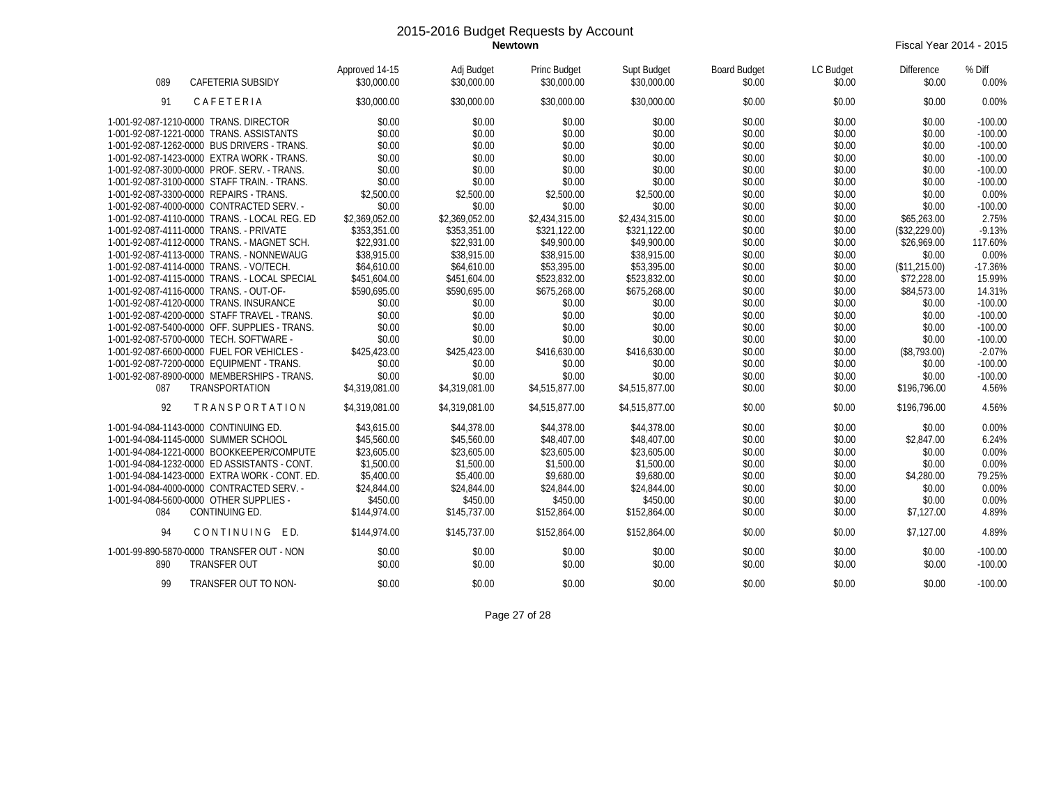# 2015-2016 Budget Requests by Account

**Newtown**

Fiscal Year 2014 - 2015

| Account | Description | Approved 14-15 | Adj Budget | Princ Budget | Supt Budget | Board Budget | LC Budget | Difference | % Diff |
|---|---|---|---|---|---|---|---|---|---|
| 089 | CAFETERIA SUBSIDY | $30,000.00 | $30,000.00 | $30,000.00 | $30,000.00 | $0.00 | $0.00 | $0.00 | 0.00% |
| 91 | C A F E T E R I A | $30,000.00 | $30,000.00 | $30,000.00 | $30,000.00 | $0.00 | $0.00 | $0.00 | 0.00% |
| 1-001-92-087-1210-0000 | TRANS. DIRECTOR | $0.00 | $0.00 | $0.00 | $0.00 | $0.00 | $0.00 | $0.00 | -100.00 |
| 1-001-92-087-1221-0000 | TRANS. ASSISTANTS | $0.00 | $0.00 | $0.00 | $0.00 | $0.00 | $0.00 | $0.00 | -100.00 |
| 1-001-92-087-1262-0000 | BUS DRIVERS - TRANS. | $0.00 | $0.00 | $0.00 | $0.00 | $0.00 | $0.00 | $0.00 | -100.00 |
| 1-001-92-087-1423-0000 | EXTRA WORK - TRANS. | $0.00 | $0.00 | $0.00 | $0.00 | $0.00 | $0.00 | $0.00 | -100.00 |
| 1-001-92-087-3000-0000 | PROF. SERV. - TRANS. | $0.00 | $0.00 | $0.00 | $0.00 | $0.00 | $0.00 | $0.00 | -100.00 |
| 1-001-92-087-3100-0000 | STAFF TRAIN. - TRANS. | $0.00 | $0.00 | $0.00 | $0.00 | $0.00 | $0.00 | $0.00 | -100.00 |
| 1-001-92-087-3300-0000 | REPAIRS - TRANS. | $2,500.00 | $2,500.00 | $2,500.00 | $2,500.00 | $0.00 | $0.00 | $0.00 | 0.00% |
| 1-001-92-087-4000-0000 | CONTRACTED SERV. - | $0.00 | $0.00 | $0.00 | $0.00 | $0.00 | $0.00 | $0.00 | -100.00 |
| 1-001-92-087-4110-0000 | TRANS. - LOCAL REG. ED | $2,369,052.00 | $2,369,052.00 | $2,434,315.00 | $2,434,315.00 | $0.00 | $0.00 | $65,263.00 | 2.75% |
| 1-001-92-087-4111-0000 | TRANS. - PRIVATE | $353,351.00 | $353,351.00 | $321,122.00 | $321,122.00 | $0.00 | $0.00 | ($32,229.00) | -9.13% |
| 1-001-92-087-4112-0000 | TRANS. - MAGNET SCH. | $22,931.00 | $22,931.00 | $49,900.00 | $49,900.00 | $0.00 | $0.00 | $26,969.00 | 117.60% |
| 1-001-92-087-4113-0000 | TRANS. - NONNEWAUG | $38,915.00 | $38,915.00 | $38,915.00 | $38,915.00 | $0.00 | $0.00 | $0.00 | 0.00% |
| 1-001-92-087-4114-0000 | TRANS. - VO/TECH. | $64,610.00 | $64,610.00 | $53,395.00 | $53,395.00 | $0.00 | $0.00 | ($11,215.00) | -17.36% |
| 1-001-92-087-4115-0000 | TRANS. - LOCAL SPECIAL | $451,604.00 | $451,604.00 | $523,832.00 | $523,832.00 | $0.00 | $0.00 | $72,228.00 | 15.99% |
| 1-001-92-087-4116-0000 | TRANS. - OUT-OF- | $590,695.00 | $590,695.00 | $675,268.00 | $675,268.00 | $0.00 | $0.00 | $84,573.00 | 14.31% |
| 1-001-92-087-4120-0000 | TRANS. INSURANCE | $0.00 | $0.00 | $0.00 | $0.00 | $0.00 | $0.00 | $0.00 | -100.00 |
| 1-001-92-087-4200-0000 | STAFF TRAVEL - TRANS. | $0.00 | $0.00 | $0.00 | $0.00 | $0.00 | $0.00 | $0.00 | -100.00 |
| 1-001-92-087-5400-0000 | OFF. SUPPLIES - TRANS. | $0.00 | $0.00 | $0.00 | $0.00 | $0.00 | $0.00 | $0.00 | -100.00 |
| 1-001-92-087-5700-0000 | TECH. SOFTWARE - | $0.00 | $0.00 | $0.00 | $0.00 | $0.00 | $0.00 | $0.00 | -100.00 |
| 1-001-92-087-6600-0000 | FUEL FOR VEHICLES - | $425,423.00 | $425,423.00 | $416,630.00 | $416,630.00 | $0.00 | $0.00 | ($8,793.00) | -2.07% |
| 1-001-92-087-7200-0000 | EQUIPMENT - TRANS. | $0.00 | $0.00 | $0.00 | $0.00 | $0.00 | $0.00 | $0.00 | -100.00 |
| 1-001-92-087-8900-0000 | MEMBERSHIPS - TRANS. | $0.00 | $0.00 | $0.00 | $0.00 | $0.00 | $0.00 | $0.00 | -100.00 |
| 087 | TRANSPORTATION | $4,319,081.00 | $4,319,081.00 | $4,515,877.00 | $4,515,877.00 | $0.00 | $0.00 | $196,796.00 | 4.56% |
| 92 | T R A N S P O R T A T I O N | $4,319,081.00 | $4,319,081.00 | $4,515,877.00 | $4,515,877.00 | $0.00 | $0.00 | $196,796.00 | 4.56% |
| 1-001-94-084-1143-0000 | CONTINUING ED. | $43,615.00 | $44,378.00 | $44,378.00 | $44,378.00 | $0.00 | $0.00 | $0.00 | 0.00% |
| 1-001-94-084-1145-0000 | SUMMER SCHOOL | $45,560.00 | $45,560.00 | $48,407.00 | $48,407.00 | $0.00 | $0.00 | $2,847.00 | 6.24% |
| 1-001-94-084-1221-0000 | BOOKKEEPER/COMPUTE | $23,605.00 | $23,605.00 | $23,605.00 | $23,605.00 | $0.00 | $0.00 | $0.00 | 0.00% |
| 1-001-94-084-1232-0000 | ED ASSISTANTS - CONT. | $1,500.00 | $1,500.00 | $1,500.00 | $1,500.00 | $0.00 | $0.00 | $0.00 | 0.00% |
| 1-001-94-084-1423-0000 | EXTRA WORK - CONT. ED. | $5,400.00 | $5,400.00 | $9,680.00 | $9,680.00 | $0.00 | $0.00 | $4,280.00 | 79.25% |
| 1-001-94-084-4000-0000 | CONTRACTED SERV. - | $24,844.00 | $24,844.00 | $24,844.00 | $24,844.00 | $0.00 | $0.00 | $0.00 | 0.00% |
| 1-001-94-084-5600-0000 | OTHER SUPPLIES - | $450.00 | $450.00 | $450.00 | $450.00 | $0.00 | $0.00 | $0.00 | 0.00% |
| 084 | CONTINUING ED. | $144,974.00 | $145,737.00 | $152,864.00 | $152,864.00 | $0.00 | $0.00 | $7,127.00 | 4.89% |
| 94 | C O N T I N U I N G E D. | $144,974.00 | $145,737.00 | $152,864.00 | $152,864.00 | $0.00 | $0.00 | $7,127.00 | 4.89% |
| 1-001-99-890-5870-0000 | TRANSFER OUT - NON | $0.00 | $0.00 | $0.00 | $0.00 | $0.00 | $0.00 | $0.00 | -100.00 |
| 890 | TRANSFER OUT | $0.00 | $0.00 | $0.00 | $0.00 | $0.00 | $0.00 | $0.00 | -100.00 |
| 99 | TRANSFER OUT TO NON- | $0.00 | $0.00 | $0.00 | $0.00 | $0.00 | $0.00 | $0.00 | -100.00 |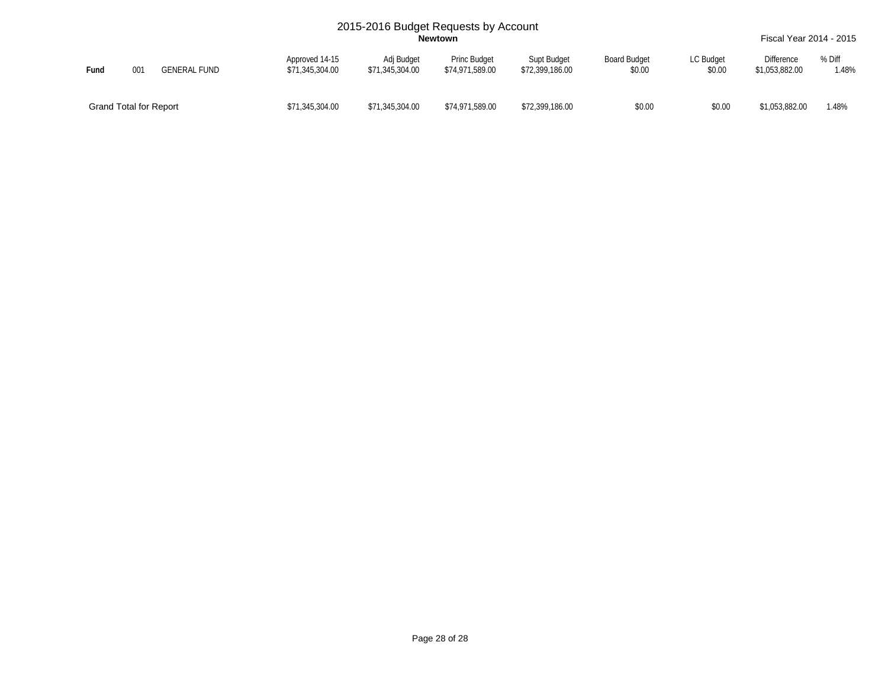# 2015-2016 Budget Requests by Account

**Newtown**

Fiscal Year 2014 - 2015

| | | | Approved 14-15 | Adj Budget | Princ Budget | Supt Budget | Board Budget | LC Budget | Difference | % Diff |
|---|---|---|---|---|---|---|---|---|---|---|
| **Fund** | 001 | GENERAL FUND | $71,345,304.00 | $71,345,304.00 | $74,971,589.00 | $72,399,186.00 | $0.00 | $0.00 | $1,053,882.00 | 1.48% |
| Grand Total for Report | | | $71,345,304.00 | $71,345,304.00 | $74,971,589.00 | $72,399,186.00 | $0.00 | $0.00 | $1,053,882.00 | 1.48% |